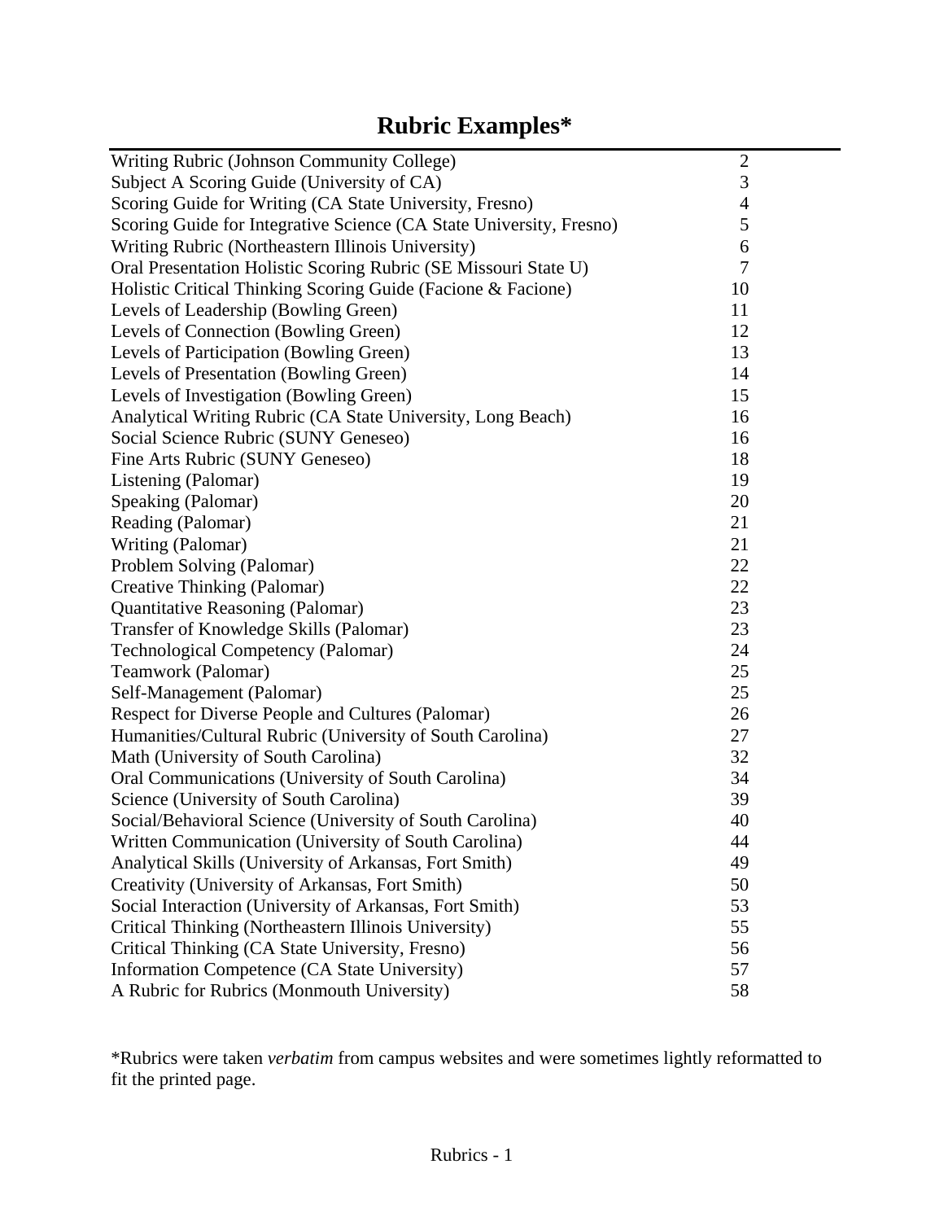# Rubric Examples*

| | |
|---|---|
| Writing Rubric (Johnson Community College) | 2 |
| Subject A Scoring Guide (University of CA) | 3 |
| Scoring Guide for Writing (CA State University, Fresno) | 4 |
| Scoring Guide for Integrative Science (CA State University, Fresno) | 5 |
| Writing Rubric (Northeastern Illinois University) | 6 |
| Oral Presentation Holistic Scoring Rubric (SE Missouri State U) | 7 |
| Holistic Critical Thinking Scoring Guide (Facione & Facione) | 10 |
| Levels of Leadership (Bowling Green) | 11 |
| Levels of Connection (Bowling Green) | 12 |
| Levels of Participation (Bowling Green) | 13 |
| Levels of Presentation (Bowling Green) | 14 |
| Levels of Investigation (Bowling Green) | 15 |
| Analytical Writing Rubric (CA State University, Long Beach) | 16 |
| Social Science Rubric (SUNY Geneseo) | 16 |
| Fine Arts Rubric (SUNY Geneseo) | 18 |
| Listening (Palomar) | 19 |
| Speaking (Palomar) | 20 |
| Reading (Palomar) | 21 |
| Writing (Palomar) | 21 |
| Problem Solving (Palomar) | 22 |
| Creative Thinking (Palomar) | 22 |
| Quantitative Reasoning (Palomar) | 23 |
| Transfer of Knowledge Skills (Palomar) | 23 |
| Technological Competency (Palomar) | 24 |
| Teamwork (Palomar) | 25 |
| Self-Management (Palomar) | 25 |
| Respect for Diverse People and Cultures (Palomar) | 26 |
| Humanities/Cultural Rubric (University of South Carolina) | 27 |
| Math (University of South Carolina) | 32 |
| Oral Communications (University of South Carolina) | 34 |
| Science (University of South Carolina) | 39 |
| Social/Behavioral Science (University of South Carolina) | 40 |
| Written Communication (University of South Carolina) | 44 |
| Analytical Skills (University of Arkansas, Fort Smith) | 49 |
| Creativity (University of Arkansas, Fort Smith) | 50 |
| Social Interaction (University of Arkansas, Fort Smith) | 53 |
| Critical Thinking (Northeastern Illinois University) | 55 |
| Critical Thinking (CA State University, Fresno) | 56 |
| Information Competence (CA State University) | 57 |
| A Rubric for Rubrics (Monmouth University) | 58 |

*Rubrics were taken *verbatim* from campus websites and were sometimes lightly reformatted to fit the printed page.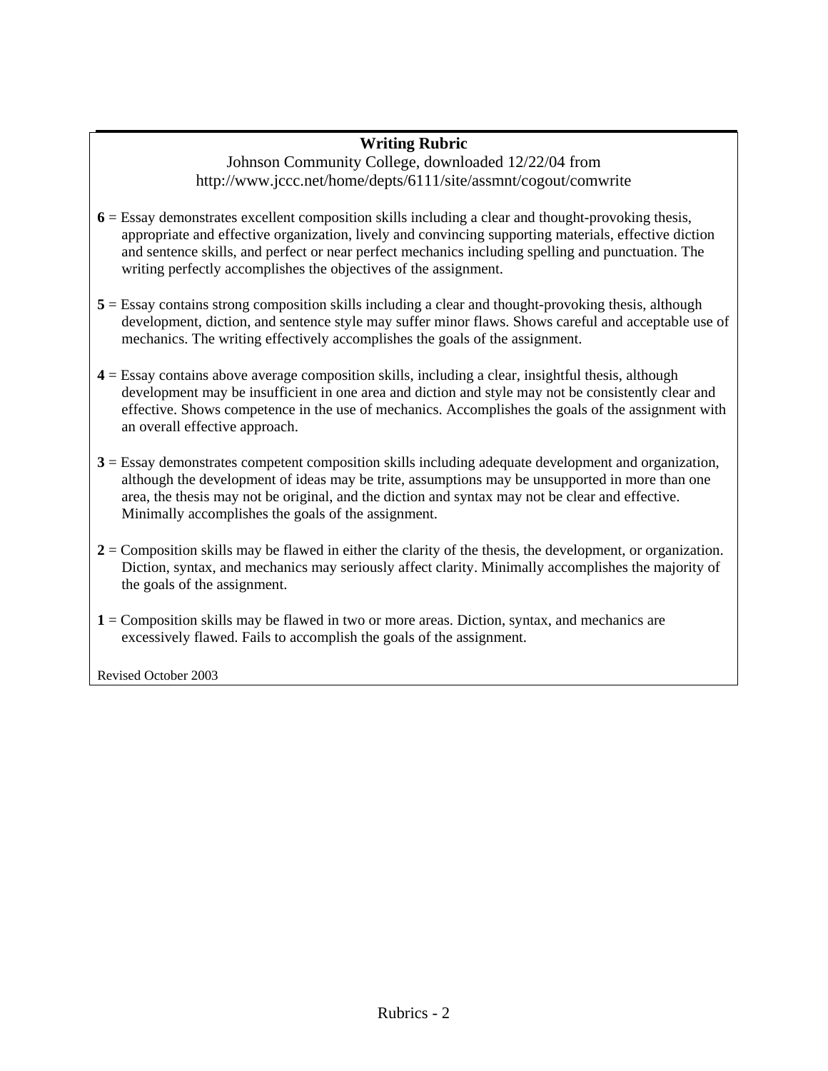## Writing Rubric

Johnson Community College, downloaded 12/22/04 from http://www.jccc.net/home/depts/6111/site/assmnt/cogout/comwrite

**6** = Essay demonstrates excellent composition skills including a clear and thought-provoking thesis, appropriate and effective organization, lively and convincing supporting materials, effective diction and sentence skills, and perfect or near perfect mechanics including spelling and punctuation. The writing perfectly accomplishes the objectives of the assignment.

**5** = Essay contains strong composition skills including a clear and thought-provoking thesis, although development, diction, and sentence style may suffer minor flaws. Shows careful and acceptable use of mechanics. The writing effectively accomplishes the goals of the assignment.

**4** = Essay contains above average composition skills, including a clear, insightful thesis, although development may be insufficient in one area and diction and style may not be consistently clear and effective. Shows competence in the use of mechanics. Accomplishes the goals of the assignment with an overall effective approach.

**3** = Essay demonstrates competent composition skills including adequate development and organization, although the development of ideas may be trite, assumptions may be unsupported in more than one area, the thesis may not be original, and the diction and syntax may not be clear and effective. Minimally accomplishes the goals of the assignment.

**2** = Composition skills may be flawed in either the clarity of the thesis, the development, or organization. Diction, syntax, and mechanics may seriously affect clarity. Minimally accomplishes the majority of the goals of the assignment.

**1** = Composition skills may be flawed in two or more areas. Diction, syntax, and mechanics are excessively flawed. Fails to accomplish the goals of the assignment.

Revised October 2003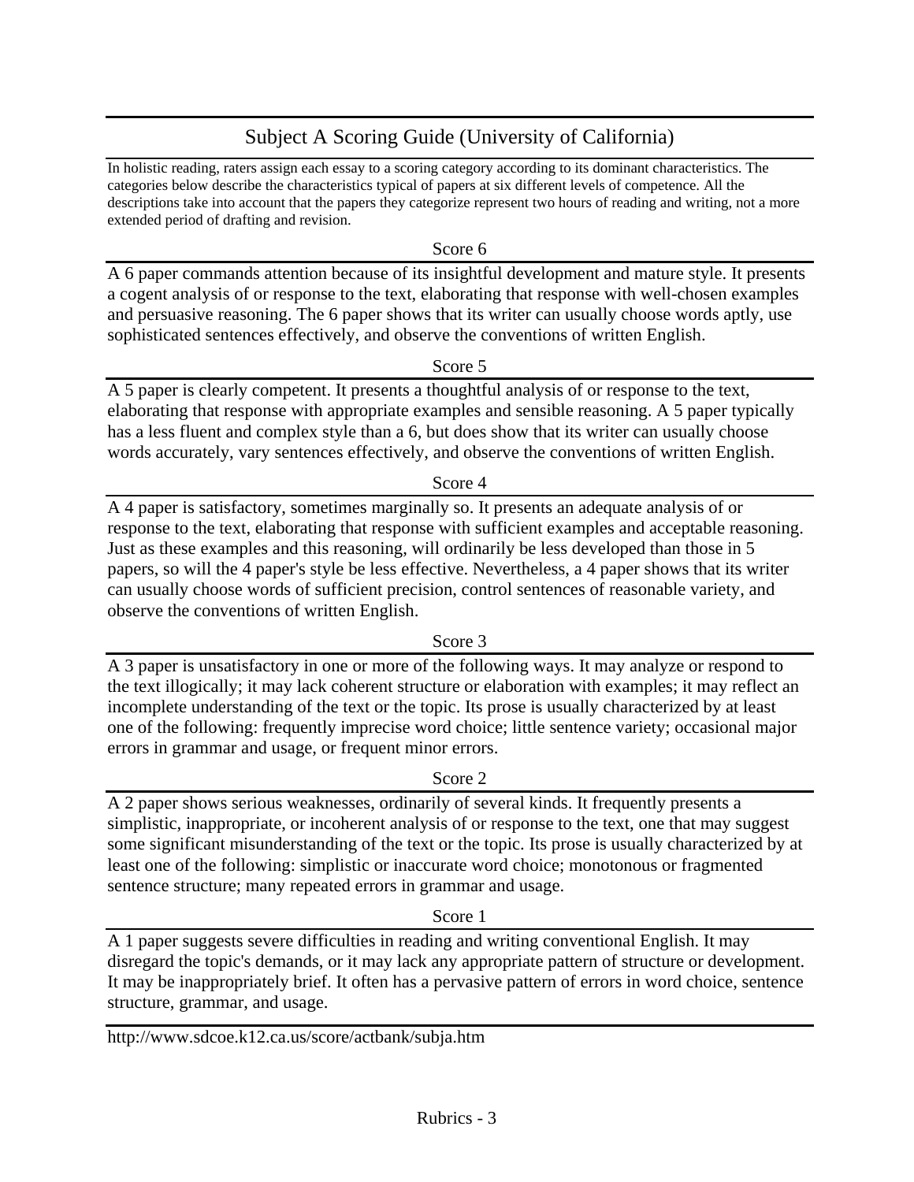# Subject A Scoring Guide (University of California)

In holistic reading, raters assign each essay to a scoring category according to its dominant characteristics. The categories below describe the characteristics typical of papers at six different levels of competence. All the descriptions take into account that the papers they categorize represent two hours of reading and writing, not a more extended period of drafting and revision.

## Score 6

A 6 paper commands attention because of its insightful development and mature style. It presents a cogent analysis of or response to the text, elaborating that response with well-chosen examples and persuasive reasoning. The 6 paper shows that its writer can usually choose words aptly, use sophisticated sentences effectively, and observe the conventions of written English.

## Score 5

A 5 paper is clearly competent. It presents a thoughtful analysis of or response to the text, elaborating that response with appropriate examples and sensible reasoning. A 5 paper typically has a less fluent and complex style than a 6, but does show that its writer can usually choose words accurately, vary sentences effectively, and observe the conventions of written English.

## Score 4

A 4 paper is satisfactory, sometimes marginally so. It presents an adequate analysis of or response to the text, elaborating that response with sufficient examples and acceptable reasoning. Just as these examples and this reasoning, will ordinarily be less developed than those in 5 papers, so will the 4 paper's style be less effective. Nevertheless, a 4 paper shows that its writer can usually choose words of sufficient precision, control sentences of reasonable variety, and observe the conventions of written English.

## Score 3

A 3 paper is unsatisfactory in one or more of the following ways. It may analyze or respond to the text illogically; it may lack coherent structure or elaboration with examples; it may reflect an incomplete understanding of the text or the topic. Its prose is usually characterized by at least one of the following: frequently imprecise word choice; little sentence variety; occasional major errors in grammar and usage, or frequent minor errors.

## Score 2

A 2 paper shows serious weaknesses, ordinarily of several kinds. It frequently presents a simplistic, inappropriate, or incoherent analysis of or response to the text, one that may suggest some significant misunderstanding of the text or the topic. Its prose is usually characterized by at least one of the following: simplistic or inaccurate word choice; monotonous or fragmented sentence structure; many repeated errors in grammar and usage.

## Score 1

A 1 paper suggests severe difficulties in reading and writing conventional English. It may disregard the topic's demands, or it may lack any appropriate pattern of structure or development. It may be inappropriately brief. It often has a pervasive pattern of errors in word choice, sentence structure, grammar, and usage.

http://www.sdcoe.k12.ca.us/score/actbank/subja.htm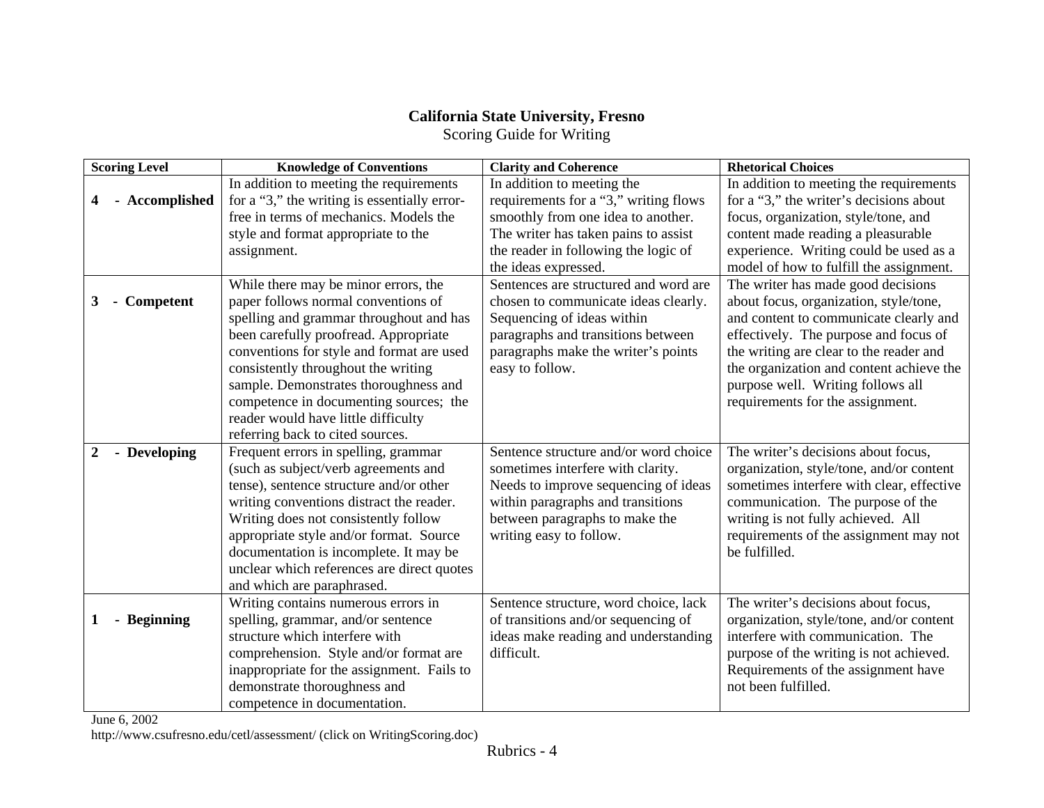**California State University, Fresno**
Scoring Guide for Writing

| Scoring Level | Knowledge of Conventions | Clarity and Coherence | Rhetorical Choices |
|---|---|---|---|
| **4 - Accomplished** | In addition to meeting the requirements for a "3," the writing is essentially error-free in terms of mechanics. Models the style and format appropriate to the assignment. | In addition to meeting the requirements for a "3," writing flows smoothly from one idea to another. The writer has taken pains to assist the reader in following the logic of the ideas expressed. | In addition to meeting the requirements for a "3," the writer's decisions about focus, organization, style/tone, and content made reading a pleasurable experience. Writing could be used as a model of how to fulfill the assignment. |
| **3 - Competent** | While there may be minor errors, the paper follows normal conventions of spelling and grammar throughout and has been carefully proofread. Appropriate conventions for style and format are used consistently throughout the writing sample. Demonstrates thoroughness and competence in documenting sources; the reader would have little difficulty referring back to cited sources. | Sentences are structured and word are chosen to communicate ideas clearly. Sequencing of ideas within paragraphs and transitions between paragraphs make the writer's points easy to follow. | The writer has made good decisions about focus, organization, style/tone, and content to communicate clearly and effectively. The purpose and focus of the writing are clear to the reader and the organization and content achieve the purpose well. Writing follows all requirements for the assignment. |
| **2 - Developing** | Frequent errors in spelling, grammar (such as subject/verb agreements and tense), sentence structure and/or other writing conventions distract the reader. Writing does not consistently follow appropriate style and/or format. Source documentation is incomplete. It may be unclear which references are direct quotes and which are paraphrased. | Sentence structure and/or word choice sometimes interfere with clarity. Needs to improve sequencing of ideas within paragraphs and transitions between paragraphs to make the writing easy to follow. | The writer's decisions about focus, organization, style/tone, and/or content sometimes interfere with clear, effective communication. The purpose of the writing is not fully achieved. All requirements of the assignment may not be fulfilled. |
| **1 - Beginning** | Writing contains numerous errors in spelling, grammar, and/or sentence structure which interfere with comprehension. Style and/or format are inappropriate for the assignment. Fails to demonstrate thoroughness and competence in documentation. | Sentence structure, word choice, lack of transitions and/or sequencing of ideas make reading and understanding difficult. | The writer's decisions about focus, organization, style/tone, and/or content interfere with communication. The purpose of the writing is not achieved. Requirements of the assignment have not been fulfilled. |

June 6, 2002
http://www.csufresno.edu/cetl/assessment/ (click on WritingScoring.doc)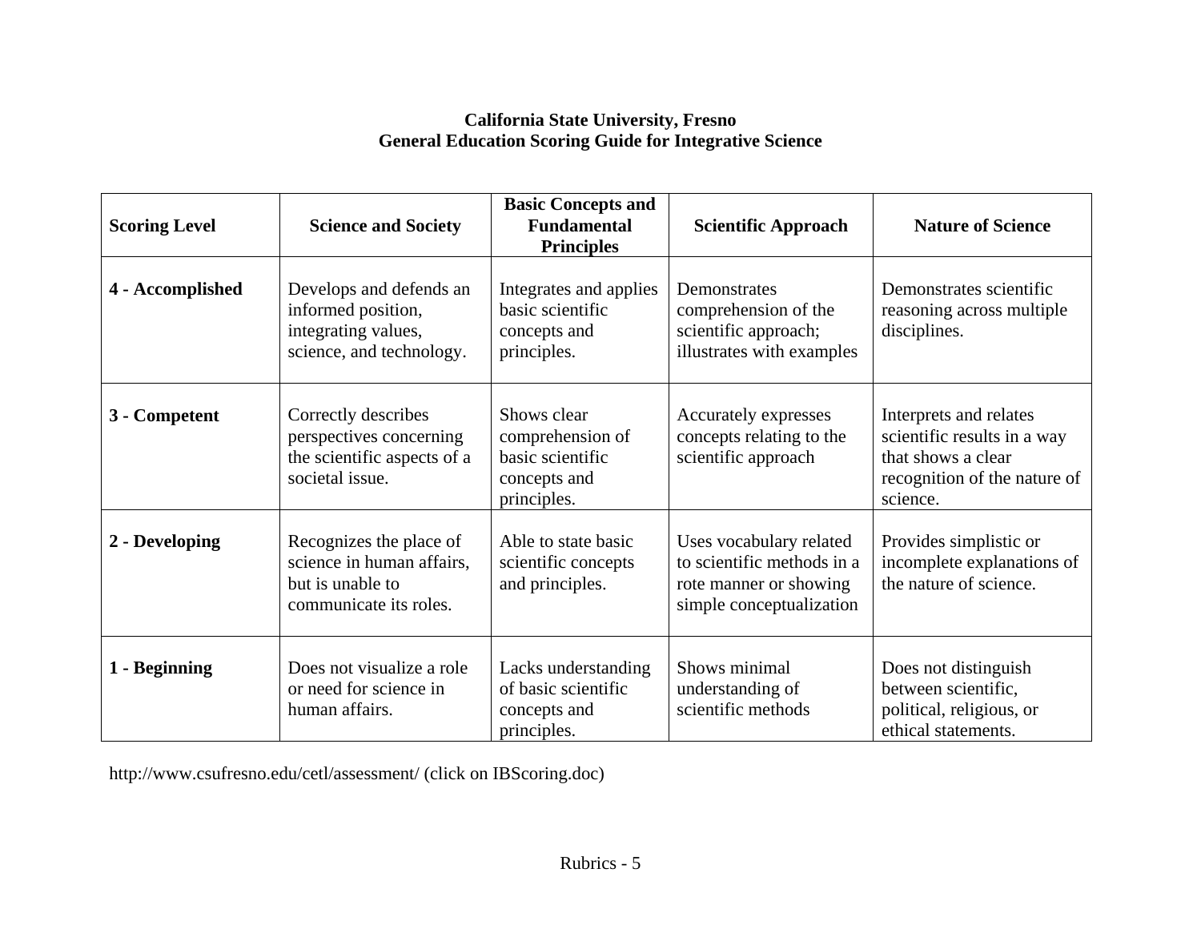**California State University, Fresno**
**General Education Scoring Guide for Integrative Science**

| Scoring Level | Science and Society | Basic Concepts and Fundamental Principles | Scientific Approach | Nature of Science |
|---|---|---|---|---|
| **4 - Accomplished** | Develops and defends an informed position, integrating values, science, and technology. | Integrates and applies basic scientific concepts and principles. | Demonstrates comprehension of the scientific approach; illustrates with examples | Demonstrates scientific reasoning across multiple disciplines. |
| **3 - Competent** | Correctly describes perspectives concerning the scientific aspects of a societal issue. | Shows clear comprehension of basic scientific concepts and principles. | Accurately expresses concepts relating to the scientific approach | Interprets and relates scientific results in a way that shows a clear recognition of the nature of science. |
| **2 - Developing** | Recognizes the place of science in human affairs, but is unable to communicate its roles. | Able to state basic scientific concepts and principles. | Uses vocabulary related to scientific methods in a rote manner or showing simple conceptualization | Provides simplistic or incomplete explanations of the nature of science. |
| **1 - Beginning** | Does not visualize a role or need for science in human affairs. | Lacks understanding of basic scientific concepts and principles. | Shows minimal understanding of scientific methods | Does not distinguish between scientific, political, religious, or ethical statements. |

http://www.csufresno.edu/cetl/assessment/ (click on IBScoring.doc)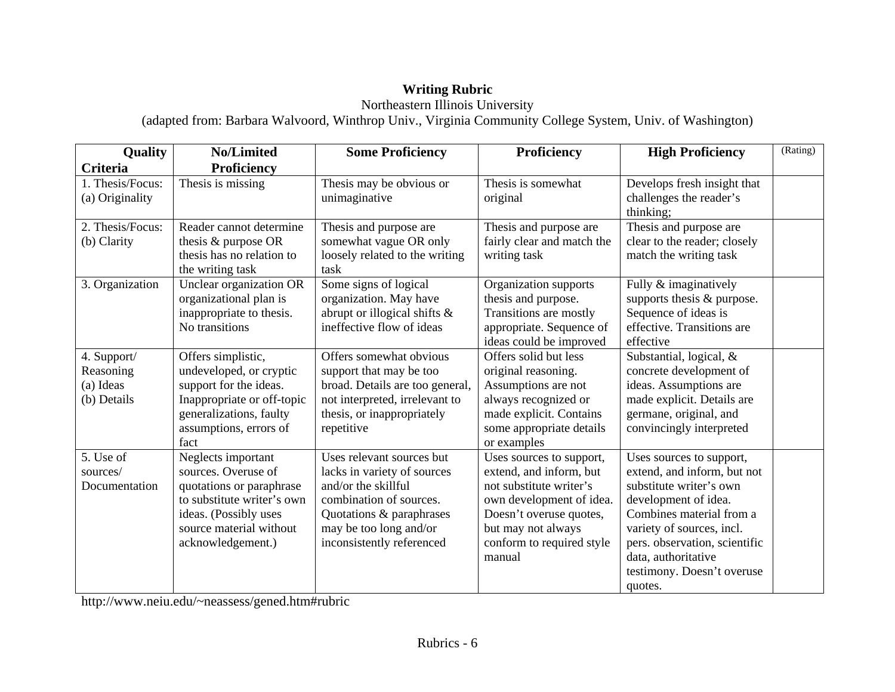**Writing Rubric**

Northeastern Illinois University

(adapted from: Barbara Walvoord, Winthrop Univ., Virginia Community College System, Univ. of Washington)

| Quality Criteria | No/Limited Proficiency | Some Proficiency | Proficiency | High Proficiency | (Rating) |
|---|---|---|---|---|---|
| 1. Thesis/Focus: (a) Originality | Thesis is missing | Thesis may be obvious or unimaginative | Thesis is somewhat original | Develops fresh insight that challenges the reader's thinking; | |
| 2. Thesis/Focus: (b) Clarity | Reader cannot determine thesis & purpose OR thesis has no relation to the writing task | Thesis and purpose are somewhat vague OR only loosely related to the writing task | Thesis and purpose are fairly clear and match the writing task | Thesis and purpose are clear to the reader; closely match the writing task | |
| 3. Organization | Unclear organization OR organizational plan is inappropriate to thesis. No transitions | Some signs of logical organization. May have abrupt or illogical shifts & ineffective flow of ideas | Organization supports thesis and purpose. Transitions are mostly appropriate. Sequence of ideas could be improved | Fully & imaginatively supports thesis & purpose. Sequence of ideas is effective. Transitions are effective | |
| 4. Support/ Reasoning (a) Ideas (b) Details | Offers simplistic, undeveloped, or cryptic support for the ideas. Inappropriate or off-topic generalizations, faulty assumptions, errors of fact | Offers somewhat obvious support that may be too broad. Details are too general, not interpreted, irrelevant to thesis, or inappropriately repetitive | Offers solid but less original reasoning. Assumptions are not always recognized or made explicit. Contains some appropriate details or examples | Substantial, logical, & concrete development of ideas. Assumptions are made explicit. Details are germane, original, and convincingly interpreted | |
| 5. Use of sources/ Documentation | Neglects important sources. Overuse of quotations or paraphrase to substitute writer's own ideas. (Possibly uses source material without acknowledgement.) | Uses relevant sources but lacks in variety of sources and/or the skillful combination of sources. Quotations & paraphrases may be too long and/or inconsistently referenced | Uses sources to support, extend, and inform, but not substitute writer's own development of idea. Doesn't overuse quotes, but may not always conform to required style manual | Uses sources to support, extend, and inform, but not substitute writer's own development of idea. Combines material from a variety of sources, incl. pers. observation, scientific data, authoritative testimony. Doesn't overuse quotes. | |

http://www.neiu.edu/~neassess/gened.htm#rubric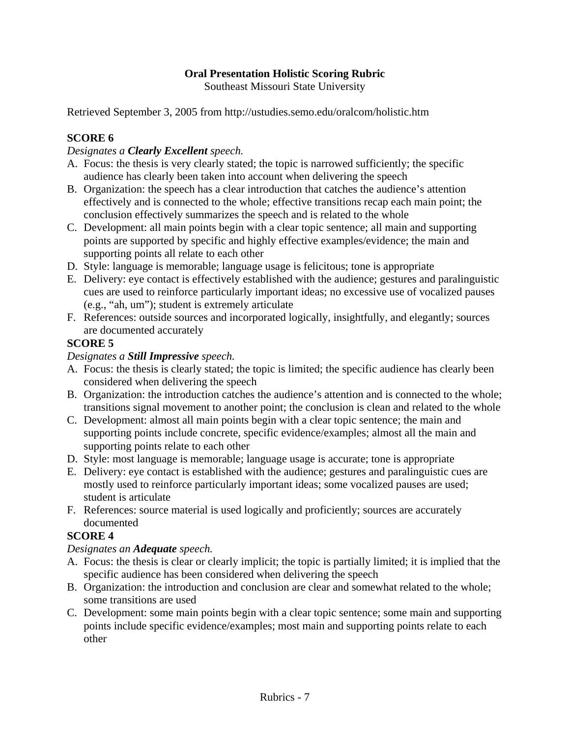**Oral Presentation Holistic Scoring Rubric**
Southeast Missouri State University

Retrieved September 3, 2005 from http://ustudies.semo.edu/oralcom/holistic.htm

**SCORE 6**

*Designates a **Clearly Excellent** speech.*

A. Focus: the thesis is very clearly stated; the topic is narrowed sufficiently; the specific audience has clearly been taken into account when delivering the speech
B. Organization: the speech has a clear introduction that catches the audience's attention effectively and is connected to the whole; effective transitions recap each main point; the conclusion effectively summarizes the speech and is related to the whole
C. Development: all main points begin with a clear topic sentence; all main and supporting points are supported by specific and highly effective examples/evidence; the main and supporting points all relate to each other
D. Style: language is memorable; language usage is felicitous; tone is appropriate
E. Delivery: eye contact is effectively established with the audience; gestures and paralinguistic cues are used to reinforce particularly important ideas; no excessive use of vocalized pauses (e.g., "ah, um"); student is extremely articulate
F. References: outside sources and incorporated logically, insightfully, and elegantly; sources are documented accurately

**SCORE 5**

*Designates a **Still Impressive** speech.*

A. Focus: the thesis is clearly stated; the topic is limited; the specific audience has clearly been considered when delivering the speech
B. Organization: the introduction catches the audience's attention and is connected to the whole; transitions signal movement to another point; the conclusion is clean and related to the whole
C. Development: almost all main points begin with a clear topic sentence; the main and supporting points include concrete, specific evidence/examples; almost all the main and supporting points relate to each other
D. Style: most language is memorable; language usage is accurate; tone is appropriate
E. Delivery: eye contact is established with the audience; gestures and paralinguistic cues are mostly used to reinforce particularly important ideas; some vocalized pauses are used; student is articulate
F. References: source material is used logically and proficiently; sources are accurately documented

**SCORE 4**

*Designates an **Adequate** speech.*

A. Focus: the thesis is clear or clearly implicit; the topic is partially limited; it is implied that the specific audience has been considered when delivering the speech
B. Organization: the introduction and conclusion are clear and somewhat related to the whole; some transitions are used
C. Development: some main points begin with a clear topic sentence; some main and supporting points include specific evidence/examples; most main and supporting points relate to each other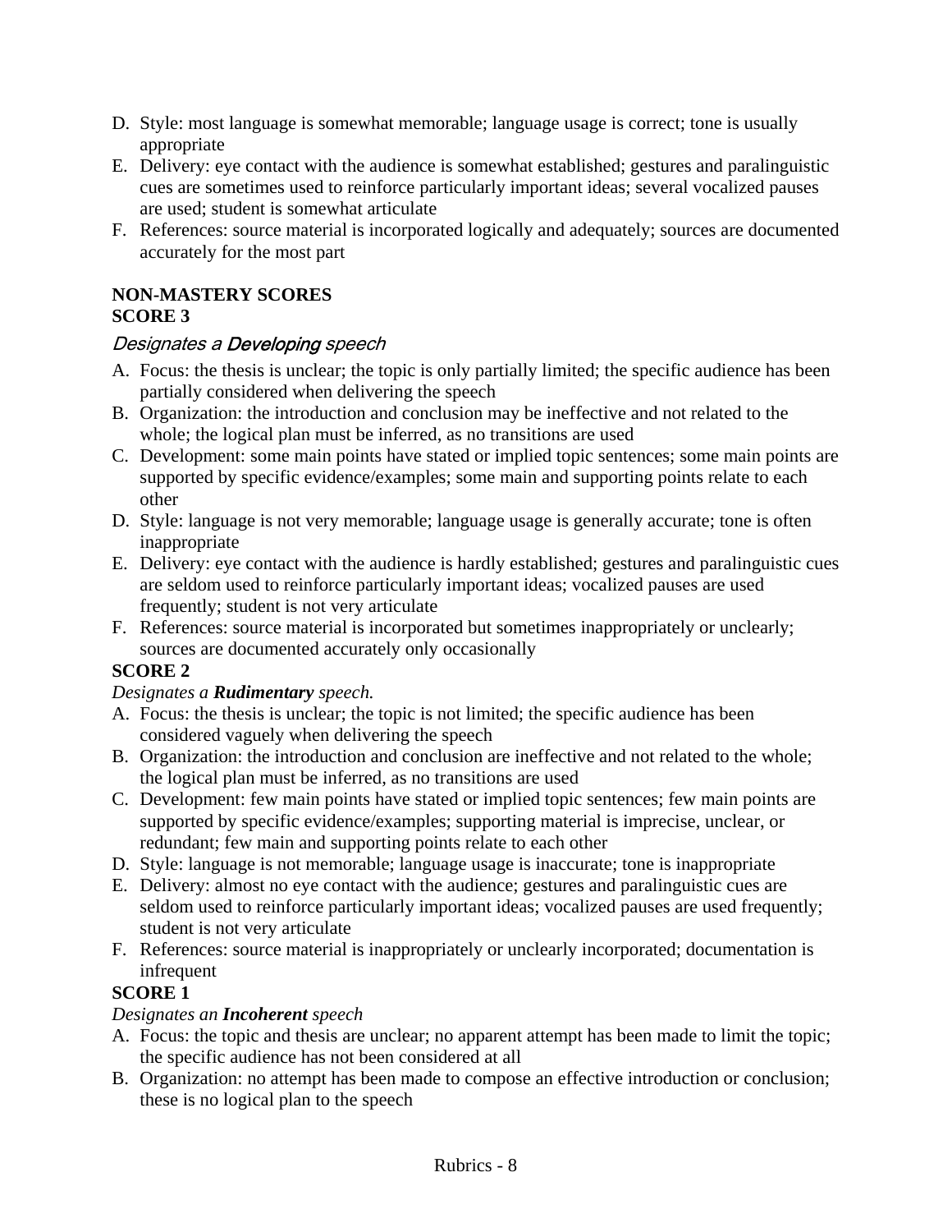D. Style: most language is somewhat memorable; language usage is correct; tone is usually appropriate
E. Delivery: eye contact with the audience is somewhat established; gestures and paralinguistic cues are sometimes used to reinforce particularly important ideas; several vocalized pauses are used; student is somewhat articulate
F. References: source material is incorporated logically and adequately; sources are documented accurately for the most part

**NON-MASTERY SCORES**
**SCORE 3**

*Designates a **Developing** speech*

A. Focus: the thesis is unclear; the topic is only partially limited; the specific audience has been partially considered when delivering the speech
B. Organization: the introduction and conclusion may be ineffective and not related to the whole; the logical plan must be inferred, as no transitions are used
C. Development: some main points have stated or implied topic sentences; some main points are supported by specific evidence/examples; some main and supporting points relate to each other
D. Style: language is not very memorable; language usage is generally accurate; tone is often inappropriate
E. Delivery: eye contact with the audience is hardly established; gestures and paralinguistic cues are seldom used to reinforce particularly important ideas; vocalized pauses are used frequently; student is not very articulate
F. References: source material is incorporated but sometimes inappropriately or unclearly; sources are documented accurately only occasionally

**SCORE 2**

*Designates a **Rudimentary** speech.*

A. Focus: the thesis is unclear; the topic is not limited; the specific audience has been considered vaguely when delivering the speech
B. Organization: the introduction and conclusion are ineffective and not related to the whole; the logical plan must be inferred, as no transitions are used
C. Development: few main points have stated or implied topic sentences; few main points are supported by specific evidence/examples; supporting material is imprecise, unclear, or redundant; few main and supporting points relate to each other
D. Style: language is not memorable; language usage is inaccurate; tone is inappropriate
E. Delivery: almost no eye contact with the audience; gestures and paralinguistic cues are seldom used to reinforce particularly important ideas; vocalized pauses are used frequently; student is not very articulate
F. References: source material is inappropriately or unclearly incorporated; documentation is infrequent

**SCORE 1**

*Designates an **Incoherent** speech*

A. Focus: the topic and thesis are unclear; no apparent attempt has been made to limit the topic; the specific audience has not been considered at all
B. Organization: no attempt has been made to compose an effective introduction or conclusion; these is no logical plan to the speech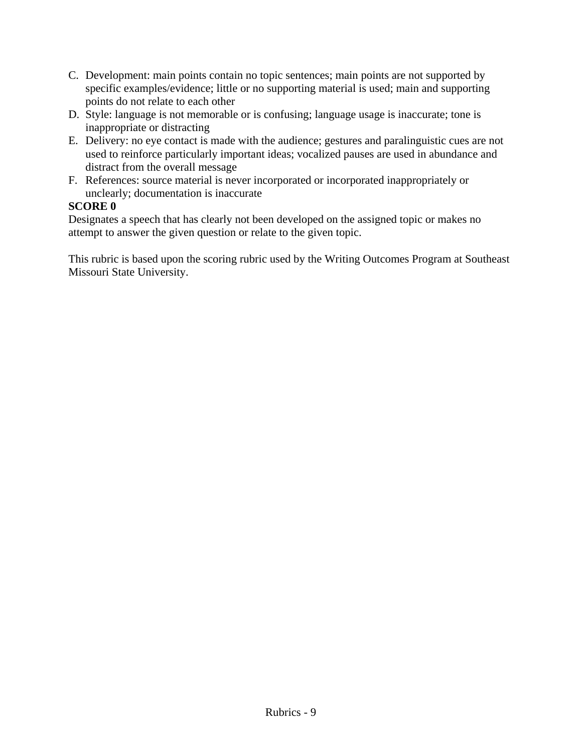C. Development: main points contain no topic sentences; main points are not supported by specific examples/evidence; little or no supporting material is used; main and supporting points do not relate to each other
D. Style: language is not memorable or is confusing; language usage is inaccurate; tone is inappropriate or distracting
E. Delivery: no eye contact is made with the audience; gestures and paralinguistic cues are not used to reinforce particularly important ideas; vocalized pauses are used in abundance and distract from the overall message
F. References: source material is never incorporated or incorporated inappropriately or unclearly; documentation is inaccurate

**SCORE 0**

Designates a speech that has clearly not been developed on the assigned topic or makes no attempt to answer the given question or relate to the given topic.

This rubric is based upon the scoring rubric used by the Writing Outcomes Program at Southeast Missouri State University.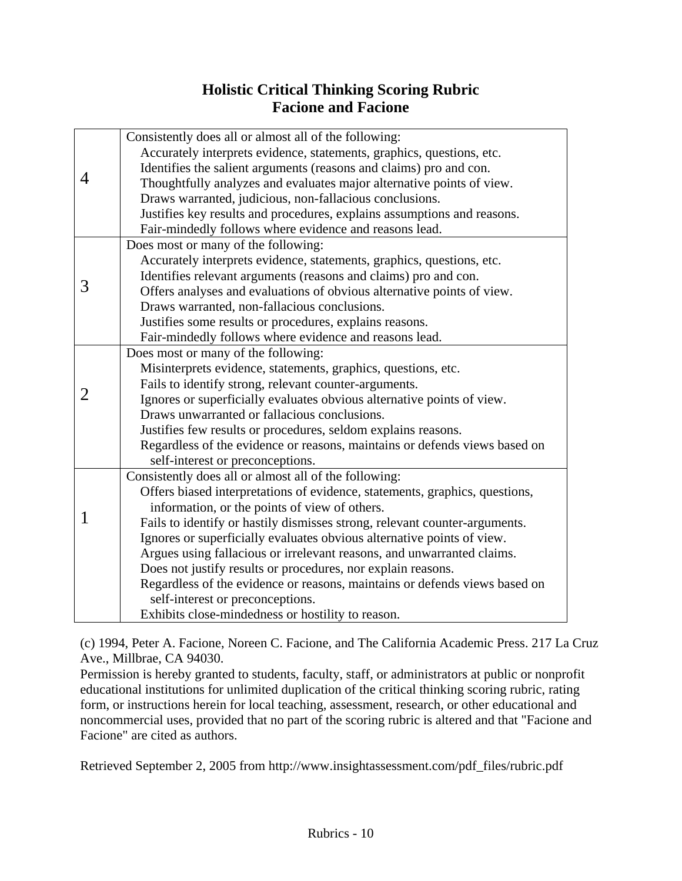## Holistic Critical Thinking Scoring Rubric
## Facione and Facione

| | |
|---|---|
| 4 | Consistently does all or almost all of the following:<br>Accurately interprets evidence, statements, graphics, questions, etc.<br>Identifies the salient arguments (reasons and claims) pro and con.<br>Thoughtfully analyzes and evaluates major alternative points of view.<br>Draws warranted, judicious, non-fallacious conclusions.<br>Justifies key results and procedures, explains assumptions and reasons.<br>Fair-mindedly follows where evidence and reasons lead. |
| 3 | Does most or many of the following:<br>Accurately interprets evidence, statements, graphics, questions, etc.<br>Identifies relevant arguments (reasons and claims) pro and con.<br>Offers analyses and evaluations of obvious alternative points of view.<br>Draws warranted, non-fallacious conclusions.<br>Justifies some results or procedures, explains reasons.<br>Fair-mindedly follows where evidence and reasons lead. |
| 2 | Does most or many of the following:<br>Misinterprets evidence, statements, graphics, questions, etc.<br>Fails to identify strong, relevant counter-arguments.<br>Ignores or superficially evaluates obvious alternative points of view.<br>Draws unwarranted or fallacious conclusions.<br>Justifies few results or procedures, seldom explains reasons.<br>Regardless of the evidence or reasons, maintains or defends views based on self-interest or preconceptions. |
| 1 | Consistently does all or almost all of the following:<br>Offers biased interpretations of evidence, statements, graphics, questions, information, or the points of view of others.<br>Fails to identify or hastily dismisses strong, relevant counter-arguments.<br>Ignores or superficially evaluates obvious alternative points of view.<br>Argues using fallacious or irrelevant reasons, and unwarranted claims.<br>Does not justify results or procedures, nor explain reasons.<br>Regardless of the evidence or reasons, maintains or defends views based on self-interest or preconceptions.<br>Exhibits close-mindedness or hostility to reason. |

(c) 1994, Peter A. Facione, Noreen C. Facione, and The California Academic Press. 217 La Cruz Ave., Millbrae, CA 94030.
Permission is hereby granted to students, faculty, staff, or administrators at public or nonprofit educational institutions for unlimited duplication of the critical thinking scoring rubric, rating form, or instructions herein for local teaching, assessment, research, or other educational and noncommercial uses, provided that no part of the scoring rubric is altered and that "Facione and Facione" are cited as authors.

Retrieved September 2, 2005 from http://www.insightassessment.com/pdf_files/rubric.pdf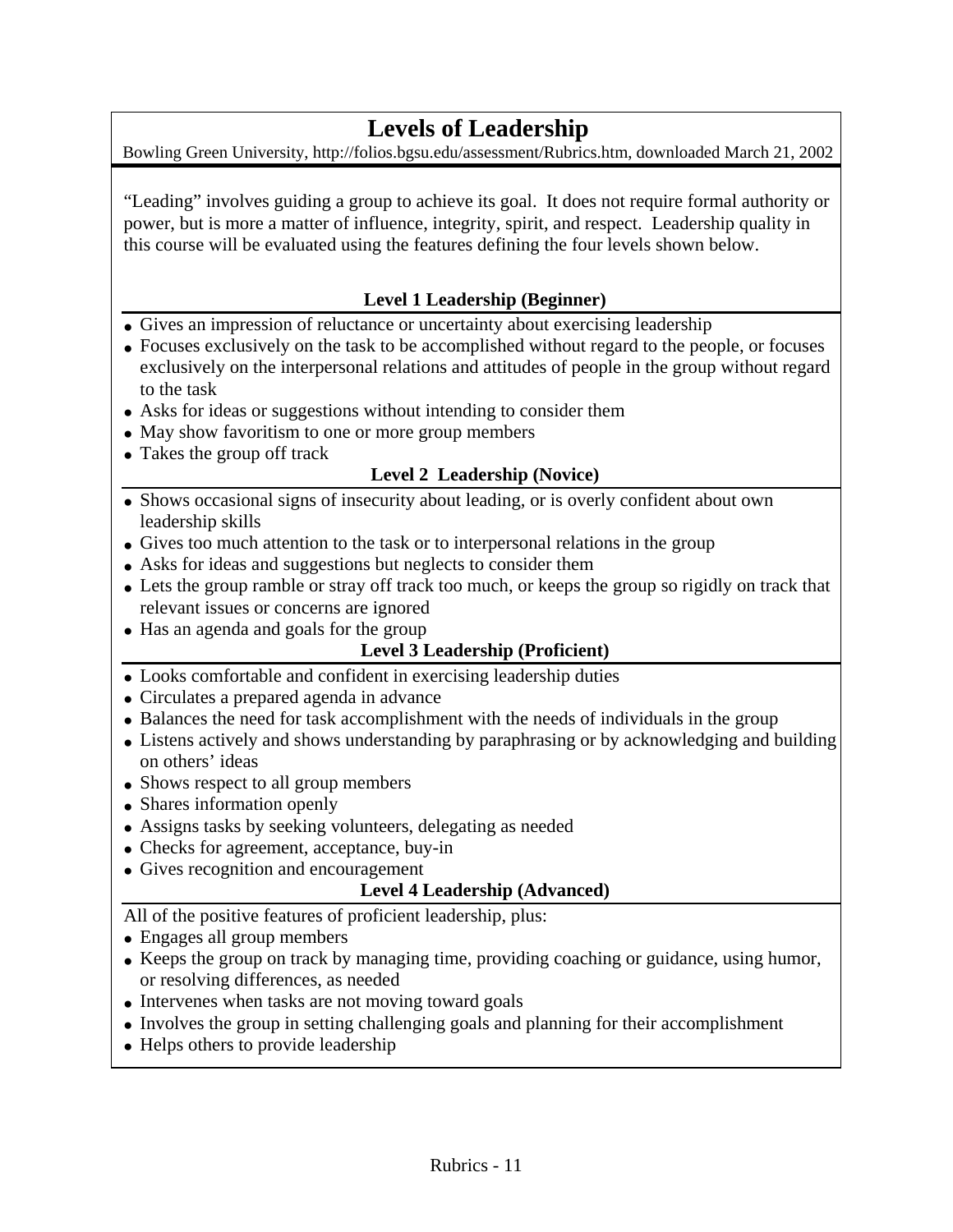# Levels of Leadership

Bowling Green University, http://folios.bgsu.edu/assessment/Rubrics.htm, downloaded March 21, 2002

"Leading" involves guiding a group to achieve its goal. It does not require formal authority or power, but is more a matter of influence, integrity, spirit, and respect. Leadership quality in this course will be evaluated using the features defining the four levels shown below.

### Level 1 Leadership (Beginner)

- Gives an impression of reluctance or uncertainty about exercising leadership
- Focuses exclusively on the task to be accomplished without regard to the people, or focuses exclusively on the interpersonal relations and attitudes of people in the group without regard to the task
- Asks for ideas or suggestions without intending to consider them
- May show favoritism to one or more group members
- Takes the group off track

### Level 2 Leadership (Novice)

- Shows occasional signs of insecurity about leading, or is overly confident about own leadership skills
- Gives too much attention to the task or to interpersonal relations in the group
- Asks for ideas and suggestions but neglects to consider them
- Lets the group ramble or stray off track too much, or keeps the group so rigidly on track that relevant issues or concerns are ignored
- Has an agenda and goals for the group

### Level 3 Leadership (Proficient)

- Looks comfortable and confident in exercising leadership duties
- Circulates a prepared agenda in advance
- Balances the need for task accomplishment with the needs of individuals in the group
- Listens actively and shows understanding by paraphrasing or by acknowledging and building on others' ideas
- Shows respect to all group members
- Shares information openly
- Assigns tasks by seeking volunteers, delegating as needed
- Checks for agreement, acceptance, buy-in
- Gives recognition and encouragement

### Level 4 Leadership (Advanced)

All of the positive features of proficient leadership, plus:

- Engages all group members
- Keeps the group on track by managing time, providing coaching or guidance, using humor, or resolving differences, as needed
- Intervenes when tasks are not moving toward goals
- Involves the group in setting challenging goals and planning for their accomplishment
- Helps others to provide leadership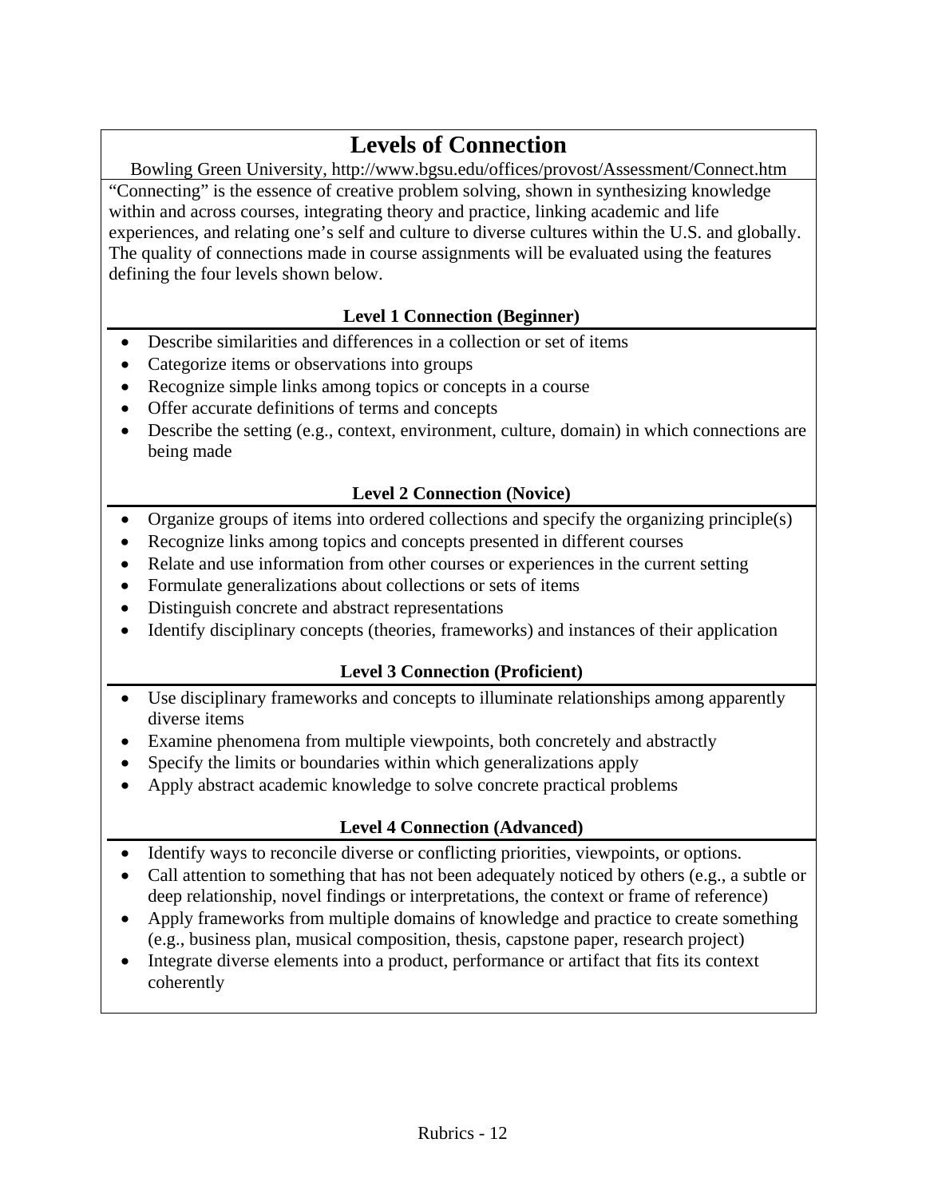# Levels of Connection

Bowling Green University, http://www.bgsu.edu/offices/provost/Assessment/Connect.htm

"Connecting" is the essence of creative problem solving, shown in synthesizing knowledge within and across courses, integrating theory and practice, linking academic and life experiences, and relating one's self and culture to diverse cultures within the U.S. and globally. The quality of connections made in course assignments will be evaluated using the features defining the four levels shown below.

### Level 1 Connection (Beginner)

- Describe similarities and differences in a collection or set of items
- Categorize items or observations into groups
- Recognize simple links among topics or concepts in a course
- Offer accurate definitions of terms and concepts
- Describe the setting (e.g., context, environment, culture, domain) in which connections are being made

### Level 2 Connection (Novice)

- Organize groups of items into ordered collections and specify the organizing principle(s)
- Recognize links among topics and concepts presented in different courses
- Relate and use information from other courses or experiences in the current setting
- Formulate generalizations about collections or sets of items
- Distinguish concrete and abstract representations
- Identify disciplinary concepts (theories, frameworks) and instances of their application

### Level 3 Connection (Proficient)

- Use disciplinary frameworks and concepts to illuminate relationships among apparently diverse items
- Examine phenomena from multiple viewpoints, both concretely and abstractly
- Specify the limits or boundaries within which generalizations apply
- Apply abstract academic knowledge to solve concrete practical problems

### Level 4 Connection (Advanced)

- Identify ways to reconcile diverse or conflicting priorities, viewpoints, or options.
- Call attention to something that has not been adequately noticed by others (e.g., a subtle or deep relationship, novel findings or interpretations, the context or frame of reference)
- Apply frameworks from multiple domains of knowledge and practice to create something (e.g., business plan, musical composition, thesis, capstone paper, research project)
- Integrate diverse elements into a product, performance or artifact that fits its context coherently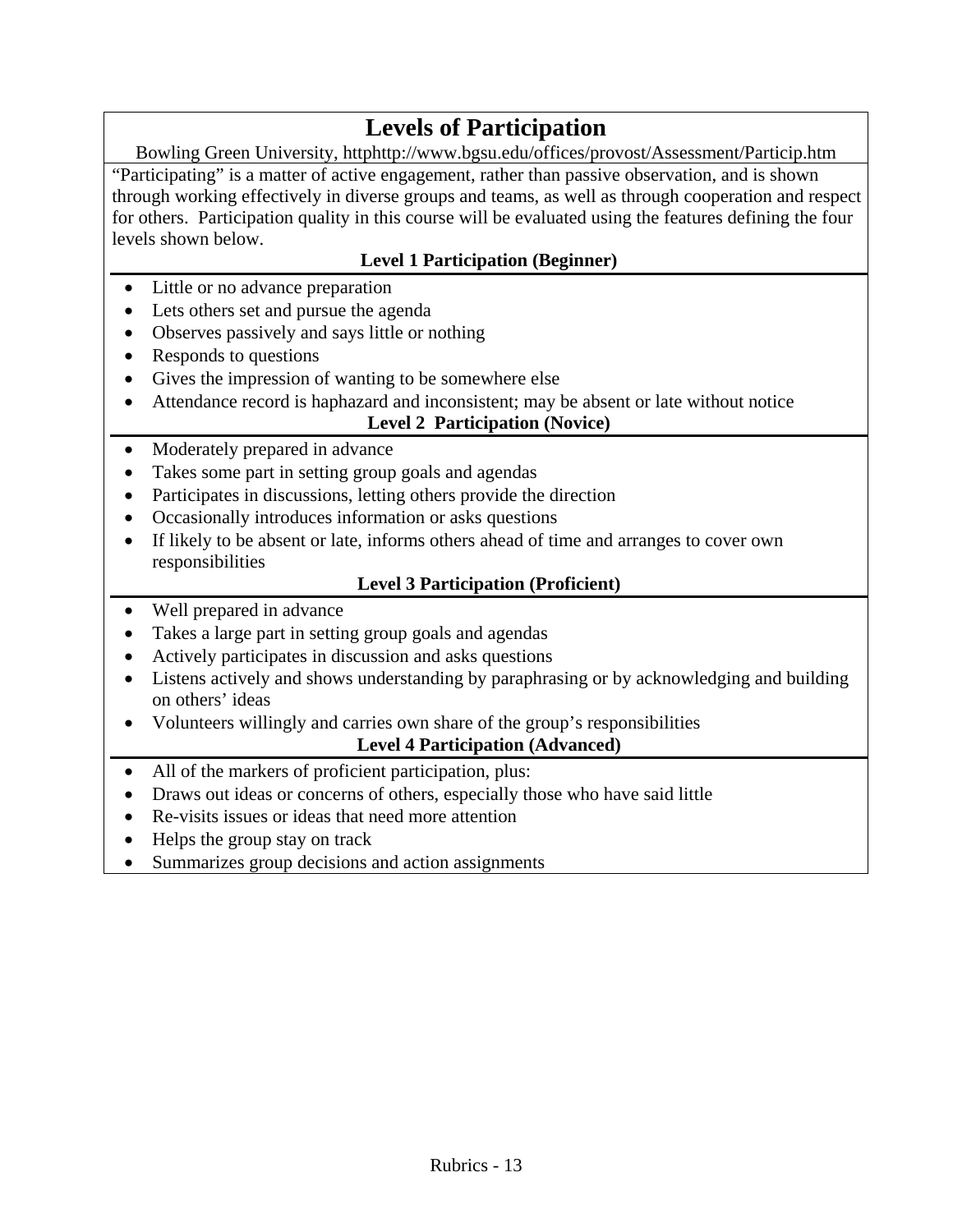# Levels of Participation

Bowling Green University, httphttp://www.bgsu.edu/offices/provost/Assessment/Particip.htm

"Participating" is a matter of active engagement, rather than passive observation, and is shown through working effectively in diverse groups and teams, as well as through cooperation and respect for others. Participation quality in this course will be evaluated using the features defining the four levels shown below.

**Level 1 Participation (Beginner)**

- Little or no advance preparation
- Lets others set and pursue the agenda
- Observes passively and says little or nothing
- Responds to questions
- Gives the impression of wanting to be somewhere else
- Attendance record is haphazard and inconsistent; may be absent or late without notice

**Level 2 Participation (Novice)**

- Moderately prepared in advance
- Takes some part in setting group goals and agendas
- Participates in discussions, letting others provide the direction
- Occasionally introduces information or asks questions
- If likely to be absent or late, informs others ahead of time and arranges to cover own responsibilities

**Level 3 Participation (Proficient)**

- Well prepared in advance
- Takes a large part in setting group goals and agendas
- Actively participates in discussion and asks questions
- Listens actively and shows understanding by paraphrasing or by acknowledging and building on others' ideas
- Volunteers willingly and carries own share of the group's responsibilities

**Level 4 Participation (Advanced)**

- All of the markers of proficient participation, plus:
- Draws out ideas or concerns of others, especially those who have said little
- Re-visits issues or ideas that need more attention
- Helps the group stay on track
- Summarizes group decisions and action assignments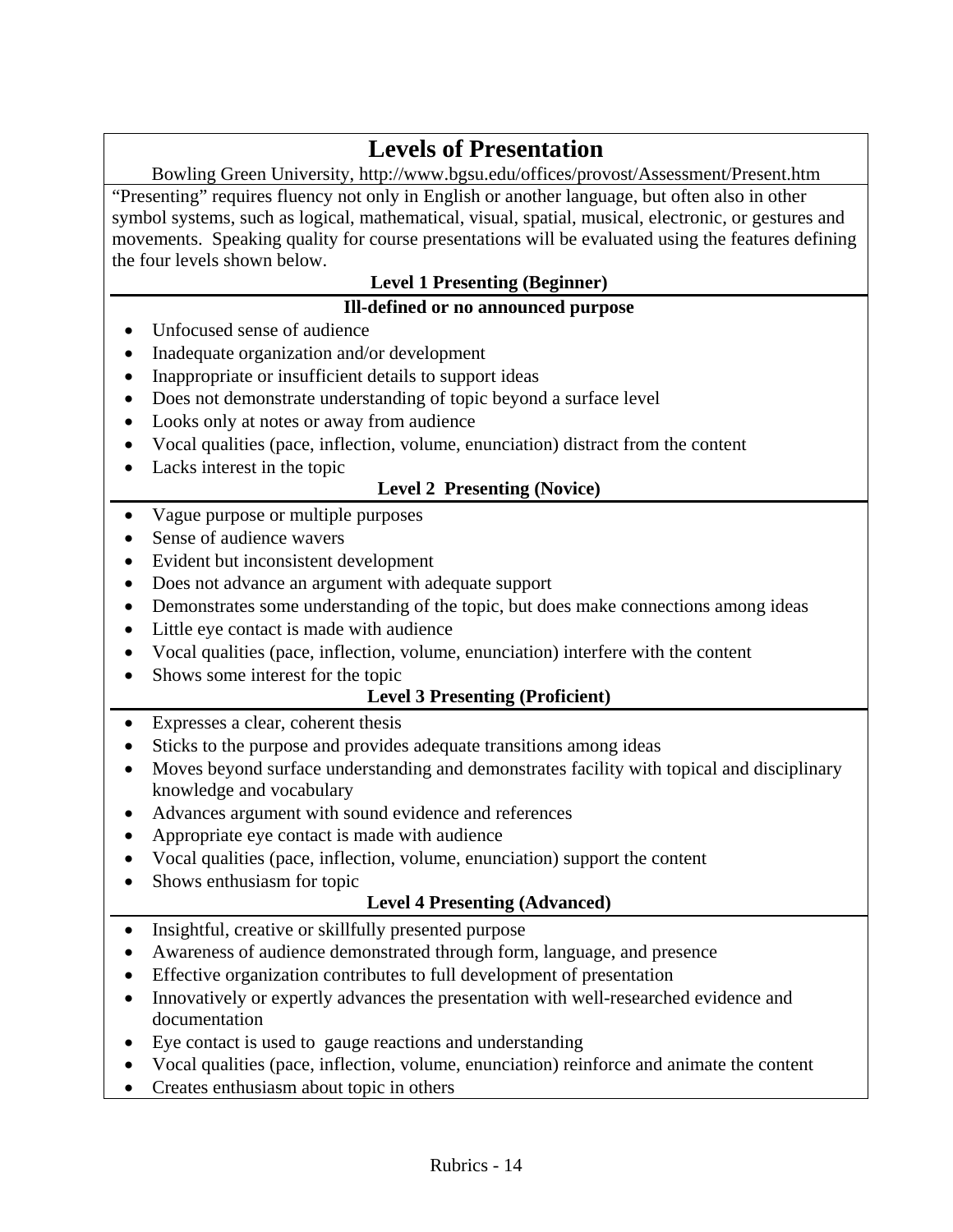# Levels of Presentation

Bowling Green University, http://www.bgsu.edu/offices/provost/Assessment/Present.htm

"Presenting" requires fluency not only in English or another language, but often also in other symbol systems, such as logical, mathematical, visual, spatial, musical, electronic, or gestures and movements. Speaking quality for course presentations will be evaluated using the features defining the four levels shown below.

### Level 1 Presenting (Beginner)

**Ill-defined or no announced purpose**

- Unfocused sense of audience
- Inadequate organization and/or development
- Inappropriate or insufficient details to support ideas
- Does not demonstrate understanding of topic beyond a surface level
- Looks only at notes or away from audience
- Vocal qualities (pace, inflection, volume, enunciation) distract from the content
- Lacks interest in the topic

### Level 2 Presenting (Novice)

- Vague purpose or multiple purposes
- Sense of audience wavers
- Evident but inconsistent development
- Does not advance an argument with adequate support
- Demonstrates some understanding of the topic, but does make connections among ideas
- Little eye contact is made with audience
- Vocal qualities (pace, inflection, volume, enunciation) interfere with the content
- Shows some interest for the topic

### Level 3 Presenting (Proficient)

- Expresses a clear, coherent thesis
- Sticks to the purpose and provides adequate transitions among ideas
- Moves beyond surface understanding and demonstrates facility with topical and disciplinary knowledge and vocabulary
- Advances argument with sound evidence and references
- Appropriate eye contact is made with audience
- Vocal qualities (pace, inflection, volume, enunciation) support the content
- Shows enthusiasm for topic

### Level 4 Presenting (Advanced)

- Insightful, creative or skillfully presented purpose
- Awareness of audience demonstrated through form, language, and presence
- Effective organization contributes to full development of presentation
- Innovatively or expertly advances the presentation with well-researched evidence and documentation
- Eye contact is used to gauge reactions and understanding
- Vocal qualities (pace, inflection, volume, enunciation) reinforce and animate the content
- Creates enthusiasm about topic in others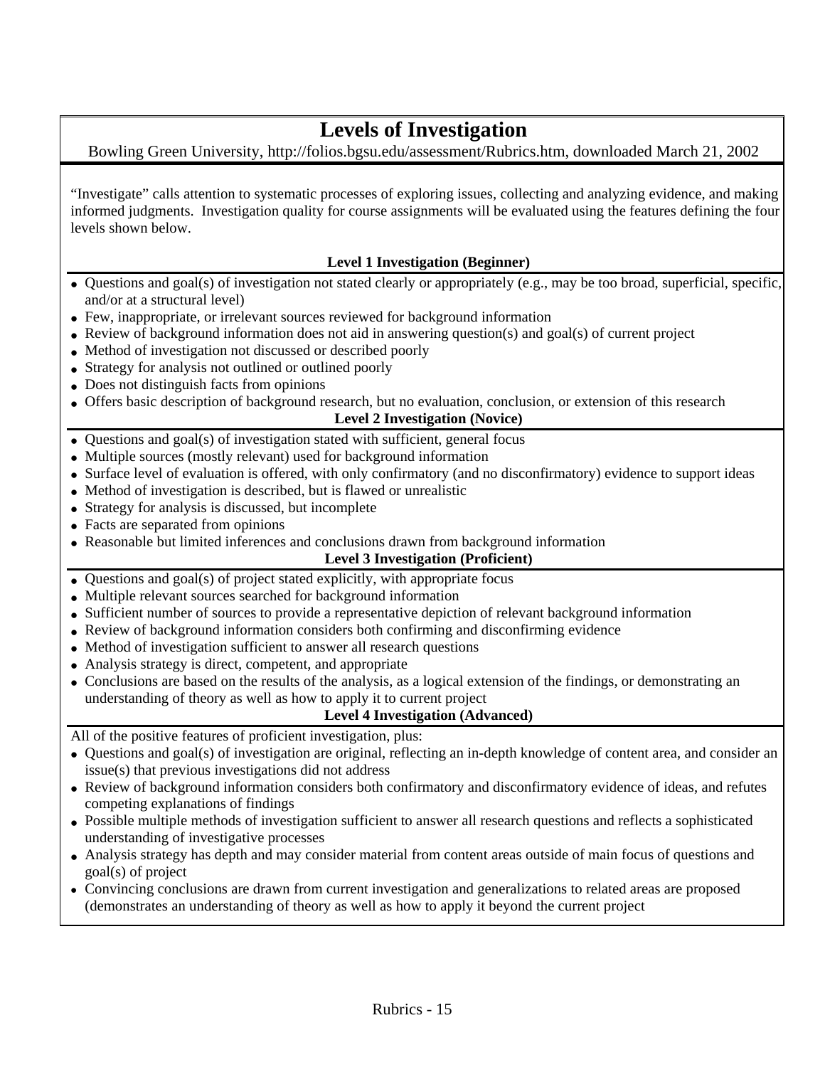# Levels of Investigation

Bowling Green University, http://folios.bgsu.edu/assessment/Rubrics.htm, downloaded March 21, 2002

“Investigate” calls attention to systematic processes of exploring issues, collecting and analyzing evidence, and making informed judgments. Investigation quality for course assignments will be evaluated using the features defining the four levels shown below.

**Level 1 Investigation (Beginner)**

- Questions and goal(s) of investigation not stated clearly or appropriately (e.g., may be too broad, superficial, specific, and/or at a structural level)
- Few, inappropriate, or irrelevant sources reviewed for background information
- Review of background information does not aid in answering question(s) and goal(s) of current project
- Method of investigation not discussed or described poorly
- Strategy for analysis not outlined or outlined poorly
- Does not distinguish facts from opinions
- Offers basic description of background research, but no evaluation, conclusion, or extension of this research

**Level 2 Investigation (Novice)**

- Questions and goal(s) of investigation stated with sufficient, general focus
- Multiple sources (mostly relevant) used for background information
- Surface level of evaluation is offered, with only confirmatory (and no disconfirmatory) evidence to support ideas
- Method of investigation is described, but is flawed or unrealistic
- Strategy for analysis is discussed, but incomplete
- Facts are separated from opinions
- Reasonable but limited inferences and conclusions drawn from background information

**Level 3 Investigation (Proficient)**

- Questions and goal(s) of project stated explicitly, with appropriate focus
- Multiple relevant sources searched for background information
- Sufficient number of sources to provide a representative depiction of relevant background information
- Review of background information considers both confirming and disconfirming evidence
- Method of investigation sufficient to answer all research questions
- Analysis strategy is direct, competent, and appropriate
- Conclusions are based on the results of the analysis, as a logical extension of the findings, or demonstrating an understanding of theory as well as how to apply it to current project

**Level 4 Investigation (Advanced)**

All of the positive features of proficient investigation, plus:

- Questions and goal(s) of investigation are original, reflecting an in-depth knowledge of content area, and consider an issue(s) that previous investigations did not address
- Review of background information considers both confirmatory and disconfirmatory evidence of ideas, and refutes competing explanations of findings
- Possible multiple methods of investigation sufficient to answer all research questions and reflects a sophisticated understanding of investigative processes
- Analysis strategy has depth and may consider material from content areas outside of main focus of questions and goal(s) of project
- Convincing conclusions are drawn from current investigation and generalizations to related areas are proposed (demonstrates an understanding of theory as well as how to apply it beyond the current project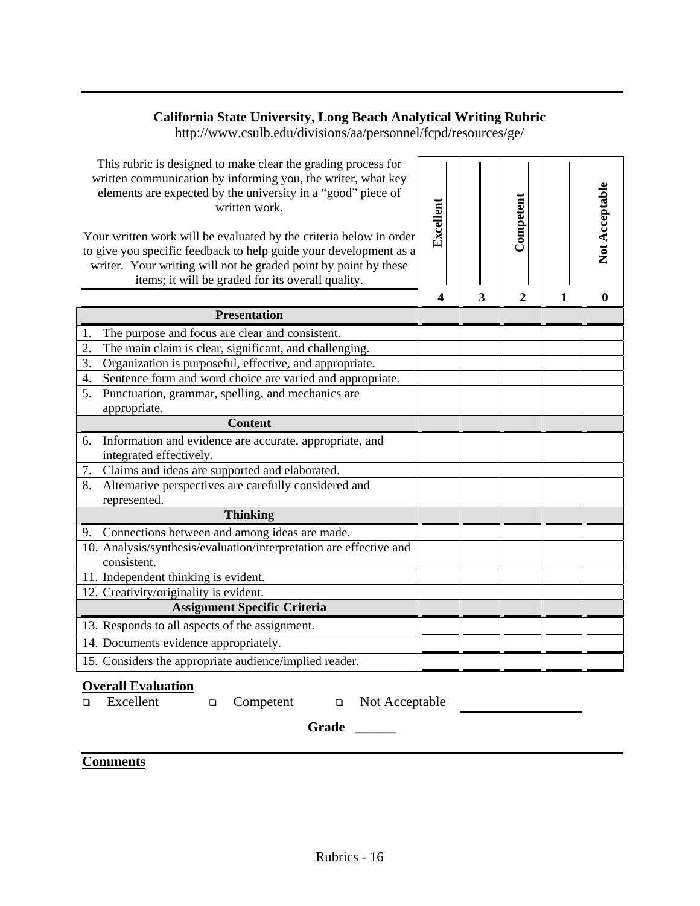## California State University, Long Beach Analytical Writing Rubric

http://www.csulb.edu/divisions/aa/personnel/fcpd/resources/ge/

This rubric is designed to make clear the grading process for written communication by informing you, the writer, what key elements are expected by the university in a "good" piece of written work.

Your written work will be evaluated by the criteria below in order to give you specific feedback to help guide your development as a writer. Your writing will not be graded point by point by these items; it will be graded for its overall quality.

| | Excellent 4 | 3 | Competent 2 | 1 | Not Acceptable 0 |
|---|---|---|---|---|---|
| **Presentation** | | | | | |
| 1. The purpose and focus are clear and consistent. | | | | | |
| 2. The main claim is clear, significant, and challenging. | | | | | |
| 3. Organization is purposeful, effective, and appropriate. | | | | | |
| 4. Sentence form and word choice are varied and appropriate. | | | | | |
| 5. Punctuation, grammar, spelling, and mechanics are appropriate. | | | | | |
| **Content** | | | | | |
| 6. Information and evidence are accurate, appropriate, and integrated effectively. | | | | | |
| 7. Claims and ideas are supported and elaborated. | | | | | |
| 8. Alternative perspectives are carefully considered and represented. | | | | | |
| **Thinking** | | | | | |
| 9. Connections between and among ideas are made. | | | | | |
| 10. Analysis/synthesis/evaluation/interpretation are effective and consistent. | | | | | |
| 11. Independent thinking is evident. | | | | | |
| 12. Creativity/originality is evident. | | | | | |
| **Assignment Specific Criteria** | | | | | |
| 13. Responds to all aspects of the assignment. | | | | | |
| 14. Documents evidence appropriately. | | | | | |
| 15. Considers the appropriate audience/implied reader. | | | | | |

**Overall Evaluation**

- ☐ Excellent
- ☐ Competent
- ☐ Not Acceptable ________________

**Grade** ______

**Comments**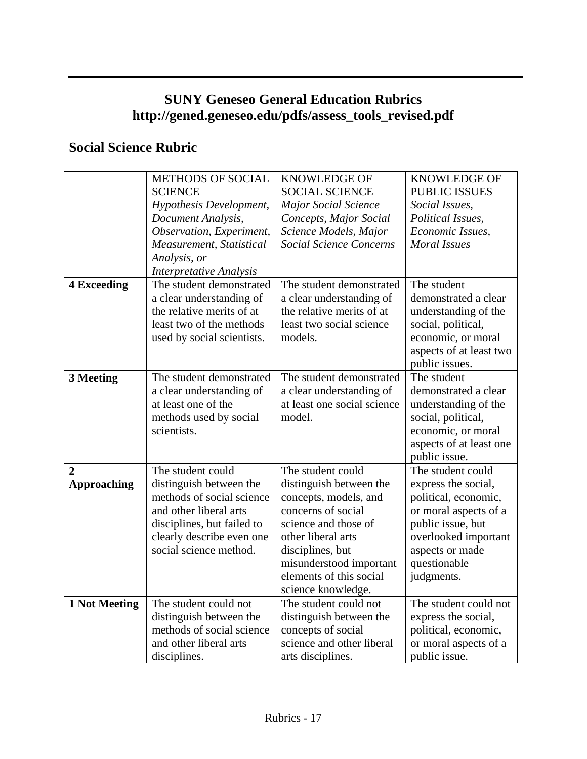## SUNY Geneseo General Education Rubrics
## http://gened.geneseo.edu/pdfs/assess_tools_revised.pdf

### Social Science Rubric

| | METHODS OF SOCIAL SCIENCE *Hypothesis Development, Document Analysis, Observation, Experiment, Measurement, Statistical Analysis, or Interpretative Analysis* | KNOWLEDGE OF SOCIAL SCIENCE *Major Social Science Concepts, Major Social Science Models, Major Social Science Concerns* | KNOWLEDGE OF PUBLIC ISSUES *Social Issues, Political Issues, Economic Issues, Moral Issues* |
|---|---|---|---|
| **4 Exceeding** | The student demonstrated a clear understanding of the relative merits of at least two of the methods used by social scientists. | The student demonstrated a clear understanding of the relative merits of at least two social science models. | The student demonstrated a clear understanding of the social, political, economic, or moral aspects of at least two public issues. |
| **3 Meeting** | The student demonstrated a clear understanding of at least one of the methods used by social scientists. | The student demonstrated a clear understanding of at least one social science model. | The student demonstrated a clear understanding of the social, political, economic, or moral aspects of at least one public issue. |
| **2 Approaching** | The student could distinguish between the methods of social science and other liberal arts disciplines, but failed to clearly describe even one social science method. | The student could distinguish between the concepts, models, and concerns of social science and those of other liberal arts disciplines, but misunderstood important elements of this social science knowledge. | The student could express the social, political, economic, or moral aspects of a public issue, but overlooked important aspects or made questionable judgments. |
| **1 Not Meeting** | The student could not distinguish between the methods of social science and other liberal arts disciplines. | The student could not distinguish between the concepts of social science and other liberal arts disciplines. | The student could not express the social, political, economic, or moral aspects of a public issue. |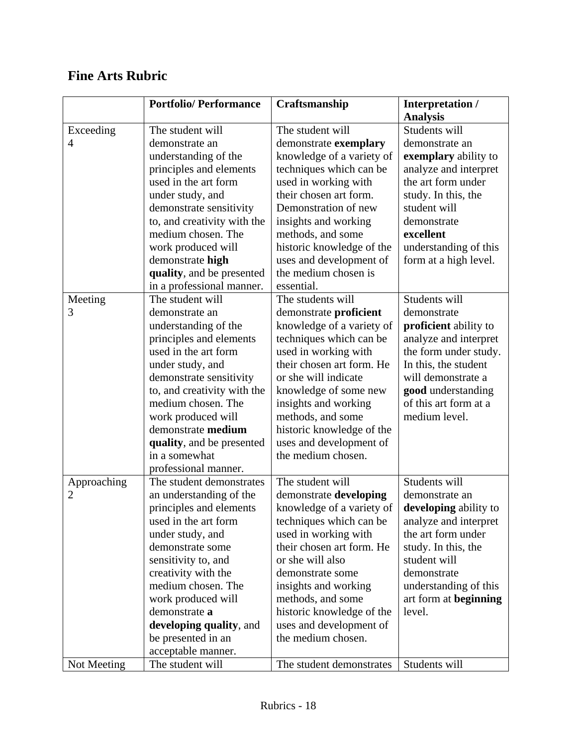## Fine Arts Rubric

| | Portfolio/ Performance | Craftsmanship | Interpretation / Analysis |
|---|---|---|---|
| Exceeding 4 | The student will demonstrate an understanding of the principles and elements used in the art form under study, and demonstrate sensitivity to, and creativity with the medium chosen. The work produced will demonstrate **high quality**, and be presented in a professional manner. | The student will demonstrate **exemplary** knowledge of a variety of techniques which can be used in working with their chosen art form. Demonstration of new insights and working methods, and some historic knowledge of the uses and development of the medium chosen is essential. | Students will demonstrate an **exemplary** ability to analyze and interpret the art form under study. In this, the student will demonstrate **excellent** understanding of this form at a high level. |
| Meeting 3 | The student will demonstrate an understanding of the principles and elements used in the art form under study, and demonstrate sensitivity to, and creativity with the medium chosen. The work produced will demonstrate **medium quality**, and be presented in a somewhat professional manner. | The students will demonstrate **proficient** knowledge of a variety of techniques which can be used in working with their chosen art form. He or she will indicate knowledge of some new insights and working methods, and some historic knowledge of the uses and development of the medium chosen. | Students will demonstrate **proficient** ability to analyze and interpret the form under study. In this, the student will demonstrate a **good** understanding of this art form at a medium level. |
| Approaching 2 | The student demonstrates an understanding of the principles and elements used in the art form under study, and demonstrate some sensitivity to, and creativity with the medium chosen. The work produced will demonstrate **a developing quality**, and be presented in an acceptable manner. | The student will demonstrate **developing** knowledge of a variety of techniques which can be used in working with their chosen art form. He or she will also demonstrate some insights and working methods, and some historic knowledge of the uses and development of the medium chosen. | Students will demonstrate an **developing** ability to analyze and interpret the art form under study. In this, the student will demonstrate understanding of this art form at **beginning** level. |
| Not Meeting | The student will | The student demonstrates | Students will |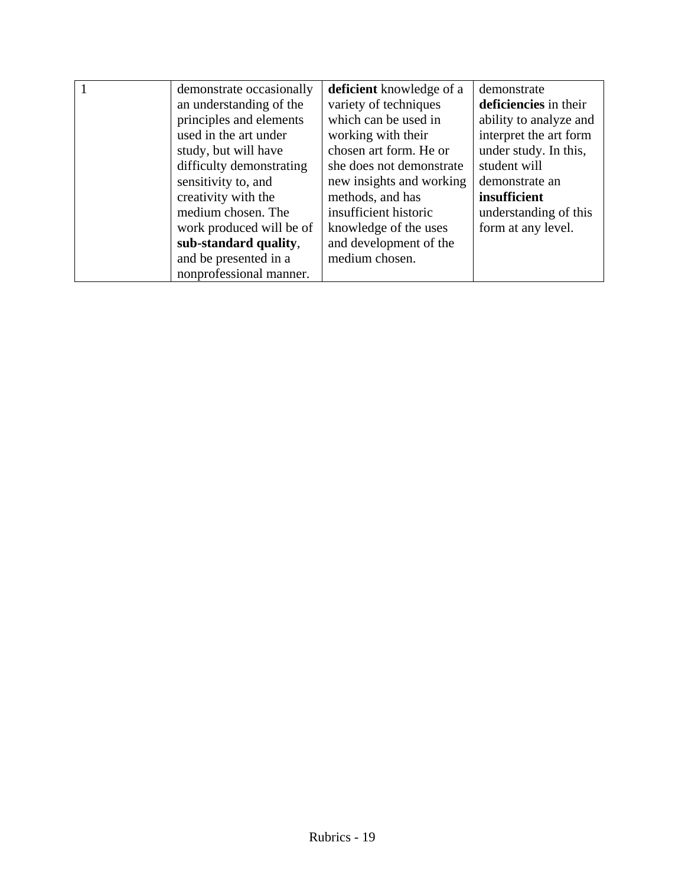| | | | |
|---|---|---|---|
| 1 | demonstrate occasionally an understanding of the principles and elements used in the art under study, but will have difficulty demonstrating sensitivity to, and creativity with the medium chosen. The work produced will be of **sub-standard quality**, and be presented in a nonprofessional manner. | **deficient** knowledge of a variety of techniques which can be used in working with their chosen art form. He or she does not demonstrate new insights and working methods, and has insufficient historic knowledge of the uses and development of the medium chosen. | demonstrate **deficiencies** in their ability to analyze and interpret the art form under study. In this, student will demonstrate an **insufficient** understanding of this form at any level. |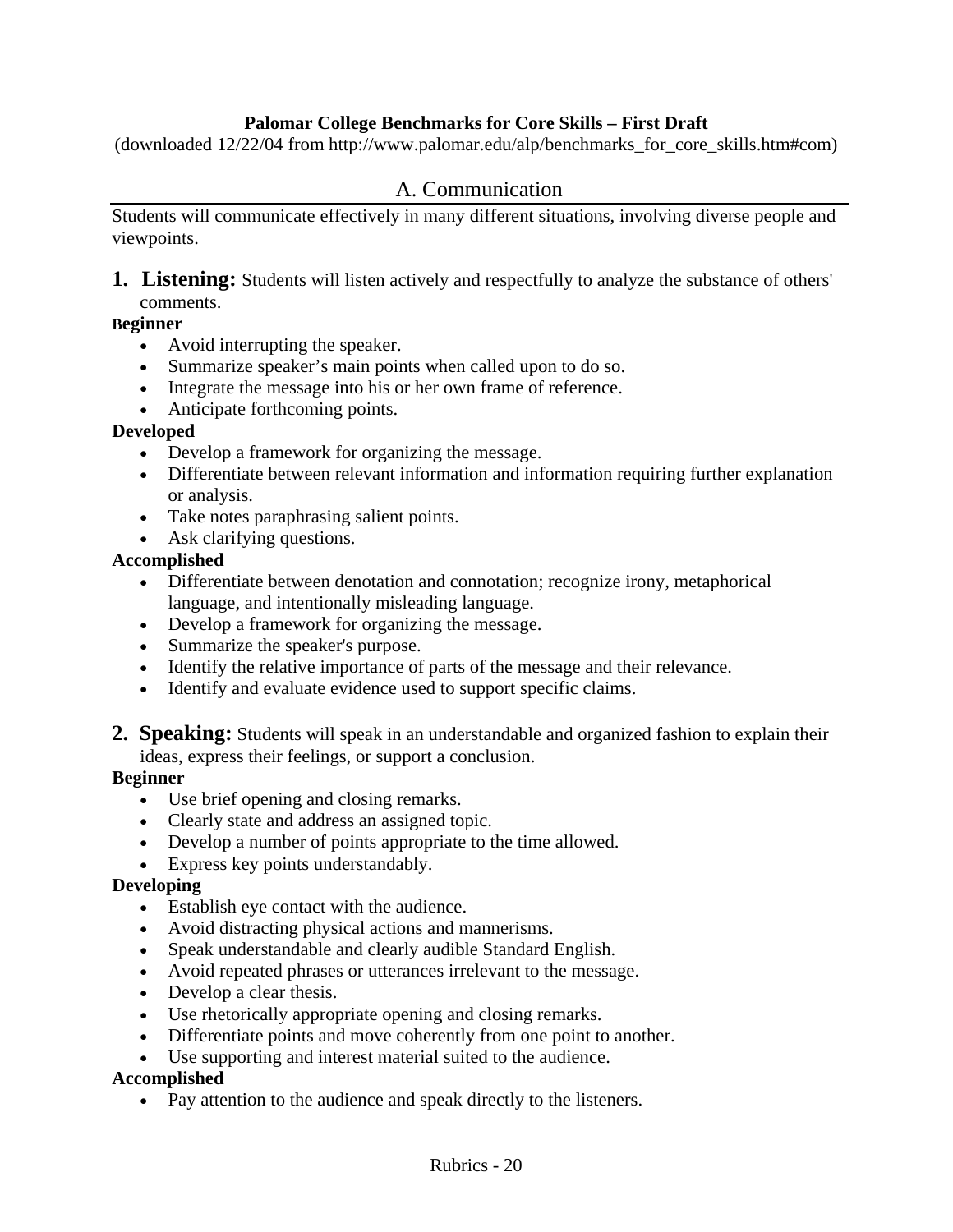**Palomar College Benchmarks for Core Skills – First Draft**

(downloaded 12/22/04 from http://www.palomar.edu/alp/benchmarks_for_core_skills.htm#com)

## A. Communication

Students will communicate effectively in many different situations, involving diverse people and viewpoints.

### 1. Listening: 
Students will listen actively and respectfully to analyze the substance of others' comments.

**Beginner**

- Avoid interrupting the speaker.
- Summarize speaker's main points when called upon to do so.
- Integrate the message into his or her own frame of reference.
- Anticipate forthcoming points.

**Developed**

- Develop a framework for organizing the message.
- Differentiate between relevant information and information requiring further explanation or analysis.
- Take notes paraphrasing salient points.
- Ask clarifying questions.

**Accomplished**

- Differentiate between denotation and connotation; recognize irony, metaphorical language, and intentionally misleading language.
- Develop a framework for organizing the message.
- Summarize the speaker's purpose.
- Identify the relative importance of parts of the message and their relevance.
- Identify and evaluate evidence used to support specific claims.

### 2. Speaking: 
Students will speak in an understandable and organized fashion to explain their ideas, express their feelings, or support a conclusion.

**Beginner**

- Use brief opening and closing remarks.
- Clearly state and address an assigned topic.
- Develop a number of points appropriate to the time allowed.
- Express key points understandably.

**Developing**

- Establish eye contact with the audience.
- Avoid distracting physical actions and mannerisms.
- Speak understandable and clearly audible Standard English.
- Avoid repeated phrases or utterances irrelevant to the message.
- Develop a clear thesis.
- Use rhetorically appropriate opening and closing remarks.
- Differentiate points and move coherently from one point to another.
- Use supporting and interest material suited to the audience.

**Accomplished**

- Pay attention to the audience and speak directly to the listeners.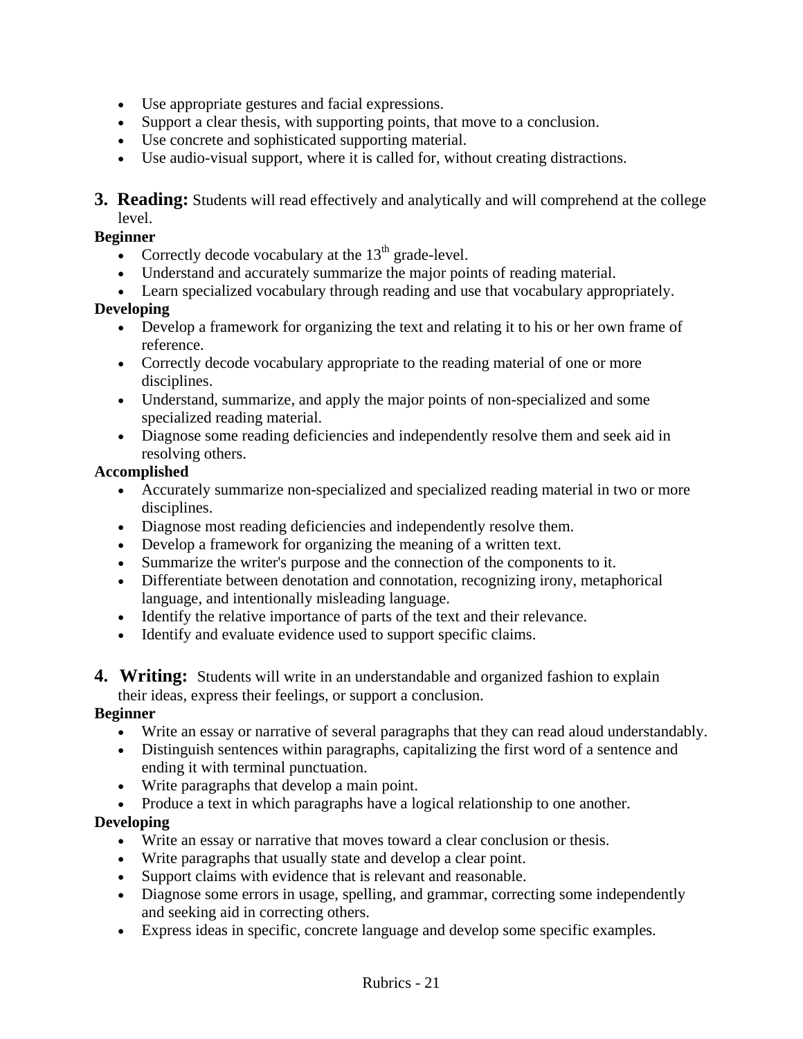- Use appropriate gestures and facial expressions.
- Support a clear thesis, with supporting points, that move to a conclusion.
- Use concrete and sophisticated supporting material.
- Use audio-visual support, where it is called for, without creating distractions.

## 3. Reading: Students will read effectively and analytically and will comprehend at the college level.

**Beginner**

- Correctly decode vocabulary at the 13th grade-level.
- Understand and accurately summarize the major points of reading material.
- Learn specialized vocabulary through reading and use that vocabulary appropriately.

**Developing**

- Develop a framework for organizing the text and relating it to his or her own frame of reference.
- Correctly decode vocabulary appropriate to the reading material of one or more disciplines.
- Understand, summarize, and apply the major points of non-specialized and some specialized reading material.
- Diagnose some reading deficiencies and independently resolve them and seek aid in resolving others.

**Accomplished**

- Accurately summarize non-specialized and specialized reading material in two or more disciplines.
- Diagnose most reading deficiencies and independently resolve them.
- Develop a framework for organizing the meaning of a written text.
- Summarize the writer's purpose and the connection of the components to it.
- Differentiate between denotation and connotation, recognizing irony, metaphorical language, and intentionally misleading language.
- Identify the relative importance of parts of the text and their relevance.
- Identify and evaluate evidence used to support specific claims.

## 4. Writing: Students will write in an understandable and organized fashion to explain their ideas, express their feelings, or support a conclusion.

**Beginner**

- Write an essay or narrative of several paragraphs that they can read aloud understandably.
- Distinguish sentences within paragraphs, capitalizing the first word of a sentence and ending it with terminal punctuation.
- Write paragraphs that develop a main point.
- Produce a text in which paragraphs have a logical relationship to one another.

**Developing**

- Write an essay or narrative that moves toward a clear conclusion or thesis.
- Write paragraphs that usually state and develop a clear point.
- Support claims with evidence that is relevant and reasonable.
- Diagnose some errors in usage, spelling, and grammar, correcting some independently and seeking aid in correcting others.
- Express ideas in specific, concrete language and develop some specific examples.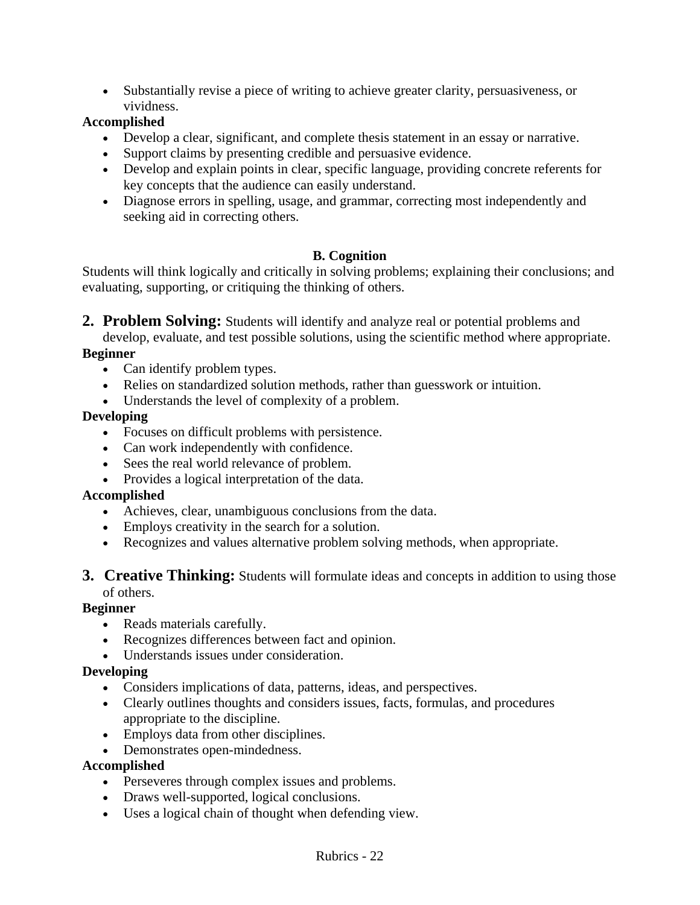- Substantially revise a piece of writing to achieve greater clarity, persuasiveness, or vividness.

**Accomplished**

- Develop a clear, significant, and complete thesis statement in an essay or narrative.
- Support claims by presenting credible and persuasive evidence.
- Develop and explain points in clear, specific language, providing concrete referents for key concepts that the audience can easily understand.
- Diagnose errors in spelling, usage, and grammar, correcting most independently and seeking aid in correcting others.

### B. Cognition

Students will think logically and critically in solving problems; explaining their conclusions; and evaluating, supporting, or critiquing the thinking of others.

**2. Problem Solving:** Students will identify and analyze real or potential problems and develop, evaluate, and test possible solutions, using the scientific method where appropriate.

**Beginner**

- Can identify problem types.
- Relies on standardized solution methods, rather than guesswork or intuition.
- Understands the level of complexity of a problem.

**Developing**

- Focuses on difficult problems with persistence.
- Can work independently with confidence.
- Sees the real world relevance of problem.
- Provides a logical interpretation of the data.

**Accomplished**

- Achieves, clear, unambiguous conclusions from the data.
- Employs creativity in the search for a solution.
- Recognizes and values alternative problem solving methods, when appropriate.

**3. Creative Thinking:** Students will formulate ideas and concepts in addition to using those of others.

**Beginner**

- Reads materials carefully.
- Recognizes differences between fact and opinion.
- Understands issues under consideration.

**Developing**

- Considers implications of data, patterns, ideas, and perspectives.
- Clearly outlines thoughts and considers issues, facts, formulas, and procedures appropriate to the discipline.
- Employs data from other disciplines.
- Demonstrates open-mindedness.

**Accomplished**

- Perseveres through complex issues and problems.
- Draws well-supported, logical conclusions.
- Uses a logical chain of thought when defending view.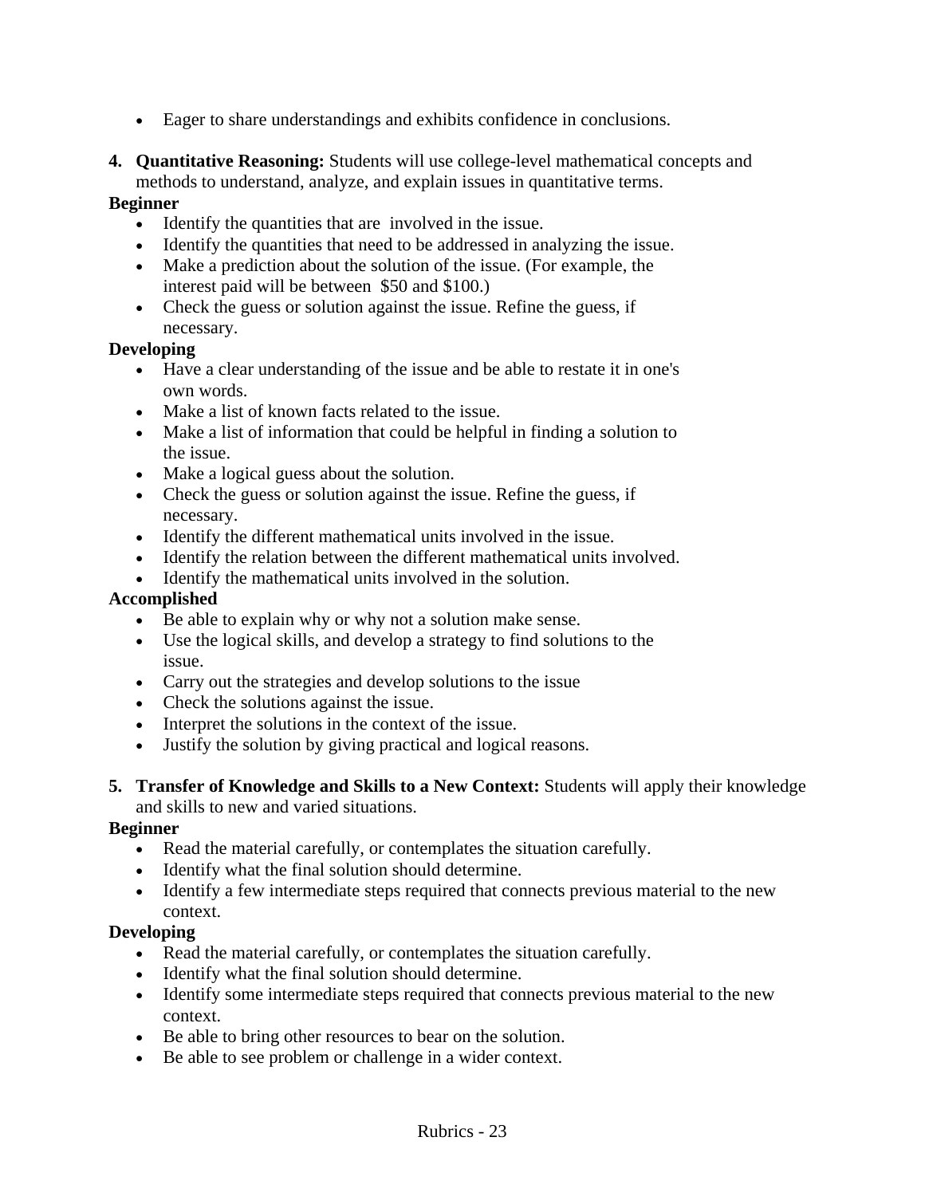- Eager to share understandings and exhibits confidence in conclusions.

4. **Quantitative Reasoning:** Students will use college-level mathematical concepts and methods to understand, analyze, and explain issues in quantitative terms.

**Beginner**

- Identify the quantities that are involved in the issue.
- Identify the quantities that need to be addressed in analyzing the issue.
- Make a prediction about the solution of the issue. (For example, the interest paid will be between $50 and $100.)
- Check the guess or solution against the issue. Refine the guess, if necessary.

**Developing**

- Have a clear understanding of the issue and be able to restate it in one's own words.
- Make a list of known facts related to the issue.
- Make a list of information that could be helpful in finding a solution to the issue.
- Make a logical guess about the solution.
- Check the guess or solution against the issue. Refine the guess, if necessary.
- Identify the different mathematical units involved in the issue.
- Identify the relation between the different mathematical units involved.
- Identify the mathematical units involved in the solution.

**Accomplished**

- Be able to explain why or why not a solution make sense.
- Use the logical skills, and develop a strategy to find solutions to the issue.
- Carry out the strategies and develop solutions to the issue
- Check the solutions against the issue.
- Interpret the solutions in the context of the issue.
- Justify the solution by giving practical and logical reasons.

5. **Transfer of Knowledge and Skills to a New Context:** Students will apply their knowledge and skills to new and varied situations.

**Beginner**

- Read the material carefully, or contemplates the situation carefully.
- Identify what the final solution should determine.
- Identify a few intermediate steps required that connects previous material to the new context.

**Developing**

- Read the material carefully, or contemplates the situation carefully.
- Identify what the final solution should determine.
- Identify some intermediate steps required that connects previous material to the new context.
- Be able to bring other resources to bear on the solution.
- Be able to see problem or challenge in a wider context.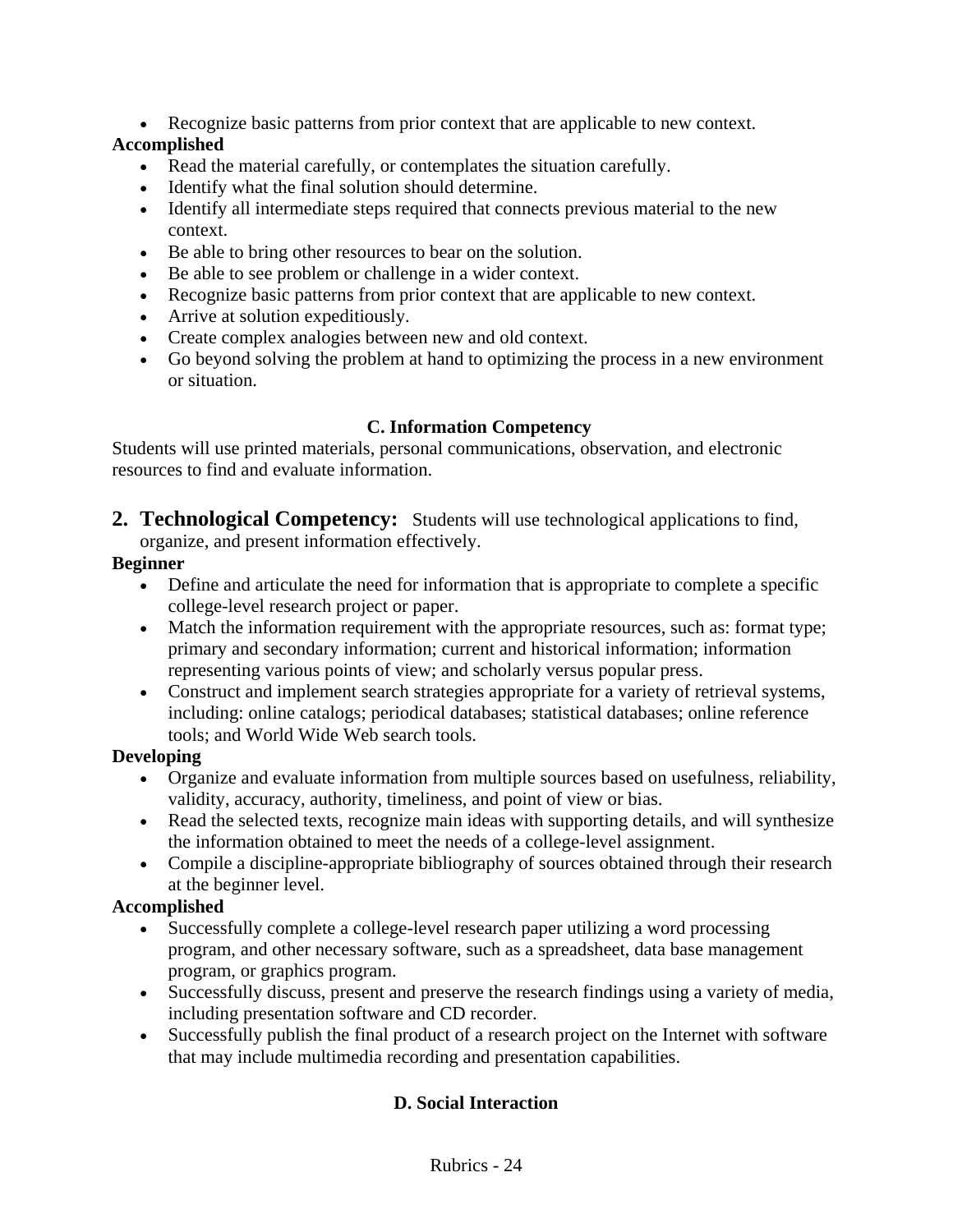- Recognize basic patterns from prior context that are applicable to new context.

**Accomplished**

- Read the material carefully, or contemplates the situation carefully.
- Identify what the final solution should determine.
- Identify all intermediate steps required that connects previous material to the new context.
- Be able to bring other resources to bear on the solution.
- Be able to see problem or challenge in a wider context.
- Recognize basic patterns from prior context that are applicable to new context.
- Arrive at solution expeditiously.
- Create complex analogies between new and old context.
- Go beyond solving the problem at hand to optimizing the process in a new environment or situation.

### C. Information Competency

Students will use printed materials, personal communications, observation, and electronic resources to find and evaluate information.

## 2. Technological Competency:

Students will use technological applications to find, organize, and present information effectively.

**Beginner**

- Define and articulate the need for information that is appropriate to complete a specific college-level research project or paper.
- Match the information requirement with the appropriate resources, such as: format type; primary and secondary information; current and historical information; information representing various points of view; and scholarly versus popular press.
- Construct and implement search strategies appropriate for a variety of retrieval systems, including: online catalogs; periodical databases; statistical databases; online reference tools; and World Wide Web search tools.

**Developing**

- Organize and evaluate information from multiple sources based on usefulness, reliability, validity, accuracy, authority, timeliness, and point of view or bias.
- Read the selected texts, recognize main ideas with supporting details, and will synthesize the information obtained to meet the needs of a college-level assignment.
- Compile a discipline-appropriate bibliography of sources obtained through their research at the beginner level.

**Accomplished**

- Successfully complete a college-level research paper utilizing a word processing program, and other necessary software, such as a spreadsheet, data base management program, or graphics program.
- Successfully discuss, present and preserve the research findings using a variety of media, including presentation software and CD recorder.
- Successfully publish the final product of a research project on the Internet with software that may include multimedia recording and presentation capabilities.

### D. Social Interaction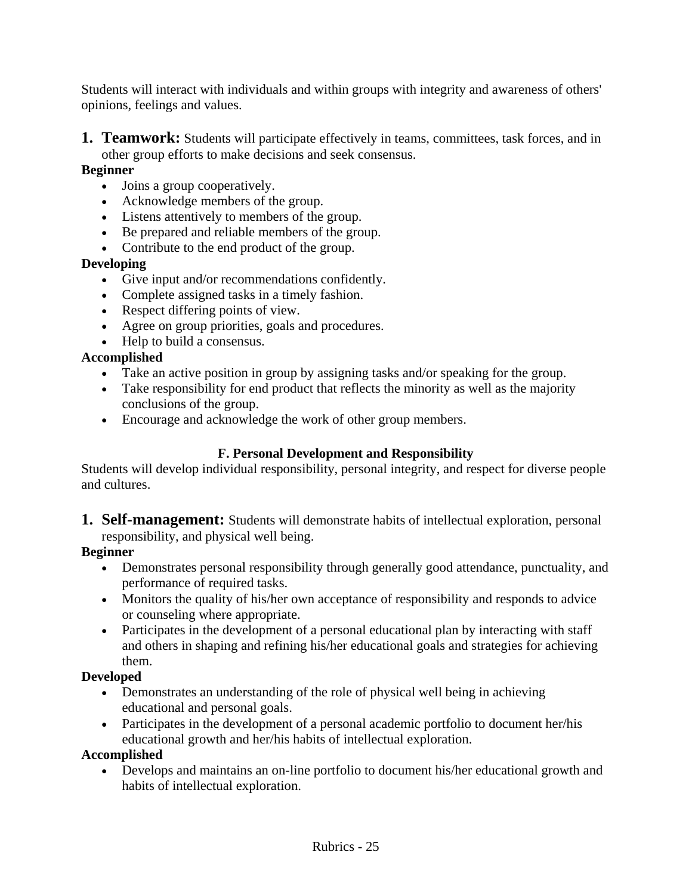Students will interact with individuals and within groups with integrity and awareness of others' opinions, feelings and values.

1. **Teamwork:** Students will participate effectively in teams, committees, task forces, and in other group efforts to make decisions and seek consensus.

**Beginner**

- Joins a group cooperatively.
- Acknowledge members of the group.
- Listens attentively to members of the group.
- Be prepared and reliable members of the group.
- Contribute to the end product of the group.

**Developing**

- Give input and/or recommendations confidently.
- Complete assigned tasks in a timely fashion.
- Respect differing points of view.
- Agree on group priorities, goals and procedures.
- Help to build a consensus.

**Accomplished**

- Take an active position in group by assigning tasks and/or speaking for the group.
- Take responsibility for end product that reflects the minority as well as the majority conclusions of the group.
- Encourage and acknowledge the work of other group members.

### F. Personal Development and Responsibility

Students will develop individual responsibility, personal integrity, and respect for diverse people and cultures.

1. **Self-management:** Students will demonstrate habits of intellectual exploration, personal responsibility, and physical well being.

**Beginner**

- Demonstrates personal responsibility through generally good attendance, punctuality, and performance of required tasks.
- Monitors the quality of his/her own acceptance of responsibility and responds to advice or counseling where appropriate.
- Participates in the development of a personal educational plan by interacting with staff and others in shaping and refining his/her educational goals and strategies for achieving them.

**Developed**

- Demonstrates an understanding of the role of physical well being in achieving educational and personal goals.
- Participates in the development of a personal academic portfolio to document her/his educational growth and her/his habits of intellectual exploration.

**Accomplished**

- Develops and maintains an on-line portfolio to document his/her educational growth and habits of intellectual exploration.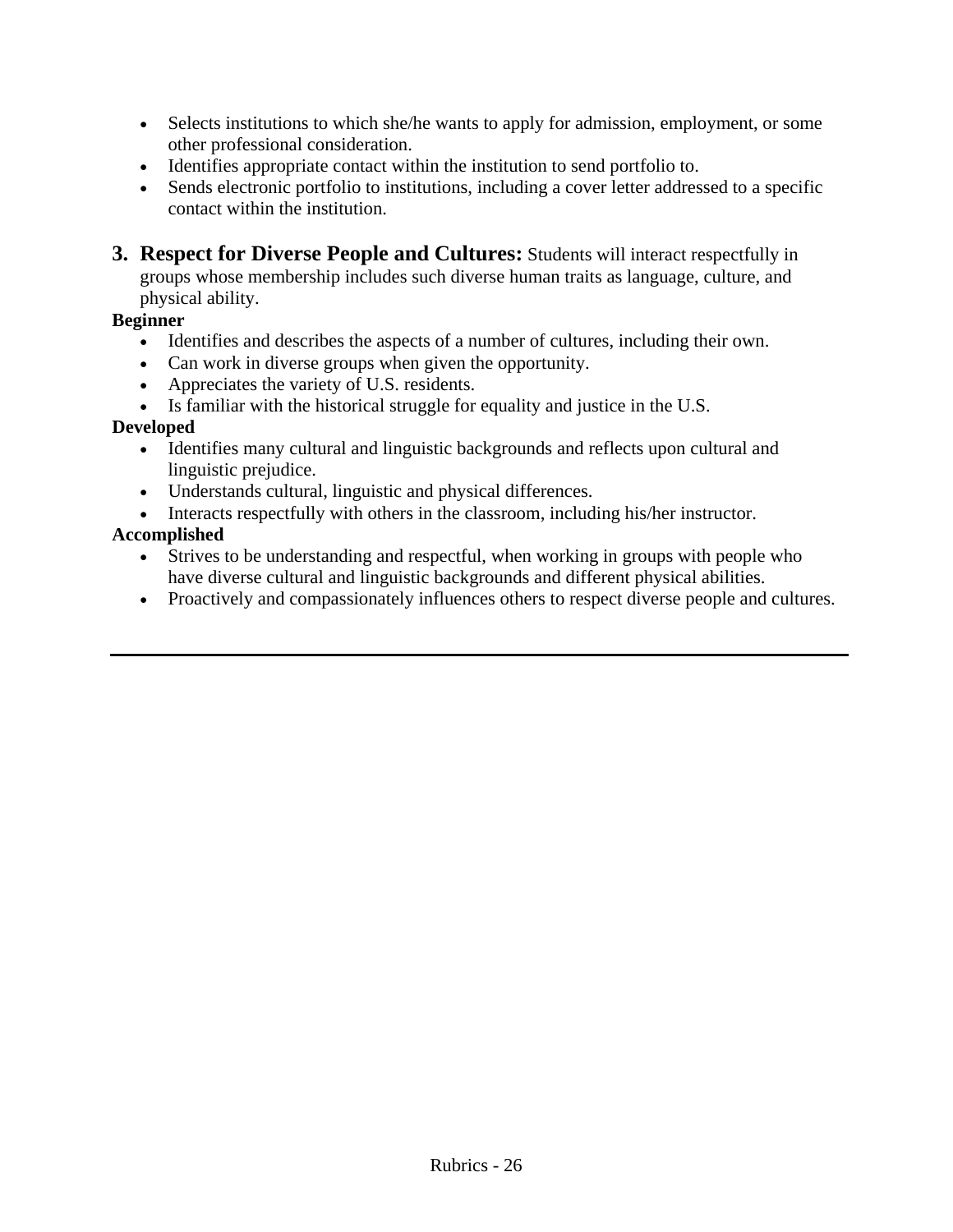- Selects institutions to which she/he wants to apply for admission, employment, or some other professional consideration.
- Identifies appropriate contact within the institution to send portfolio to.
- Sends electronic portfolio to institutions, including a cover letter addressed to a specific contact within the institution.

3. **Respect for Diverse People and Cultures:** Students will interact respectfully in groups whose membership includes such diverse human traits as language, culture, and physical ability.

**Beginner**

- Identifies and describes the aspects of a number of cultures, including their own.
- Can work in diverse groups when given the opportunity.
- Appreciates the variety of U.S. residents.
- Is familiar with the historical struggle for equality and justice in the U.S.

**Developed**

- Identifies many cultural and linguistic backgrounds and reflects upon cultural and linguistic prejudice.
- Understands cultural, linguistic and physical differences.
- Interacts respectfully with others in the classroom, including his/her instructor.

**Accomplished**

- Strives to be understanding and respectful, when working in groups with people who have diverse cultural and linguistic backgrounds and different physical abilities.
- Proactively and compassionately influences others to respect diverse people and cultures.

---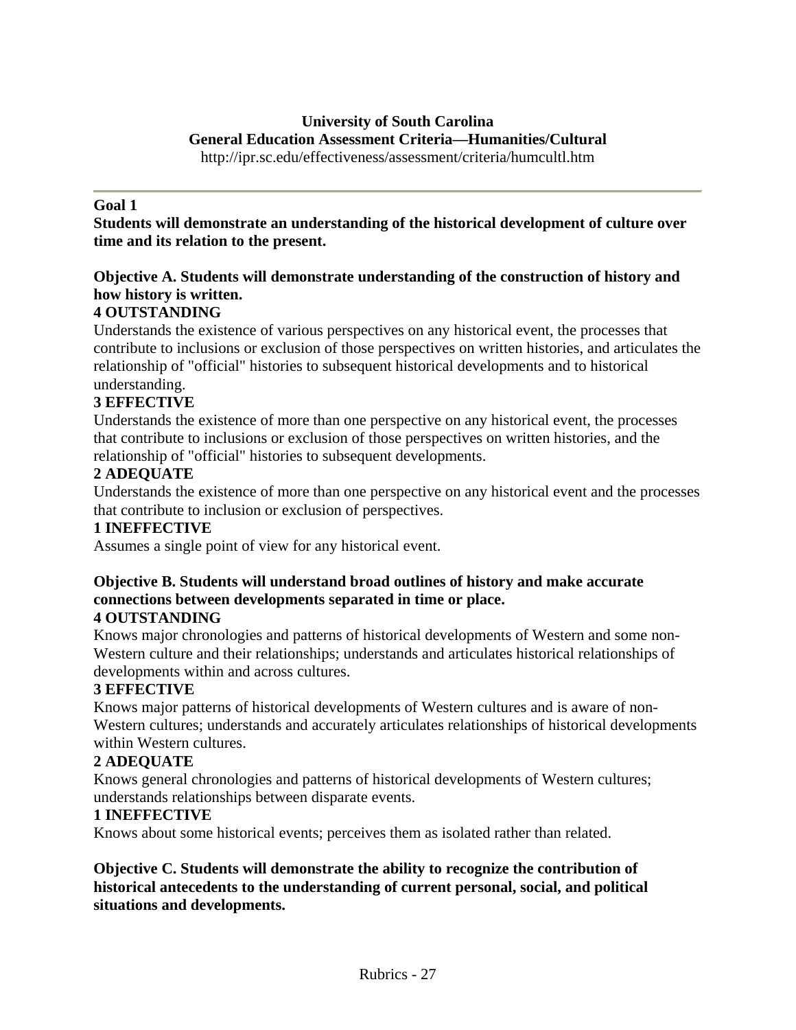**University of South Carolina**
**General Education Assessment Criteria—Humanities/Cultural**
http://ipr.sc.edu/effectiveness/assessment/criteria/humcultl.htm

---

**Goal 1**

**Students will demonstrate an understanding of the historical development of culture over time and its relation to the present.**

**Objective A. Students will demonstrate understanding of the construction of history and how history is written.**

**4 OUTSTANDING**

Understands the existence of various perspectives on any historical event, the processes that contribute to inclusions or exclusion of those perspectives on written histories, and articulates the relationship of "official" histories to subsequent historical developments and to historical understanding.

**3 EFFECTIVE**

Understands the existence of more than one perspective on any historical event, the processes that contribute to inclusions or exclusion of those perspectives on written histories, and the relationship of "official" histories to subsequent developments.

**2 ADEQUATE**

Understands the existence of more than one perspective on any historical event and the processes that contribute to inclusion or exclusion of perspectives.

**1 INEFFECTIVE**

Assumes a single point of view for any historical event.

**Objective B. Students will understand broad outlines of history and make accurate connections between developments separated in time or place.**

**4 OUTSTANDING**

Knows major chronologies and patterns of historical developments of Western and some non-Western culture and their relationships; understands and articulates historical relationships of developments within and across cultures.

**3 EFFECTIVE**

Knows major patterns of historical developments of Western cultures and is aware of non-Western cultures; understands and accurately articulates relationships of historical developments within Western cultures.

**2 ADEQUATE**

Knows general chronologies and patterns of historical developments of Western cultures; understands relationships between disparate events.

**1 INEFFECTIVE**

Knows about some historical events; perceives them as isolated rather than related.

**Objective C. Students will demonstrate the ability to recognize the contribution of historical antecedents to the understanding of current personal, social, and political situations and developments.**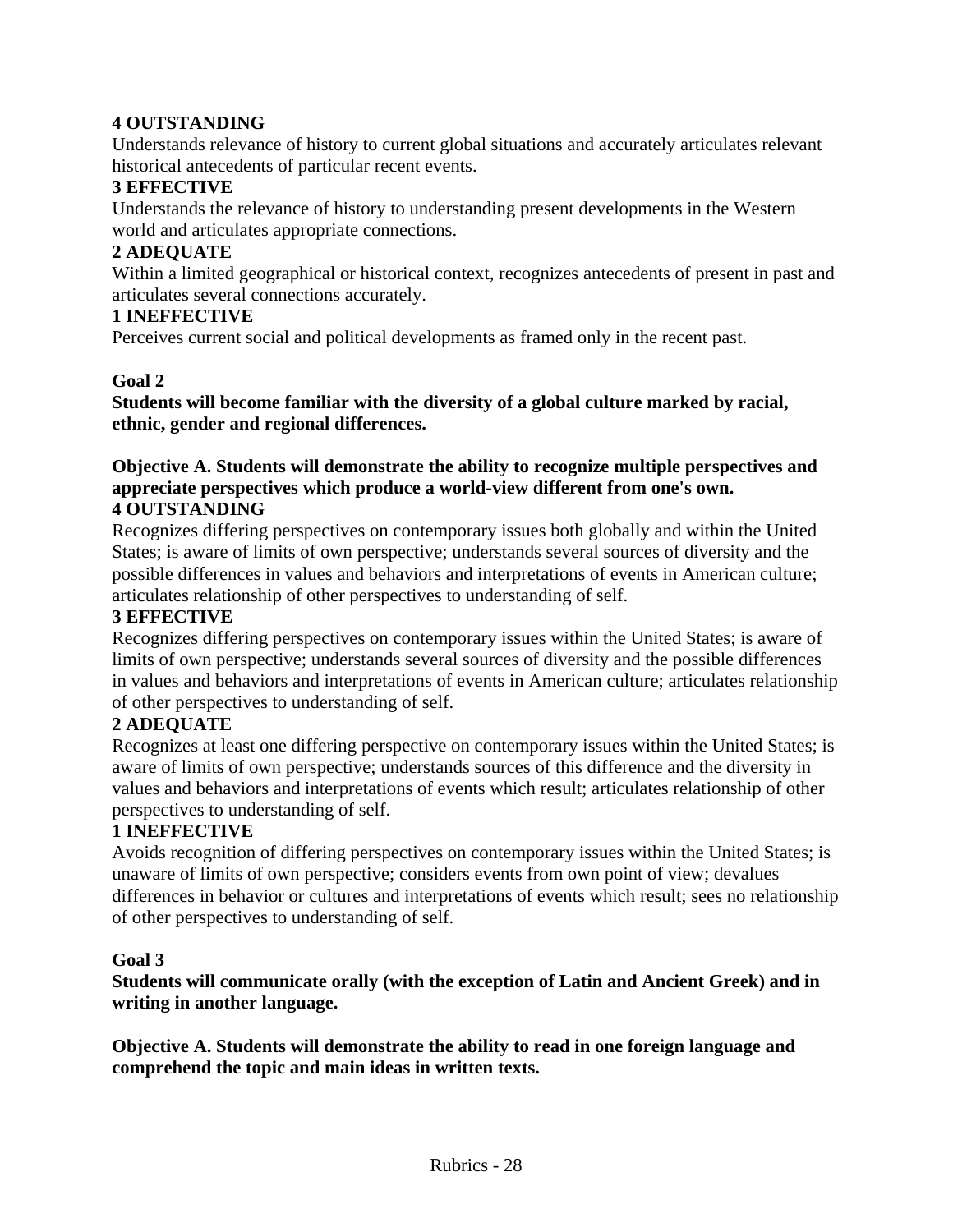**4 OUTSTANDING**
Understands relevance of history to current global situations and accurately articulates relevant historical antecedents of particular recent events.

**3 EFFECTIVE**
Understands the relevance of history to understanding present developments in the Western world and articulates appropriate connections.

**2 ADEQUATE**
Within a limited geographical or historical context, recognizes antecedents of present in past and articulates several connections accurately.

**1 INEFFECTIVE**
Perceives current social and political developments as framed only in the recent past.

**Goal 2**

**Students will become familiar with the diversity of a global culture marked by racial, ethnic, gender and regional differences.**

**Objective A. Students will demonstrate the ability to recognize multiple perspectives and appreciate perspectives which produce a world-view different from one's own.**

**4 OUTSTANDING**
Recognizes differing perspectives on contemporary issues both globally and within the United States; is aware of limits of own perspective; understands several sources of diversity and the possible differences in values and behaviors and interpretations of events in American culture; articulates relationship of other perspectives to understanding of self.

**3 EFFECTIVE**
Recognizes differing perspectives on contemporary issues within the United States; is aware of limits of own perspective; understands several sources of diversity and the possible differences in values and behaviors and interpretations of events in American culture; articulates relationship of other perspectives to understanding of self.

**2 ADEQUATE**
Recognizes at least one differing perspective on contemporary issues within the United States; is aware of limits of own perspective; understands sources of this difference and the diversity in values and behaviors and interpretations of events which result; articulates relationship of other perspectives to understanding of self.

**1 INEFFECTIVE**
Avoids recognition of differing perspectives on contemporary issues within the United States; is unaware of limits of own perspective; considers events from own point of view; devalues differences in behavior or cultures and interpretations of events which result; sees no relationship of other perspectives to understanding of self.

**Goal 3**

**Students will communicate orally (with the exception of Latin and Ancient Greek) and in writing in another language.**

**Objective A. Students will demonstrate the ability to read in one foreign language and comprehend the topic and main ideas in written texts.**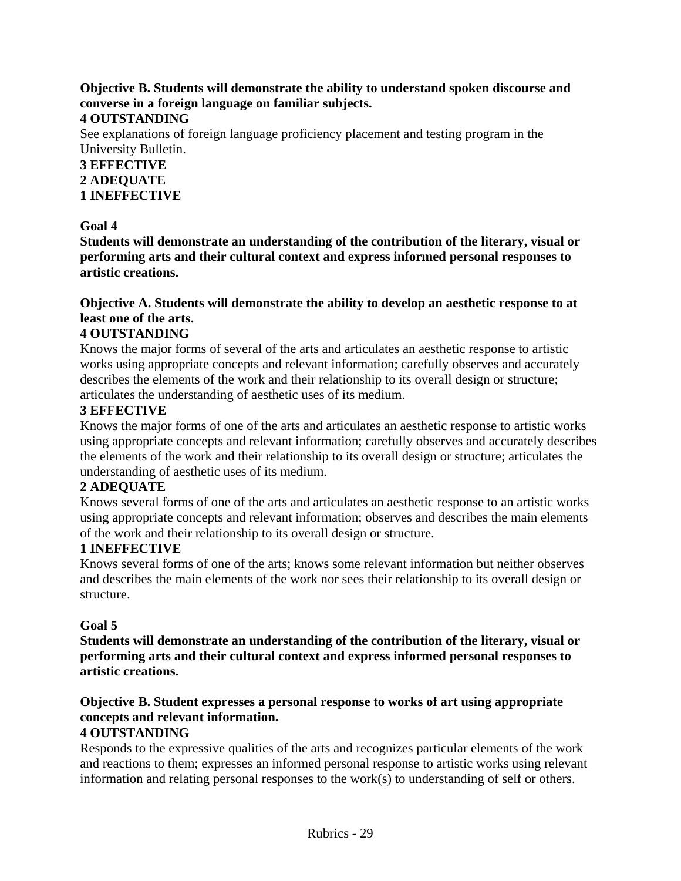**Objective B. Students will demonstrate the ability to understand spoken discourse and converse in a foreign language on familiar subjects.**

**4 OUTSTANDING**

See explanations of foreign language proficiency placement and testing program in the University Bulletin.

**3 EFFECTIVE**

**2 ADEQUATE**

**1 INEFFECTIVE**

**Goal 4**

**Students will demonstrate an understanding of the contribution of the literary, visual or performing arts and their cultural context and express informed personal responses to artistic creations.**

**Objective A. Students will demonstrate the ability to develop an aesthetic response to at least one of the arts.**

**4 OUTSTANDING**

Knows the major forms of several of the arts and articulates an aesthetic response to artistic works using appropriate concepts and relevant information; carefully observes and accurately describes the elements of the work and their relationship to its overall design or structure; articulates the understanding of aesthetic uses of its medium.

**3 EFFECTIVE**

Knows the major forms of one of the arts and articulates an aesthetic response to artistic works using appropriate concepts and relevant information; carefully observes and accurately describes the elements of the work and their relationship to its overall design or structure; articulates the understanding of aesthetic uses of its medium.

**2 ADEQUATE**

Knows several forms of one of the arts and articulates an aesthetic response to an artistic works using appropriate concepts and relevant information; observes and describes the main elements of the work and their relationship to its overall design or structure.

**1 INEFFECTIVE**

Knows several forms of one of the arts; knows some relevant information but neither observes and describes the main elements of the work nor sees their relationship to its overall design or structure.

**Goal 5**

**Students will demonstrate an understanding of the contribution of the literary, visual or performing arts and their cultural context and express informed personal responses to artistic creations.**

**Objective B. Student expresses a personal response to works of art using appropriate concepts and relevant information.**

**4 OUTSTANDING**

Responds to the expressive qualities of the arts and recognizes particular elements of the work and reactions to them; expresses an informed personal response to artistic works using relevant information and relating personal responses to the work(s) to understanding of self or others.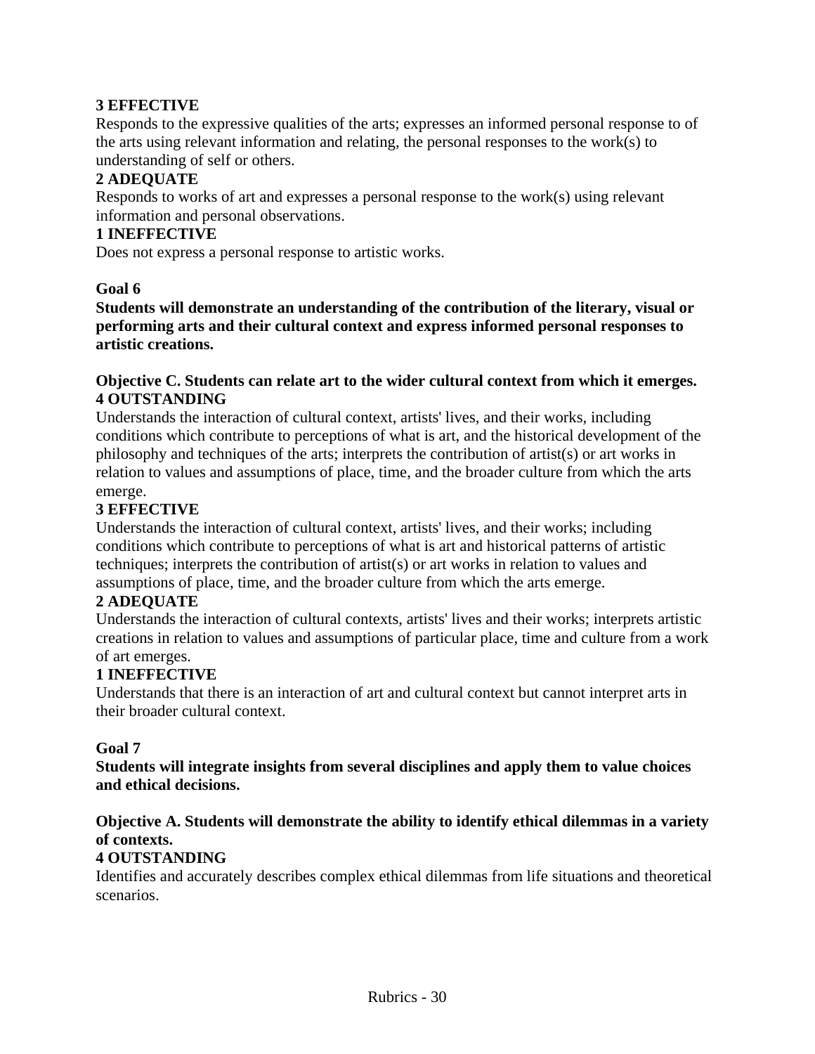**3 EFFECTIVE**

Responds to the expressive qualities of the arts; expresses an informed personal response to of the arts using relevant information and relating, the personal responses to the work(s) to understanding of self or others.

**2 ADEQUATE**

Responds to works of art and expresses a personal response to the work(s) using relevant information and personal observations.

**1 INEFFECTIVE**

Does not express a personal response to artistic works.

**Goal 6**

**Students will demonstrate an understanding of the contribution of the literary, visual or performing arts and their cultural context and express informed personal responses to artistic creations.**

**Objective C. Students can relate art to the wider cultural context from which it emerges.**

**4 OUTSTANDING**

Understands the interaction of cultural context, artists' lives, and their works, including conditions which contribute to perceptions of what is art, and the historical development of the philosophy and techniques of the arts; interprets the contribution of artist(s) or art works in relation to values and assumptions of place, time, and the broader culture from which the arts emerge.

**3 EFFECTIVE**

Understands the interaction of cultural context, artists' lives, and their works; including conditions which contribute to perceptions of what is art and historical patterns of artistic techniques; interprets the contribution of artist(s) or art works in relation to values and assumptions of place, time, and the broader culture from which the arts emerge.

**2 ADEQUATE**

Understands the interaction of cultural contexts, artists' lives and their works; interprets artistic creations in relation to values and assumptions of particular place, time and culture from a work of art emerges.

**1 INEFFECTIVE**

Understands that there is an interaction of art and cultural context but cannot interpret arts in their broader cultural context.

**Goal 7**

**Students will integrate insights from several disciplines and apply them to value choices and ethical decisions.**

**Objective A. Students will demonstrate the ability to identify ethical dilemmas in a variety of contexts.**

**4 OUTSTANDING**

Identifies and accurately describes complex ethical dilemmas from life situations and theoretical scenarios.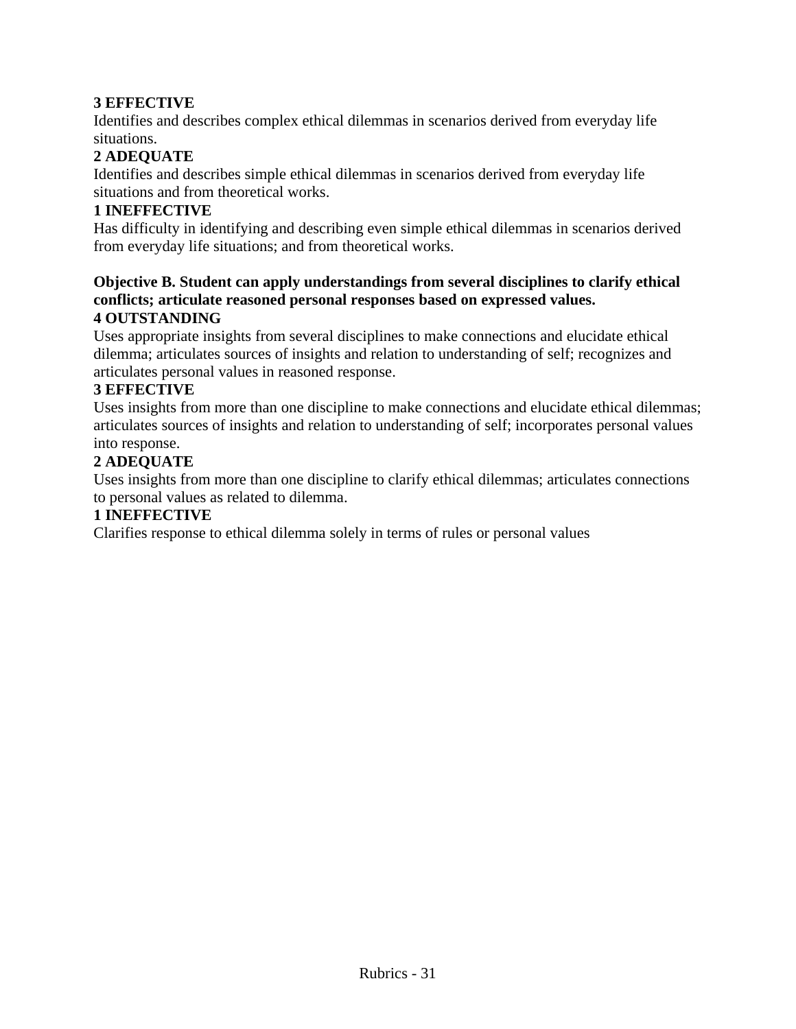**3 EFFECTIVE**
Identifies and describes complex ethical dilemmas in scenarios derived from everyday life situations.

**2 ADEQUATE**
Identifies and describes simple ethical dilemmas in scenarios derived from everyday life situations and from theoretical works.

**1 INEFFECTIVE**
Has difficulty in identifying and describing even simple ethical dilemmas in scenarios derived from everyday life situations; and from theoretical works.

**Objective B. Student can apply understandings from several disciplines to clarify ethical conflicts; articulate reasoned personal responses based on expressed values.**

**4 OUTSTANDING**
Uses appropriate insights from several disciplines to make connections and elucidate ethical dilemma; articulates sources of insights and relation to understanding of self; recognizes and articulates personal values in reasoned response.

**3 EFFECTIVE**
Uses insights from more than one discipline to make connections and elucidate ethical dilemmas; articulates sources of insights and relation to understanding of self; incorporates personal values into response.

**2 ADEQUATE**
Uses insights from more than one discipline to clarify ethical dilemmas; articulates connections to personal values as related to dilemma.

**1 INEFFECTIVE**
Clarifies response to ethical dilemma solely in terms of rules or personal values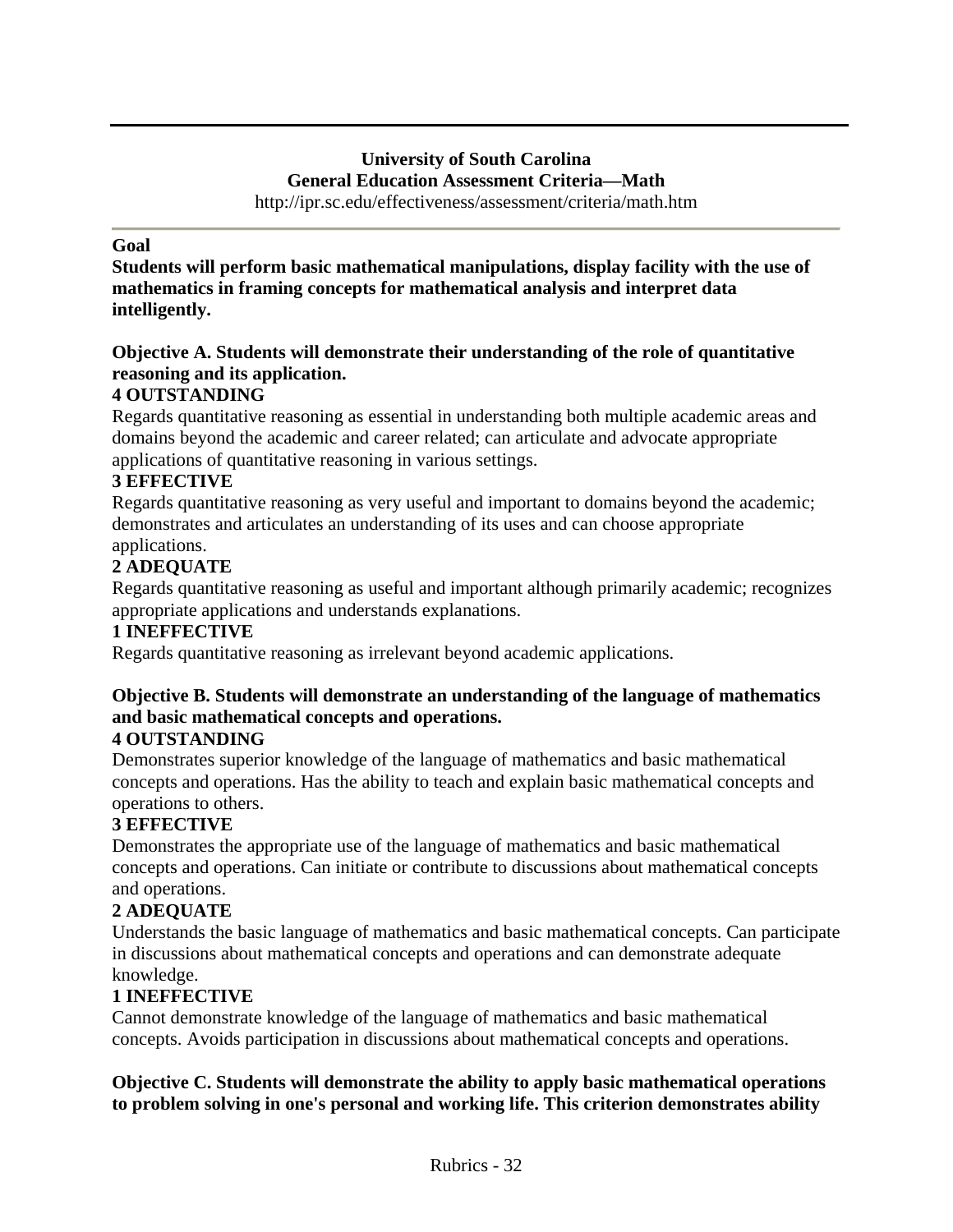**University of South Carolina**
**General Education Assessment Criteria—Math**
http://ipr.sc.edu/effectiveness/assessment/criteria/math.htm

---

**Goal**

**Students will perform basic mathematical manipulations, display facility with the use of mathematics in framing concepts for mathematical analysis and interpret data intelligently.**

**Objective A. Students will demonstrate their understanding of the role of quantitative reasoning and its application.**

**4 OUTSTANDING**

Regards quantitative reasoning as essential in understanding both multiple academic areas and domains beyond the academic and career related; can articulate and advocate appropriate applications of quantitative reasoning in various settings.

**3 EFFECTIVE**

Regards quantitative reasoning as very useful and important to domains beyond the academic; demonstrates and articulates an understanding of its uses and can choose appropriate applications.

**2 ADEQUATE**

Regards quantitative reasoning as useful and important although primarily academic; recognizes appropriate applications and understands explanations.

**1 INEFFECTIVE**

Regards quantitative reasoning as irrelevant beyond academic applications.

**Objective B. Students will demonstrate an understanding of the language of mathematics and basic mathematical concepts and operations.**

**4 OUTSTANDING**

Demonstrates superior knowledge of the language of mathematics and basic mathematical concepts and operations. Has the ability to teach and explain basic mathematical concepts and operations to others.

**3 EFFECTIVE**

Demonstrates the appropriate use of the language of mathematics and basic mathematical concepts and operations. Can initiate or contribute to discussions about mathematical concepts and operations.

**2 ADEQUATE**

Understands the basic language of mathematics and basic mathematical concepts. Can participate in discussions about mathematical concepts and operations and can demonstrate adequate knowledge.

**1 INEFFECTIVE**

Cannot demonstrate knowledge of the language of mathematics and basic mathematical concepts. Avoids participation in discussions about mathematical concepts and operations.

**Objective C. Students will demonstrate the ability to apply basic mathematical operations to problem solving in one's personal and working life. This criterion demonstrates ability**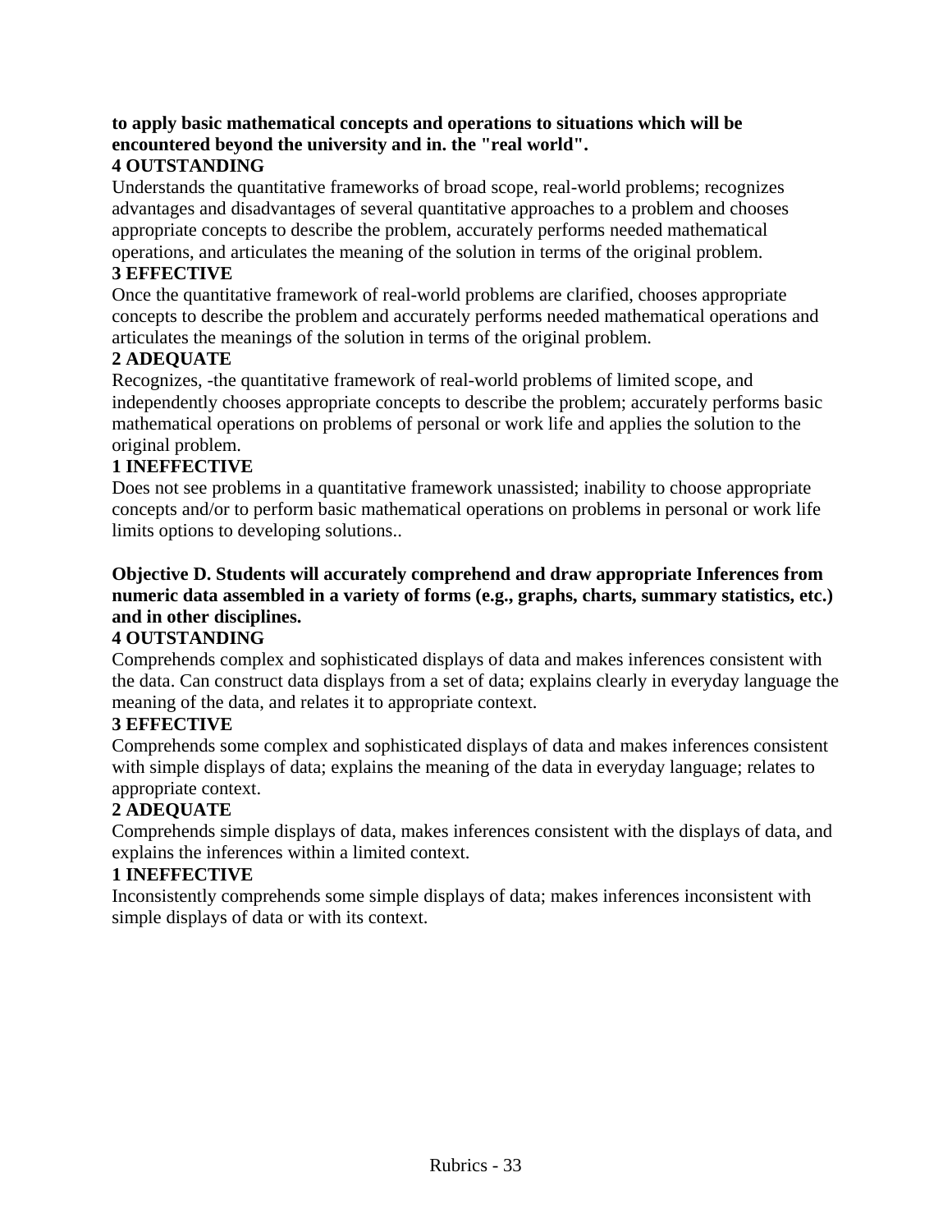**to apply basic mathematical concepts and operations to situations which will be encountered beyond the university and in. the "real world".**

**4 OUTSTANDING**

Understands the quantitative frameworks of broad scope, real-world problems; recognizes advantages and disadvantages of several quantitative approaches to a problem and chooses appropriate concepts to describe the problem, accurately performs needed mathematical operations, and articulates the meaning of the solution in terms of the original problem.

**3 EFFECTIVE**

Once the quantitative framework of real-world problems are clarified, chooses appropriate concepts to describe the problem and accurately performs needed mathematical operations and articulates the meanings of the solution in terms of the original problem.

**2 ADEQUATE**

Recognizes, -the quantitative framework of real-world problems of limited scope, and independently chooses appropriate concepts to describe the problem; accurately performs basic mathematical operations on problems of personal or work life and applies the solution to the original problem.

**1 INEFFECTIVE**

Does not see problems in a quantitative framework unassisted; inability to choose appropriate concepts and/or to perform basic mathematical operations on problems in personal or work life limits options to developing solutions..

**Objective D. Students will accurately comprehend and draw appropriate Inferences from numeric data assembled in a variety of forms (e.g., graphs, charts, summary statistics, etc.) and in other disciplines.**

**4 OUTSTANDING**

Comprehends complex and sophisticated displays of data and makes inferences consistent with the data. Can construct data displays from a set of data; explains clearly in everyday language the meaning of the data, and relates it to appropriate context.

**3 EFFECTIVE**

Comprehends some complex and sophisticated displays of data and makes inferences consistent with simple displays of data; explains the meaning of the data in everyday language; relates to appropriate context.

**2 ADEQUATE**

Comprehends simple displays of data, makes inferences consistent with the displays of data, and explains the inferences within a limited context.

**1 INEFFECTIVE**

Inconsistently comprehends some simple displays of data; makes inferences inconsistent with simple displays of data or with its context.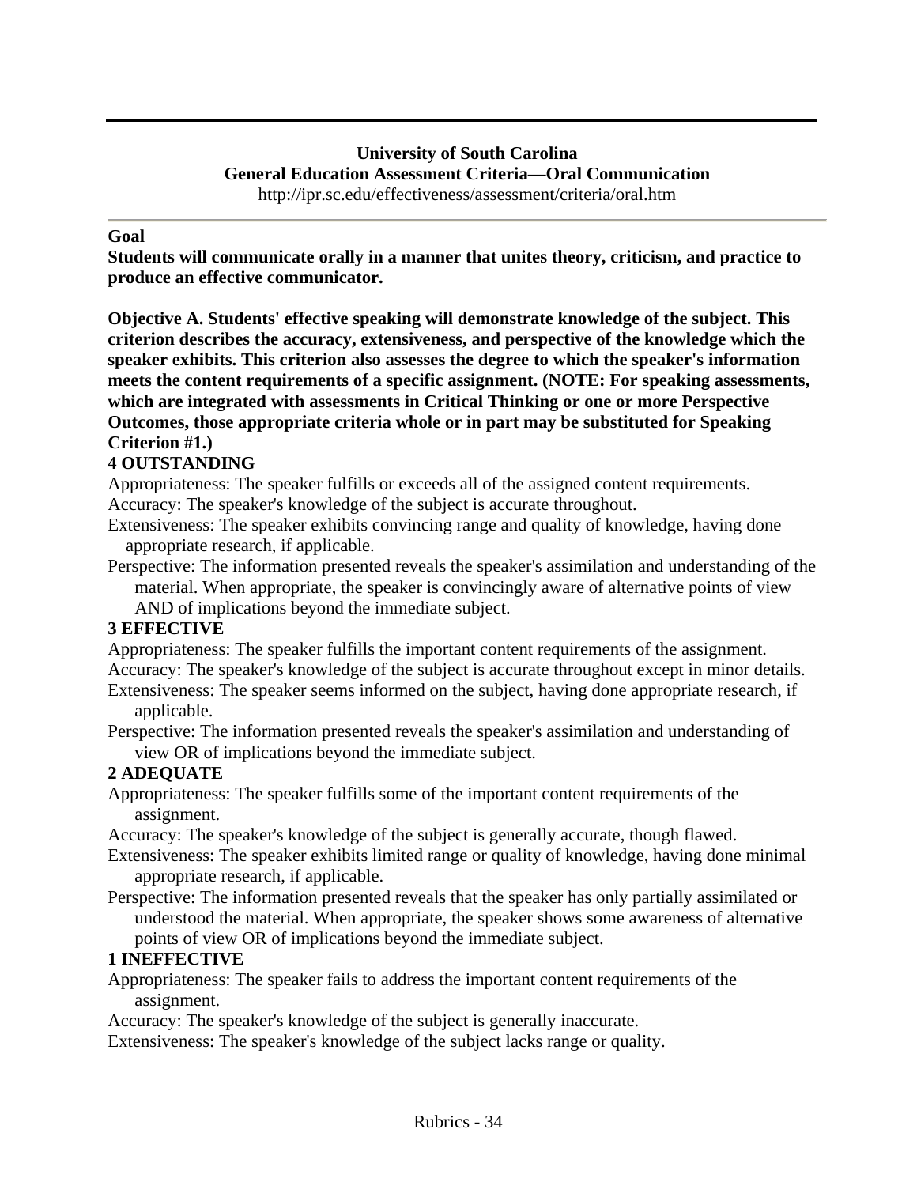**University of South Carolina**
**General Education Assessment Criteria—Oral Communication**
http://ipr.sc.edu/effectiveness/assessment/criteria/oral.htm

---

**Goal**

**Students will communicate orally in a manner that unites theory, criticism, and practice to produce an effective communicator.**

**Objective A. Students' effective speaking will demonstrate knowledge of the subject. This criterion describes the accuracy, extensiveness, and perspective of the knowledge which the speaker exhibits. This criterion also assesses the degree to which the speaker's information meets the content requirements of a specific assignment. (NOTE: For speaking assessments, which are integrated with assessments in Critical Thinking or one or more Perspective Outcomes, those appropriate criteria whole or in part may be substituted for Speaking Criterion #1.)**

**4 OUTSTANDING**

Appropriateness: The speaker fulfills or exceeds all of the assigned content requirements.

Accuracy: The speaker's knowledge of the subject is accurate throughout.

Extensiveness: The speaker exhibits convincing range and quality of knowledge, having done appropriate research, if applicable.

Perspective: The information presented reveals the speaker's assimilation and understanding of the material. When appropriate, the speaker is convincingly aware of alternative points of view AND of implications beyond the immediate subject.

**3 EFFECTIVE**

Appropriateness: The speaker fulfills the important content requirements of the assignment.

Accuracy: The speaker's knowledge of the subject is accurate throughout except in minor details.

Extensiveness: The speaker seems informed on the subject, having done appropriate research, if applicable.

Perspective: The information presented reveals the speaker's assimilation and understanding of view OR of implications beyond the immediate subject.

**2 ADEQUATE**

Appropriateness: The speaker fulfills some of the important content requirements of the assignment.

Accuracy: The speaker's knowledge of the subject is generally accurate, though flawed.

Extensiveness: The speaker exhibits limited range or quality of knowledge, having done minimal appropriate research, if applicable.

Perspective: The information presented reveals that the speaker has only partially assimilated or understood the material. When appropriate, the speaker shows some awareness of alternative points of view OR of implications beyond the immediate subject.

**1 INEFFECTIVE**

Appropriateness: The speaker fails to address the important content requirements of the assignment.

Accuracy: The speaker's knowledge of the subject is generally inaccurate.

Extensiveness: The speaker's knowledge of the subject lacks range or quality.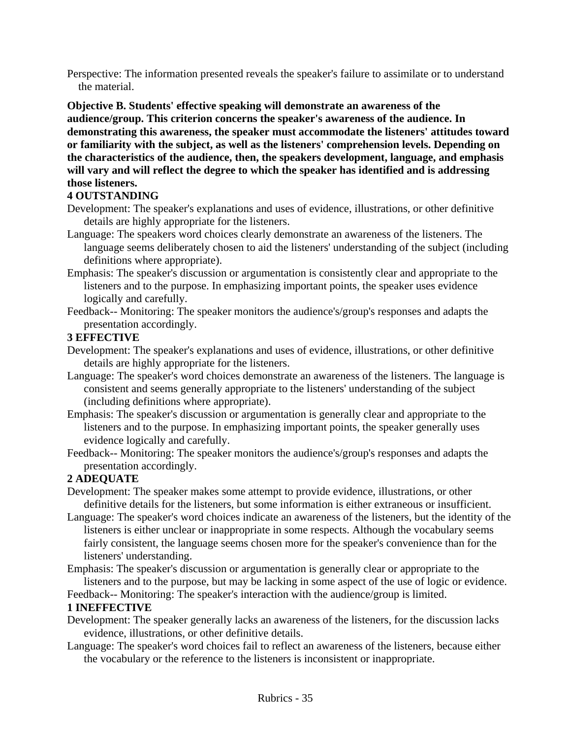Perspective: The information presented reveals the speaker's failure to assimilate or to understand the material.

**Objective B. Students' effective speaking will demonstrate an awareness of the audience/group. This criterion concerns the speaker's awareness of the audience. In demonstrating this awareness, the speaker must accommodate the listeners' attitudes toward or familiarity with the subject, as well as the listeners' comprehension levels. Depending on the characteristics of the audience, then, the speakers development, language, and emphasis will vary and will reflect the degree to which the speaker has identified and is addressing those listeners.**

**4 OUTSTANDING**

Development: The speaker's explanations and uses of evidence, illustrations, or other definitive details are highly appropriate for the listeners.

Language: The speakers word choices clearly demonstrate an awareness of the listeners. The language seems deliberately chosen to aid the listeners' understanding of the subject (including definitions where appropriate).

Emphasis: The speaker's discussion or argumentation is consistently clear and appropriate to the listeners and to the purpose. In emphasizing important points, the speaker uses evidence logically and carefully.

Feedback-- Monitoring: The speaker monitors the audience's/group's responses and adapts the presentation accordingly.

**3 EFFECTIVE**

Development: The speaker's explanations and uses of evidence, illustrations, or other definitive details are highly appropriate for the listeners.

Language: The speaker's word choices demonstrate an awareness of the listeners. The language is consistent and seems generally appropriate to the listeners' understanding of the subject (including definitions where appropriate).

Emphasis: The speaker's discussion or argumentation is generally clear and appropriate to the listeners and to the purpose. In emphasizing important points, the speaker generally uses evidence logically and carefully.

Feedback-- Monitoring: The speaker monitors the audience's/group's responses and adapts the presentation accordingly.

**2 ADEQUATE**

Development: The speaker makes some attempt to provide evidence, illustrations, or other definitive details for the listeners, but some information is either extraneous or insufficient.

Language: The speaker's word choices indicate an awareness of the listeners, but the identity of the listeners is either unclear or inappropriate in some respects. Although the vocabulary seems fairly consistent, the language seems chosen more for the speaker's convenience than for the listeners' understanding.

Emphasis: The speaker's discussion or argumentation is generally clear or appropriate to the listeners and to the purpose, but may be lacking in some aspect of the use of logic or evidence.

Feedback-- Monitoring: The speaker's interaction with the audience/group is limited.

**1 INEFFECTIVE**

Development: The speaker generally lacks an awareness of the listeners, for the discussion lacks evidence, illustrations, or other definitive details.

Language: The speaker's word choices fail to reflect an awareness of the listeners, because either the vocabulary or the reference to the listeners is inconsistent or inappropriate.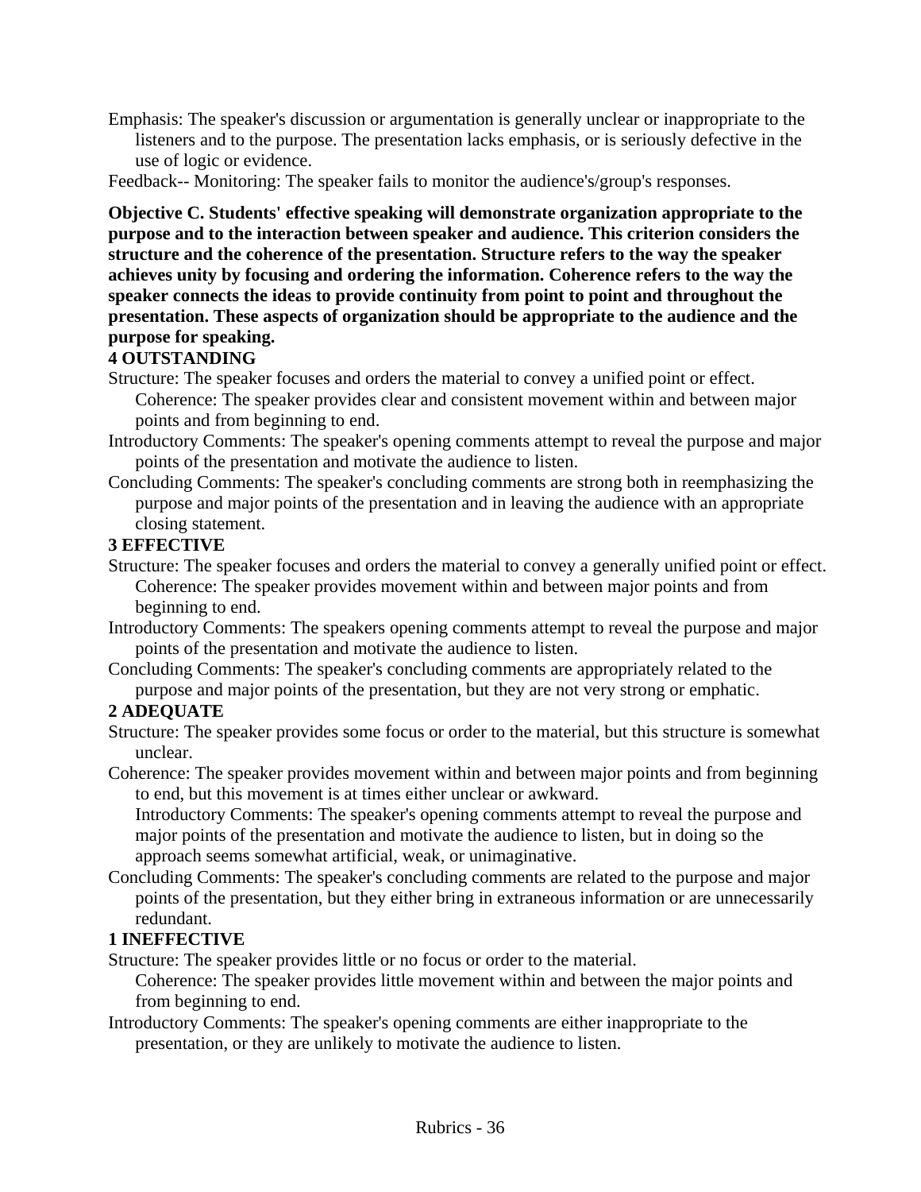Emphasis: The speaker's discussion or argumentation is generally unclear or inappropriate to the listeners and to the purpose. The presentation lacks emphasis, or is seriously defective in the use of logic or evidence.

Feedback-- Monitoring: The speaker fails to monitor the audience's/group's responses.

**Objective C. Students' effective speaking will demonstrate organization appropriate to the purpose and to the interaction between speaker and audience. This criterion considers the structure and the coherence of the presentation. Structure refers to the way the speaker achieves unity by focusing and ordering the information. Coherence refers to the way the speaker connects the ideas to provide continuity from point to point and throughout the presentation. These aspects of organization should be appropriate to the audience and the purpose for speaking.**

**4 OUTSTANDING**

Structure: The speaker focuses and orders the material to convey a unified point or effect. Coherence: The speaker provides clear and consistent movement within and between major points and from beginning to end.

Introductory Comments: The speaker's opening comments attempt to reveal the purpose and major points of the presentation and motivate the audience to listen.

Concluding Comments: The speaker's concluding comments are strong both in reemphasizing the purpose and major points of the presentation and in leaving the audience with an appropriate closing statement.

**3 EFFECTIVE**

Structure: The speaker focuses and orders the material to convey a generally unified point or effect. Coherence: The speaker provides movement within and between major points and from beginning to end.

Introductory Comments: The speakers opening comments attempt to reveal the purpose and major points of the presentation and motivate the audience to listen.

Concluding Comments: The speaker's concluding comments are appropriately related to the purpose and major points of the presentation, but they are not very strong or emphatic.

**2 ADEQUATE**

Structure: The speaker provides some focus or order to the material, but this structure is somewhat unclear.

Coherence: The speaker provides movement within and between major points and from beginning to end, but this movement is at times either unclear or awkward. Introductory Comments: The speaker's opening comments attempt to reveal the purpose and major points of the presentation and motivate the audience to listen, but in doing so the approach seems somewhat artificial, weak, or unimaginative.

Concluding Comments: The speaker's concluding comments are related to the purpose and major points of the presentation, but they either bring in extraneous information or are unnecessarily redundant.

**1 INEFFECTIVE**

Structure: The speaker provides little or no focus or order to the material. Coherence: The speaker provides little movement within and between the major points and from beginning to end.

Introductory Comments: The speaker's opening comments are either inappropriate to the presentation, or they are unlikely to motivate the audience to listen.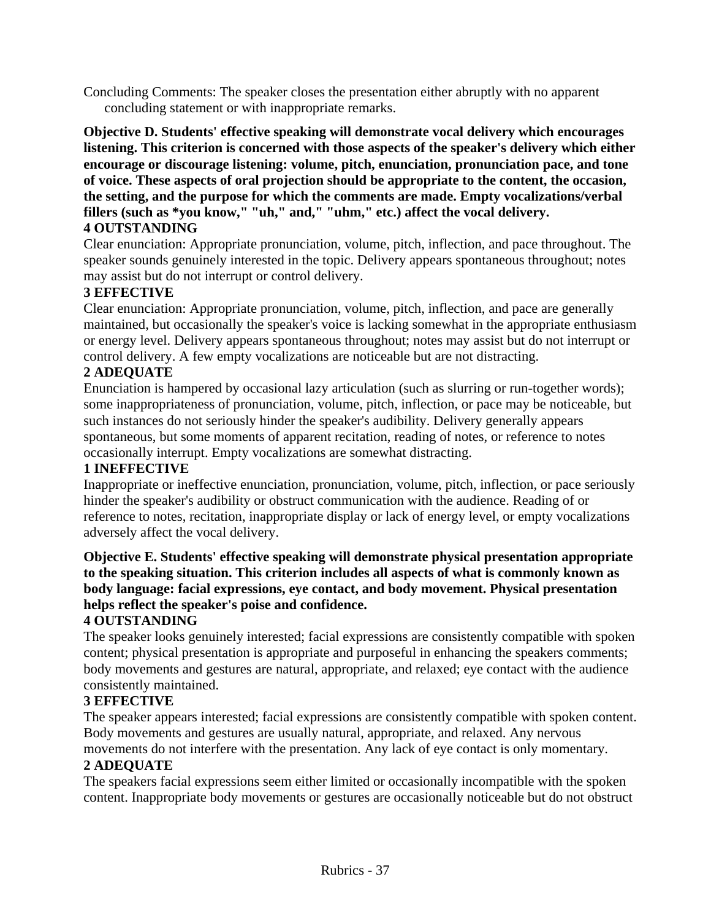Concluding Comments: The speaker closes the presentation either abruptly with no apparent concluding statement or with inappropriate remarks.

**Objective D. Students' effective speaking will demonstrate vocal delivery which encourages listening. This criterion is concerned with those aspects of the speaker's delivery which either encourage or discourage listening: volume, pitch, enunciation, pronunciation pace, and tone of voice. These aspects of oral projection should be appropriate to the content, the occasion, the setting, and the purpose for which the comments are made. Empty vocalizations/verbal fillers (such as *you know," "uh," and," "uhm," etc.) affect the vocal delivery.**

**4 OUTSTANDING**

Clear enunciation: Appropriate pronunciation, volume, pitch, inflection, and pace throughout. The speaker sounds genuinely interested in the topic. Delivery appears spontaneous throughout; notes may assist but do not interrupt or control delivery.

**3 EFFECTIVE**

Clear enunciation: Appropriate pronunciation, volume, pitch, inflection, and pace are generally maintained, but occasionally the speaker's voice is lacking somewhat in the appropriate enthusiasm or energy level. Delivery appears spontaneous throughout; notes may assist but do not interrupt or control delivery. A few empty vocalizations are noticeable but are not distracting.

**2 ADEQUATE**

Enunciation is hampered by occasional lazy articulation (such as slurring or run-together words); some inappropriateness of pronunciation, volume, pitch, inflection, or pace may be noticeable, but such instances do not seriously hinder the speaker's audibility. Delivery generally appears spontaneous, but some moments of apparent recitation, reading of notes, or reference to notes occasionally interrupt. Empty vocalizations are somewhat distracting.

**1 INEFFECTIVE**

Inappropriate or ineffective enunciation, pronunciation, volume, pitch, inflection, or pace seriously hinder the speaker's audibility or obstruct communication with the audience. Reading of or reference to notes, recitation, inappropriate display or lack of energy level, or empty vocalizations adversely affect the vocal delivery.

**Objective E. Students' effective speaking will demonstrate physical presentation appropriate to the speaking situation. This criterion includes all aspects of what is commonly known as body language: facial expressions, eye contact, and body movement. Physical presentation helps reflect the speaker's poise and confidence.**

**4 OUTSTANDING**

The speaker looks genuinely interested; facial expressions are consistently compatible with spoken content; physical presentation is appropriate and purposeful in enhancing the speakers comments; body movements and gestures are natural, appropriate, and relaxed; eye contact with the audience consistently maintained.

**3 EFFECTIVE**

The speaker appears interested; facial expressions are consistently compatible with spoken content. Body movements and gestures are usually natural, appropriate, and relaxed. Any nervous movements do not interfere with the presentation. Any lack of eye contact is only momentary.

**2 ADEQUATE**

The speakers facial expressions seem either limited or occasionally incompatible with the spoken content. Inappropriate body movements or gestures are occasionally noticeable but do not obstruct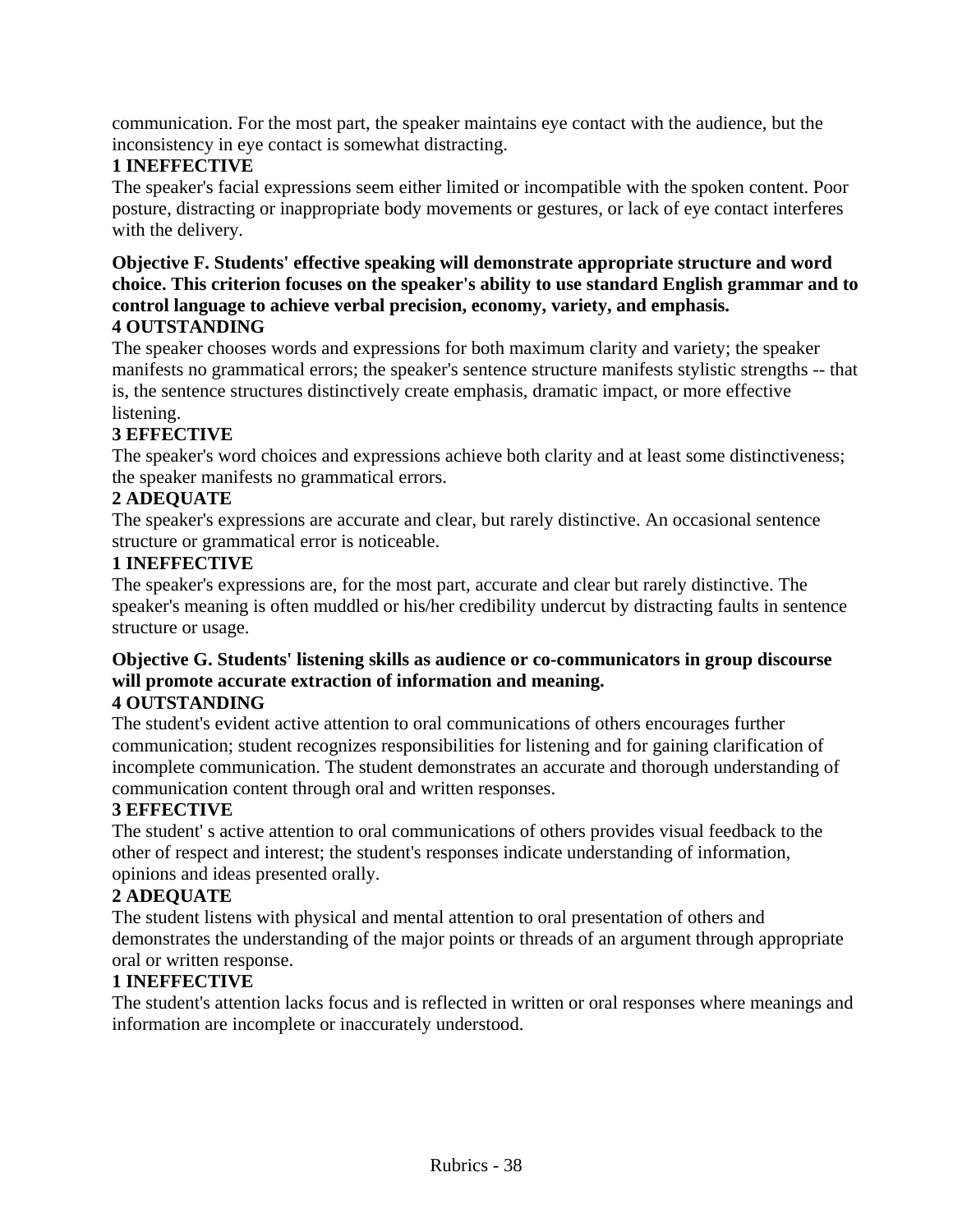communication. For the most part, the speaker maintains eye contact with the audience, but the inconsistency in eye contact is somewhat distracting.

**1 INEFFECTIVE**

The speaker's facial expressions seem either limited or incompatible with the spoken content. Poor posture, distracting or inappropriate body movements or gestures, or lack of eye contact interferes with the delivery.

**Objective F. Students' effective speaking will demonstrate appropriate structure and word choice. This criterion focuses on the speaker's ability to use standard English grammar and to control language to achieve verbal precision, economy, variety, and emphasis.**

**4 OUTSTANDING**

The speaker chooses words and expressions for both maximum clarity and variety; the speaker manifests no grammatical errors; the speaker's sentence structure manifests stylistic strengths -- that is, the sentence structures distinctively create emphasis, dramatic impact, or more effective listening.

**3 EFFECTIVE**

The speaker's word choices and expressions achieve both clarity and at least some distinctiveness; the speaker manifests no grammatical errors.

**2 ADEQUATE**

The speaker's expressions are accurate and clear, but rarely distinctive. An occasional sentence structure or grammatical error is noticeable.

**1 INEFFECTIVE**

The speaker's expressions are, for the most part, accurate and clear but rarely distinctive. The speaker's meaning is often muddled or his/her credibility undercut by distracting faults in sentence structure or usage.

**Objective G. Students' listening skills as audience or co-communicators in group discourse will promote accurate extraction of information and meaning.**

**4 OUTSTANDING**

The student's evident active attention to oral communications of others encourages further communication; student recognizes responsibilities for listening and for gaining clarification of incomplete communication. The student demonstrates an accurate and thorough understanding of communication content through oral and written responses.

**3 EFFECTIVE**

The student' s active attention to oral communications of others provides visual feedback to the other of respect and interest; the student's responses indicate understanding of information, opinions and ideas presented orally.

**2 ADEQUATE**

The student listens with physical and mental attention to oral presentation of others and demonstrates the understanding of the major points or threads of an argument through appropriate oral or written response.

**1 INEFFECTIVE**

The student's attention lacks focus and is reflected in written or oral responses where meanings and information are incomplete or inaccurately understood.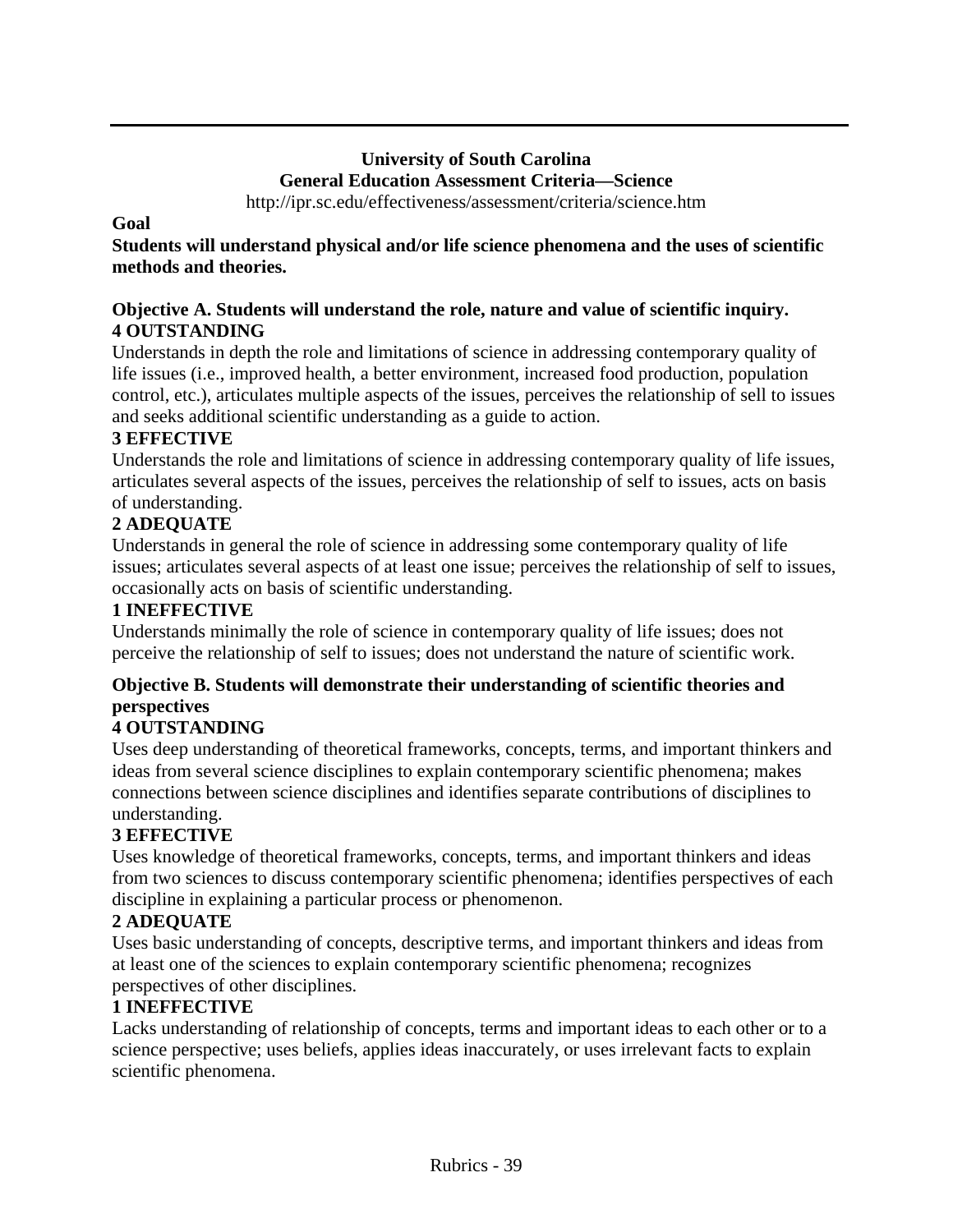**University of South Carolina**
**General Education Assessment Criteria—Science**
http://ipr.sc.edu/effectiveness/assessment/criteria/science.htm

**Goal**
**Students will understand physical and/or life science phenomena and the uses of scientific methods and theories.**

**Objective A. Students will understand the role, nature and value of scientific inquiry.**
**4 OUTSTANDING**
Understands in depth the role and limitations of science in addressing contemporary quality of life issues (i.e., improved health, a better environment, increased food production, population control, etc.), articulates multiple aspects of the issues, perceives the relationship of sell to issues and seeks additional scientific understanding as a guide to action.
**3 EFFECTIVE**
Understands the role and limitations of science in addressing contemporary quality of life issues, articulates several aspects of the issues, perceives the relationship of self to issues, acts on basis of understanding.
**2 ADEQUATE**
Understands in general the role of science in addressing some contemporary quality of life issues; articulates several aspects of at least one issue; perceives the relationship of self to issues, occasionally acts on basis of scientific understanding.
**1 INEFFECTIVE**
Understands minimally the role of science in contemporary quality of life issues; does not perceive the relationship of self to issues; does not understand the nature of scientific work.

**Objective B. Students will demonstrate their understanding of scientific theories and perspectives**
**4 OUTSTANDING**
Uses deep understanding of theoretical frameworks, concepts, terms, and important thinkers and ideas from several science disciplines to explain contemporary scientific phenomena; makes connections between science disciplines and identifies separate contributions of disciplines to understanding.
**3 EFFECTIVE**
Uses knowledge of theoretical frameworks, concepts, terms, and important thinkers and ideas from two sciences to discuss contemporary scientific phenomena; identifies perspectives of each discipline in explaining a particular process or phenomenon.
**2 ADEQUATE**
Uses basic understanding of concepts, descriptive terms, and important thinkers and ideas from at least one of the sciences to explain contemporary scientific phenomena; recognizes perspectives of other disciplines.
**1 INEFFECTIVE**
Lacks understanding of relationship of concepts, terms and important ideas to each other or to a science perspective; uses beliefs, applies ideas inaccurately, or uses irrelevant facts to explain scientific phenomena.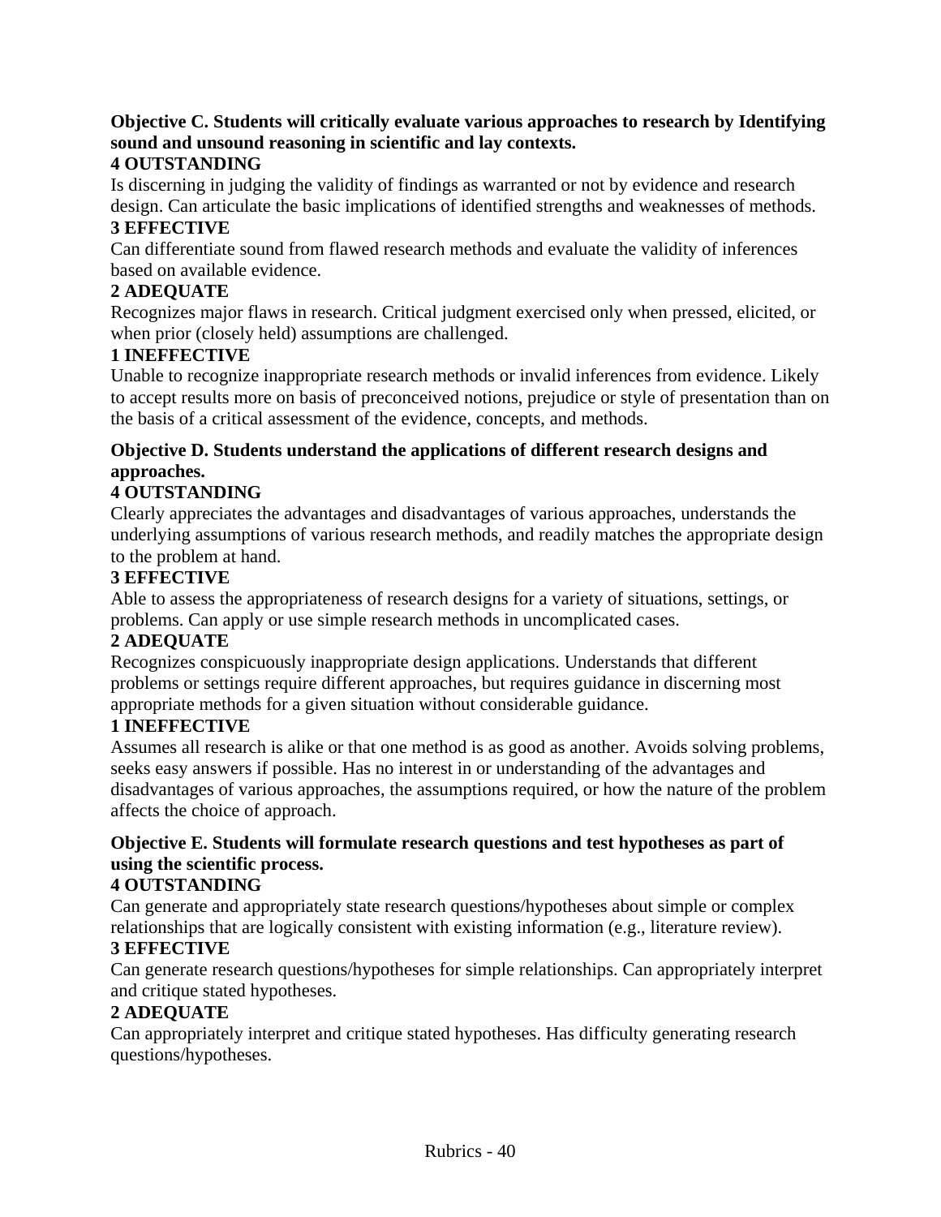**Objective C. Students will critically evaluate various approaches to research by Identifying sound and unsound reasoning in scientific and lay contexts.**

**4 OUTSTANDING**

Is discerning in judging the validity of findings as warranted or not by evidence and research design. Can articulate the basic implications of identified strengths and weaknesses of methods.

**3 EFFECTIVE**

Can differentiate sound from flawed research methods and evaluate the validity of inferences based on available evidence.

**2 ADEQUATE**

Recognizes major flaws in research. Critical judgment exercised only when pressed, elicited, or when prior (closely held) assumptions are challenged.

**1 INEFFECTIVE**

Unable to recognize inappropriate research methods or invalid inferences from evidence. Likely to accept results more on basis of preconceived notions, prejudice or style of presentation than on the basis of a critical assessment of the evidence, concepts, and methods.

**Objective D. Students understand the applications of different research designs and approaches.**

**4 OUTSTANDING**

Clearly appreciates the advantages and disadvantages of various approaches, understands the underlying assumptions of various research methods, and readily matches the appropriate design to the problem at hand.

**3 EFFECTIVE**

Able to assess the appropriateness of research designs for a variety of situations, settings, or problems. Can apply or use simple research methods in uncomplicated cases.

**2 ADEQUATE**

Recognizes conspicuously inappropriate design applications. Understands that different problems or settings require different approaches, but requires guidance in discerning most appropriate methods for a given situation without considerable guidance.

**1 INEFFECTIVE**

Assumes all research is alike or that one method is as good as another. Avoids solving problems, seeks easy answers if possible. Has no interest in or understanding of the advantages and disadvantages of various approaches, the assumptions required, or how the nature of the problem affects the choice of approach.

**Objective E. Students will formulate research questions and test hypotheses as part of using the scientific process.**

**4 OUTSTANDING**

Can generate and appropriately state research questions/hypotheses about simple or complex relationships that are logically consistent with existing information (e.g., literature review).

**3 EFFECTIVE**

Can generate research questions/hypotheses for simple relationships. Can appropriately interpret and critique stated hypotheses.

**2 ADEQUATE**

Can appropriately interpret and critique stated hypotheses. Has difficulty generating research questions/hypotheses.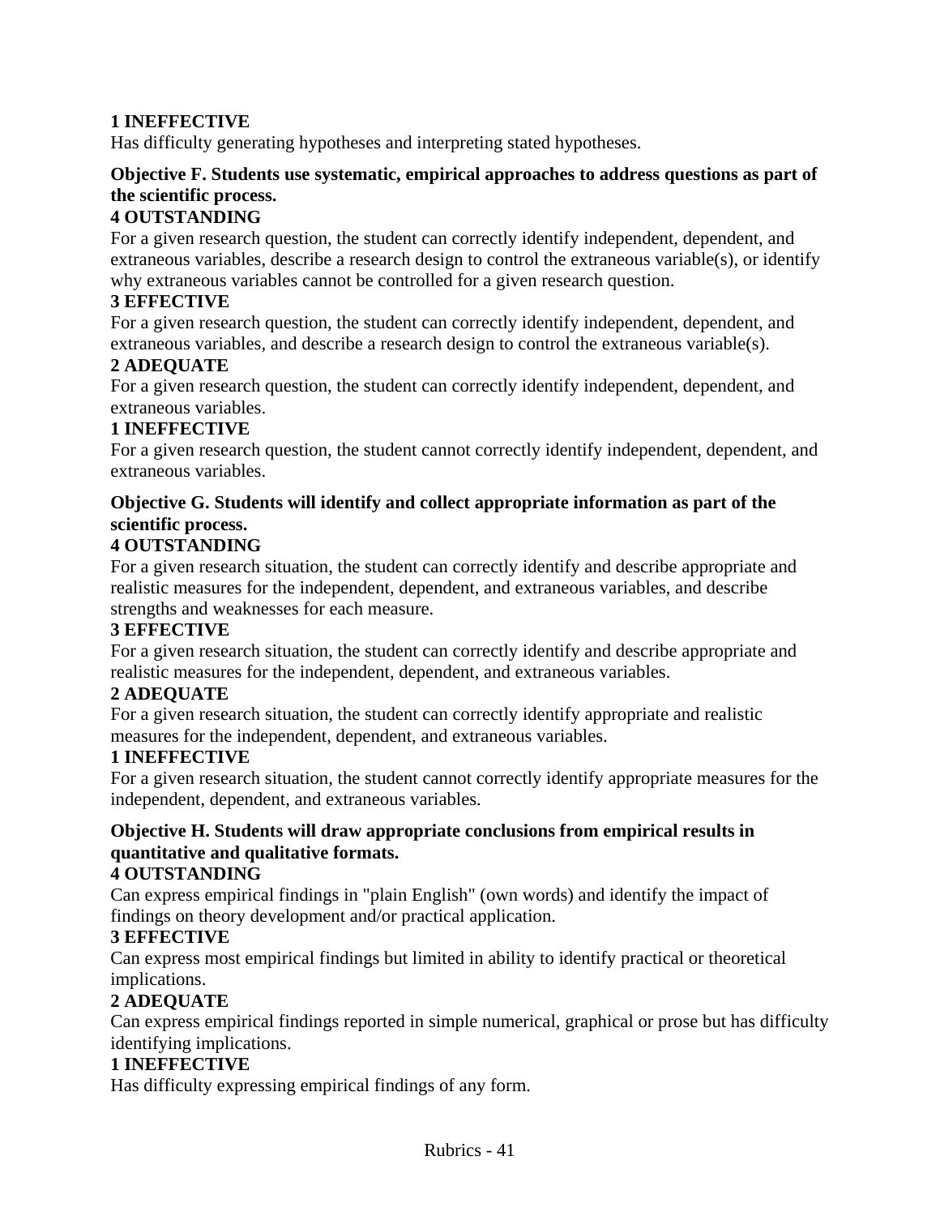**1 INEFFECTIVE**

Has difficulty generating hypotheses and interpreting stated hypotheses.

**Objective F. Students use systematic, empirical approaches to address questions as part of the scientific process.**

**4 OUTSTANDING**

For a given research question, the student can correctly identify independent, dependent, and extraneous variables, describe a research design to control the extraneous variable(s), or identify why extraneous variables cannot be controlled for a given research question.

**3 EFFECTIVE**

For a given research question, the student can correctly identify independent, dependent, and extraneous variables, and describe a research design to control the extraneous variable(s).

**2 ADEQUATE**

For a given research question, the student can correctly identify independent, dependent, and extraneous variables.

**1 INEFFECTIVE**

For a given research question, the student cannot correctly identify independent, dependent, and extraneous variables.

**Objective G. Students will identify and collect appropriate information as part of the scientific process.**

**4 OUTSTANDING**

For a given research situation, the student can correctly identify and describe appropriate and realistic measures for the independent, dependent, and extraneous variables, and describe strengths and weaknesses for each measure.

**3 EFFECTIVE**

For a given research situation, the student can correctly identify and describe appropriate and realistic measures for the independent, dependent, and extraneous variables.

**2 ADEQUATE**

For a given research situation, the student can correctly identify appropriate and realistic measures for the independent, dependent, and extraneous variables.

**1 INEFFECTIVE**

For a given research situation, the student cannot correctly identify appropriate measures for the independent, dependent, and extraneous variables.

**Objective H. Students will draw appropriate conclusions from empirical results in quantitative and qualitative formats.**

**4 OUTSTANDING**

Can express empirical findings in "plain English" (own words) and identify the impact of findings on theory development and/or practical application.

**3 EFFECTIVE**

Can express most empirical findings but limited in ability to identify practical or theoretical implications.

**2 ADEQUATE**

Can express empirical findings reported in simple numerical, graphical or prose but has difficulty identifying implications.

**1 INEFFECTIVE**

Has difficulty expressing empirical findings of any form.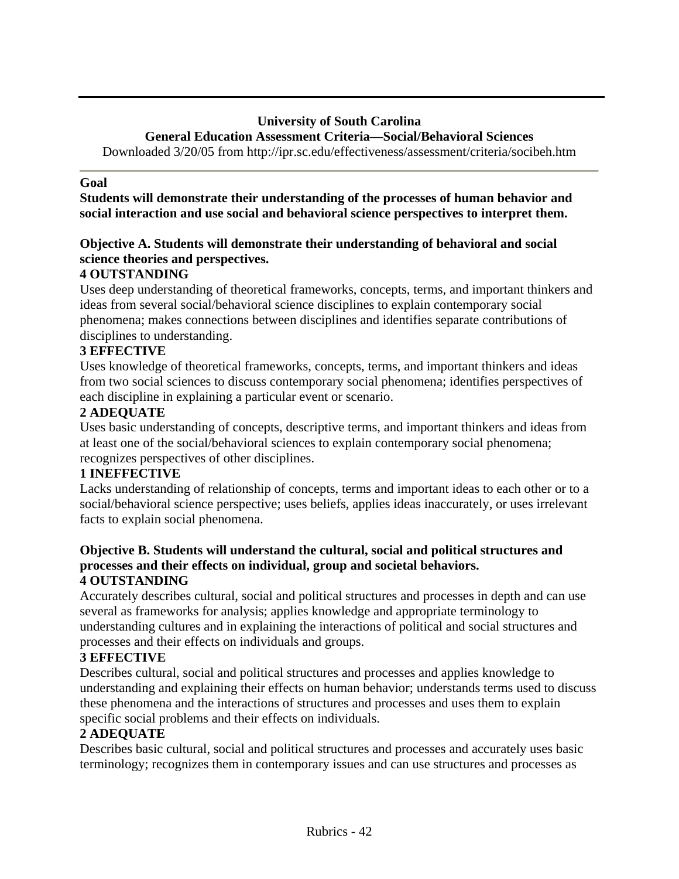**University of South Carolina**
**General Education Assessment Criteria—Social/Behavioral Sciences**
Downloaded 3/20/05 from http://ipr.sc.edu/effectiveness/assessment/criteria/socibeh.htm

---

**Goal**

**Students will demonstrate their understanding of the processes of human behavior and social interaction and use social and behavioral science perspectives to interpret them.**

**Objective A. Students will demonstrate their understanding of behavioral and social science theories and perspectives.**

**4 OUTSTANDING**

Uses deep understanding of theoretical frameworks, concepts, terms, and important thinkers and ideas from several social/behavioral science disciplines to explain contemporary social phenomena; makes connections between disciplines and identifies separate contributions of disciplines to understanding.

**3 EFFECTIVE**

Uses knowledge of theoretical frameworks, concepts, terms, and important thinkers and ideas from two social sciences to discuss contemporary social phenomena; identifies perspectives of each discipline in explaining a particular event or scenario.

**2 ADEQUATE**

Uses basic understanding of concepts, descriptive terms, and important thinkers and ideas from at least one of the social/behavioral sciences to explain contemporary social phenomena; recognizes perspectives of other disciplines.

**1 INEFFECTIVE**

Lacks understanding of relationship of concepts, terms and important ideas to each other or to a social/behavioral science perspective; uses beliefs, applies ideas inaccurately, or uses irrelevant facts to explain social phenomena.

**Objective B. Students will understand the cultural, social and political structures and processes and their effects on individual, group and societal behaviors.**

**4 OUTSTANDING**

Accurately describes cultural, social and political structures and processes in depth and can use several as frameworks for analysis; applies knowledge and appropriate terminology to understanding cultures and in explaining the interactions of political and social structures and processes and their effects on individuals and groups.

**3 EFFECTIVE**

Describes cultural, social and political structures and processes and applies knowledge to understanding and explaining their effects on human behavior; understands terms used to discuss these phenomena and the interactions of structures and processes and uses them to explain specific social problems and their effects on individuals.

**2 ADEQUATE**

Describes basic cultural, social and political structures and processes and accurately uses basic terminology; recognizes them in contemporary issues and can use structures and processes as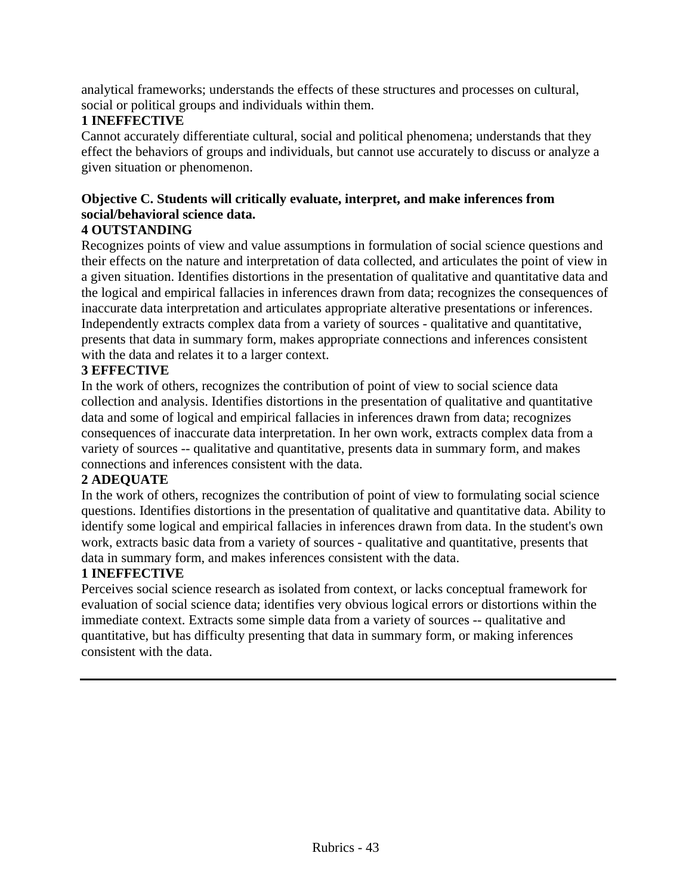analytical frameworks; understands the effects of these structures and processes on cultural, social or political groups and individuals within them.

**1 INEFFECTIVE**

Cannot accurately differentiate cultural, social and political phenomena; understands that they effect the behaviors of groups and individuals, but cannot use accurately to discuss or analyze a given situation or phenomenon.

**Objective C. Students will critically evaluate, interpret, and make inferences from social/behavioral science data.**

**4 OUTSTANDING**

Recognizes points of view and value assumptions in formulation of social science questions and their effects on the nature and interpretation of data collected, and articulates the point of view in a given situation. Identifies distortions in the presentation of qualitative and quantitative data and the logical and empirical fallacies in inferences drawn from data; recognizes the consequences of inaccurate data interpretation and articulates appropriate alterative presentations or inferences. Independently extracts complex data from a variety of sources - qualitative and quantitative, presents that data in summary form, makes appropriate connections and inferences consistent with the data and relates it to a larger context.

**3 EFFECTIVE**

In the work of others, recognizes the contribution of point of view to social science data collection and analysis. Identifies distortions in the presentation of qualitative and quantitative data and some of logical and empirical fallacies in inferences drawn from data; recognizes consequences of inaccurate data interpretation. In her own work, extracts complex data from a variety of sources -- qualitative and quantitative, presents data in summary form, and makes connections and inferences consistent with the data.

**2 ADEQUATE**

In the work of others, recognizes the contribution of point of view to formulating social science questions. Identifies distortions in the presentation of qualitative and quantitative data. Ability to identify some logical and empirical fallacies in inferences drawn from data. In the student's own work, extracts basic data from a variety of sources - qualitative and quantitative, presents that data in summary form, and makes inferences consistent with the data.

**1 INEFFECTIVE**

Perceives social science research as isolated from context, or lacks conceptual framework for evaluation of social science data; identifies very obvious logical errors or distortions within the immediate context. Extracts some simple data from a variety of sources -- qualitative and quantitative, but has difficulty presenting that data in summary form, or making inferences consistent with the data.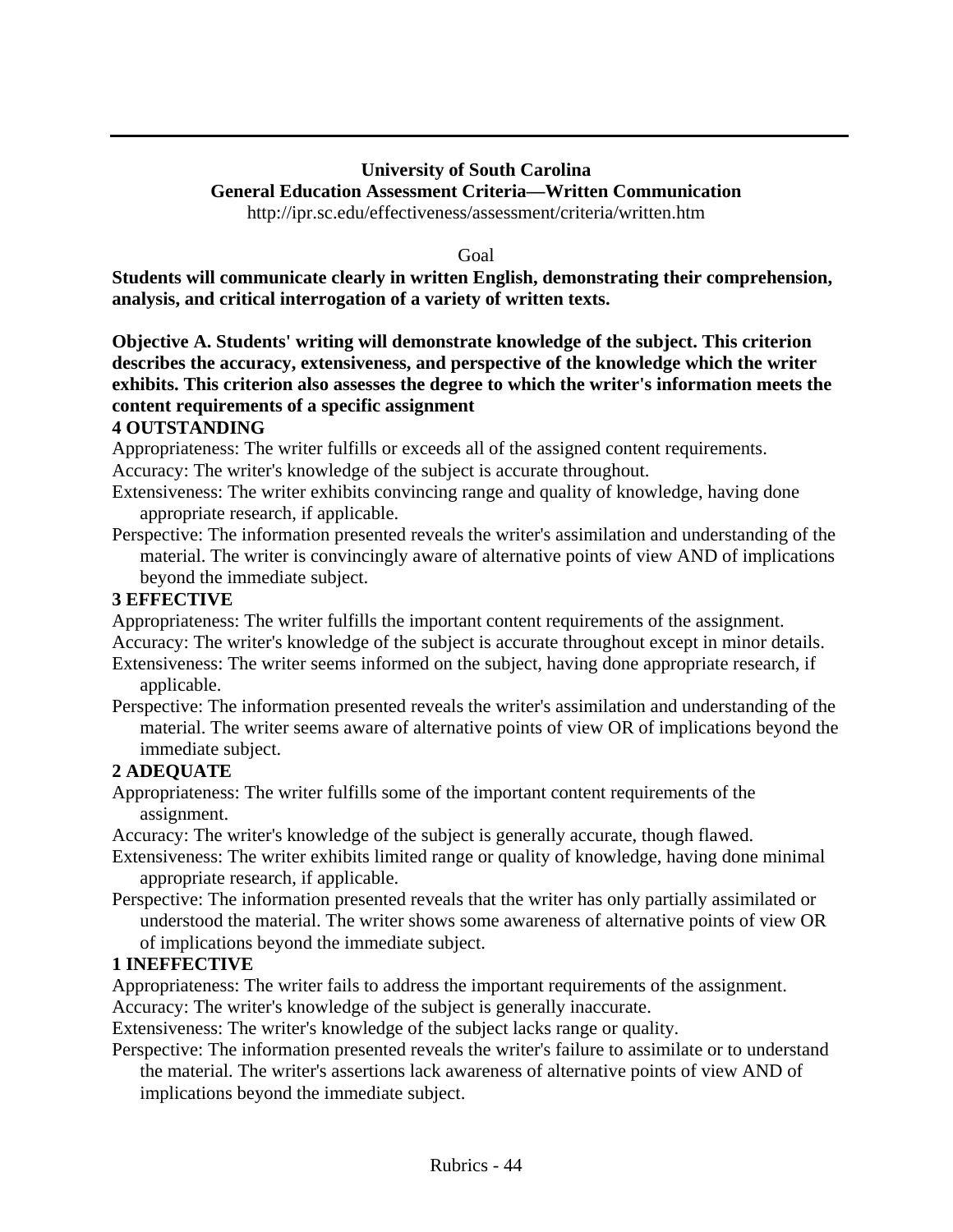**University of South Carolina**
**General Education Assessment Criteria—Written Communication**
http://ipr.sc.edu/effectiveness/assessment/criteria/written.htm

Goal

**Students will communicate clearly in written English, demonstrating their comprehension, analysis, and critical interrogation of a variety of written texts.**

**Objective A. Students' writing will demonstrate knowledge of the subject. This criterion describes the accuracy, extensiveness, and perspective of the knowledge which the writer exhibits. This criterion also assesses the degree to which the writer's information meets the content requirements of a specific assignment**

**4 OUTSTANDING**

Appropriateness: The writer fulfills or exceeds all of the assigned content requirements.

Accuracy: The writer's knowledge of the subject is accurate throughout.

Extensiveness: The writer exhibits convincing range and quality of knowledge, having done appropriate research, if applicable.

Perspective: The information presented reveals the writer's assimilation and understanding of the material. The writer is convincingly aware of alternative points of view AND of implications beyond the immediate subject.

**3 EFFECTIVE**

Appropriateness: The writer fulfills the important content requirements of the assignment.

Accuracy: The writer's knowledge of the subject is accurate throughout except in minor details.

Extensiveness: The writer seems informed on the subject, having done appropriate research, if applicable.

Perspective: The information presented reveals the writer's assimilation and understanding of the material. The writer seems aware of alternative points of view OR of implications beyond the immediate subject.

**2 ADEQUATE**

Appropriateness: The writer fulfills some of the important content requirements of the assignment.

Accuracy: The writer's knowledge of the subject is generally accurate, though flawed.

Extensiveness: The writer exhibits limited range or quality of knowledge, having done minimal appropriate research, if applicable.

Perspective: The information presented reveals that the writer has only partially assimilated or understood the material. The writer shows some awareness of alternative points of view OR of implications beyond the immediate subject.

**1 INEFFECTIVE**

Appropriateness: The writer fails to address the important requirements of the assignment.

Accuracy: The writer's knowledge of the subject is generally inaccurate.

Extensiveness: The writer's knowledge of the subject lacks range or quality.

Perspective: The information presented reveals the writer's failure to assimilate or to understand the material. The writer's assertions lack awareness of alternative points of view AND of implications beyond the immediate subject.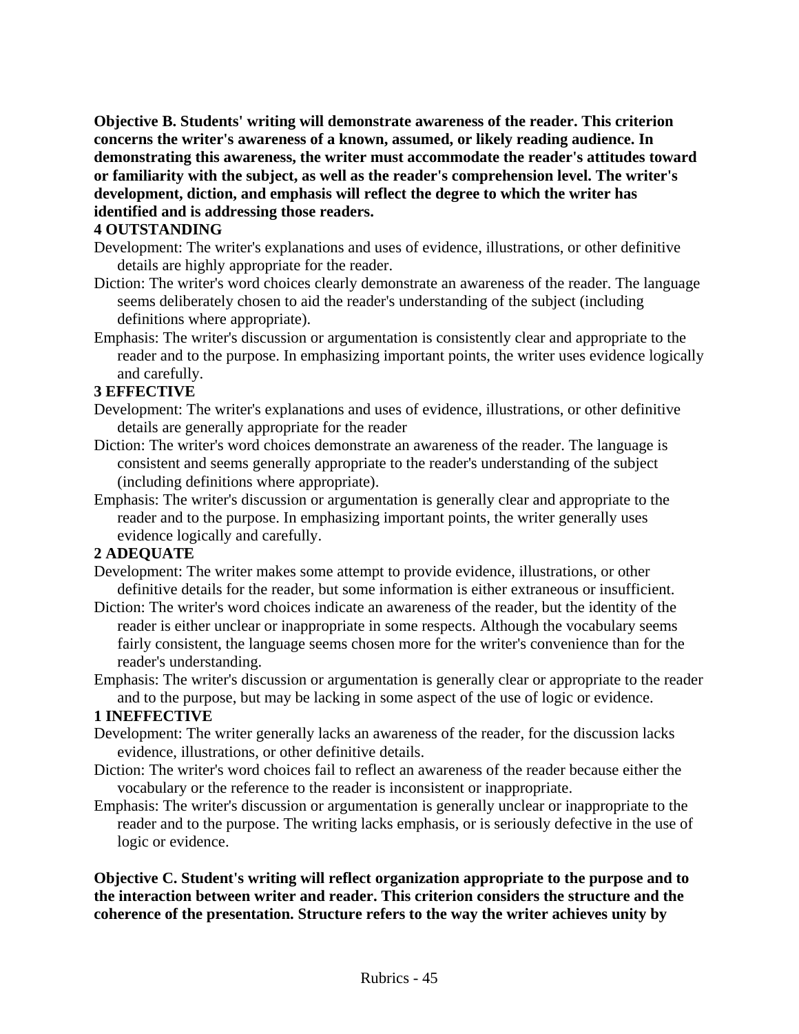**Objective B. Students' writing will demonstrate awareness of the reader. This criterion concerns the writer's awareness of a known, assumed, or likely reading audience. In demonstrating this awareness, the writer must accommodate the reader's attitudes toward or familiarity with the subject, as well as the reader's comprehension level. The writer's development, diction, and emphasis will reflect the degree to which the writer has identified and is addressing those readers.**

**4 OUTSTANDING**

Development: The writer's explanations and uses of evidence, illustrations, or other definitive details are highly appropriate for the reader.

Diction: The writer's word choices clearly demonstrate an awareness of the reader. The language seems deliberately chosen to aid the reader's understanding of the subject (including definitions where appropriate).

Emphasis: The writer's discussion or argumentation is consistently clear and appropriate to the reader and to the purpose. In emphasizing important points, the writer uses evidence logically and carefully.

**3 EFFECTIVE**

Development: The writer's explanations and uses of evidence, illustrations, or other definitive details are generally appropriate for the reader

Diction: The writer's word choices demonstrate an awareness of the reader. The language is consistent and seems generally appropriate to the reader's understanding of the subject (including definitions where appropriate).

Emphasis: The writer's discussion or argumentation is generally clear and appropriate to the reader and to the purpose. In emphasizing important points, the writer generally uses evidence logically and carefully.

**2 ADEQUATE**

Development: The writer makes some attempt to provide evidence, illustrations, or other definitive details for the reader, but some information is either extraneous or insufficient.

Diction: The writer's word choices indicate an awareness of the reader, but the identity of the reader is either unclear or inappropriate in some respects. Although the vocabulary seems fairly consistent, the language seems chosen more for the writer's convenience than for the reader's understanding.

Emphasis: The writer's discussion or argumentation is generally clear or appropriate to the reader and to the purpose, but may be lacking in some aspect of the use of logic or evidence.

**1 INEFFECTIVE**

Development: The writer generally lacks an awareness of the reader, for the discussion lacks evidence, illustrations, or other definitive details.

Diction: The writer's word choices fail to reflect an awareness of the reader because either the vocabulary or the reference to the reader is inconsistent or inappropriate.

Emphasis: The writer's discussion or argumentation is generally unclear or inappropriate to the reader and to the purpose. The writing lacks emphasis, or is seriously defective in the use of logic or evidence.

**Objective C. Student's writing will reflect organization appropriate to the purpose and to the interaction between writer and reader. This criterion considers the structure and the coherence of the presentation. Structure refers to the way the writer achieves unity by**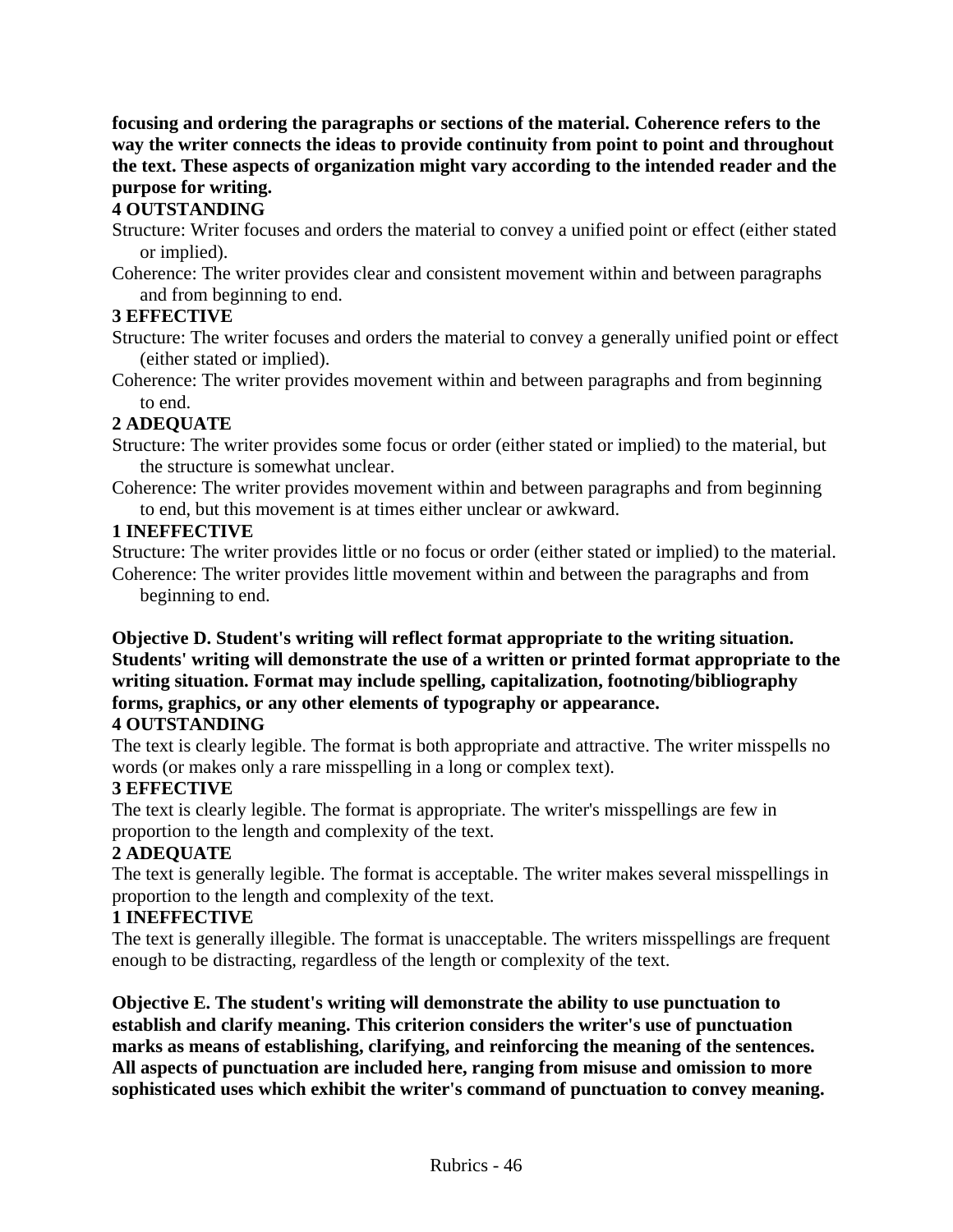**focusing and ordering the paragraphs or sections of the material. Coherence refers to the way the writer connects the ideas to provide continuity from point to point and throughout the text. These aspects of organization might vary according to the intended reader and the purpose for writing.**

**4 OUTSTANDING**

Structure: Writer focuses and orders the material to convey a unified point or effect (either stated or implied).

Coherence: The writer provides clear and consistent movement within and between paragraphs and from beginning to end.

**3 EFFECTIVE**

Structure: The writer focuses and orders the material to convey a generally unified point or effect (either stated or implied).

Coherence: The writer provides movement within and between paragraphs and from beginning to end.

**2 ADEQUATE**

Structure: The writer provides some focus or order (either stated or implied) to the material, but the structure is somewhat unclear.

Coherence: The writer provides movement within and between paragraphs and from beginning to end, but this movement is at times either unclear or awkward.

**1 INEFFECTIVE**

Structure: The writer provides little or no focus or order (either stated or implied) to the material.

Coherence: The writer provides little movement within and between the paragraphs and from beginning to end.

**Objective D. Student's writing will reflect format appropriate to the writing situation. Students' writing will demonstrate the use of a written or printed format appropriate to the writing situation. Format may include spelling, capitalization, footnoting/bibliography forms, graphics, or any other elements of typography or appearance.**

**4 OUTSTANDING**

The text is clearly legible. The format is both appropriate and attractive. The writer misspells no words (or makes only a rare misspelling in a long or complex text).

**3 EFFECTIVE**

The text is clearly legible. The format is appropriate. The writer's misspellings are few in proportion to the length and complexity of the text.

**2 ADEQUATE**

The text is generally legible. The format is acceptable. The writer makes several misspellings in proportion to the length and complexity of the text.

**1 INEFFECTIVE**

The text is generally illegible. The format is unacceptable. The writers misspellings are frequent enough to be distracting, regardless of the length or complexity of the text.

**Objective E. The student's writing will demonstrate the ability to use punctuation to establish and clarify meaning. This criterion considers the writer's use of punctuation marks as means of establishing, clarifying, and reinforcing the meaning of the sentences. All aspects of punctuation are included here, ranging from misuse and omission to more sophisticated uses which exhibit the writer's command of punctuation to convey meaning.**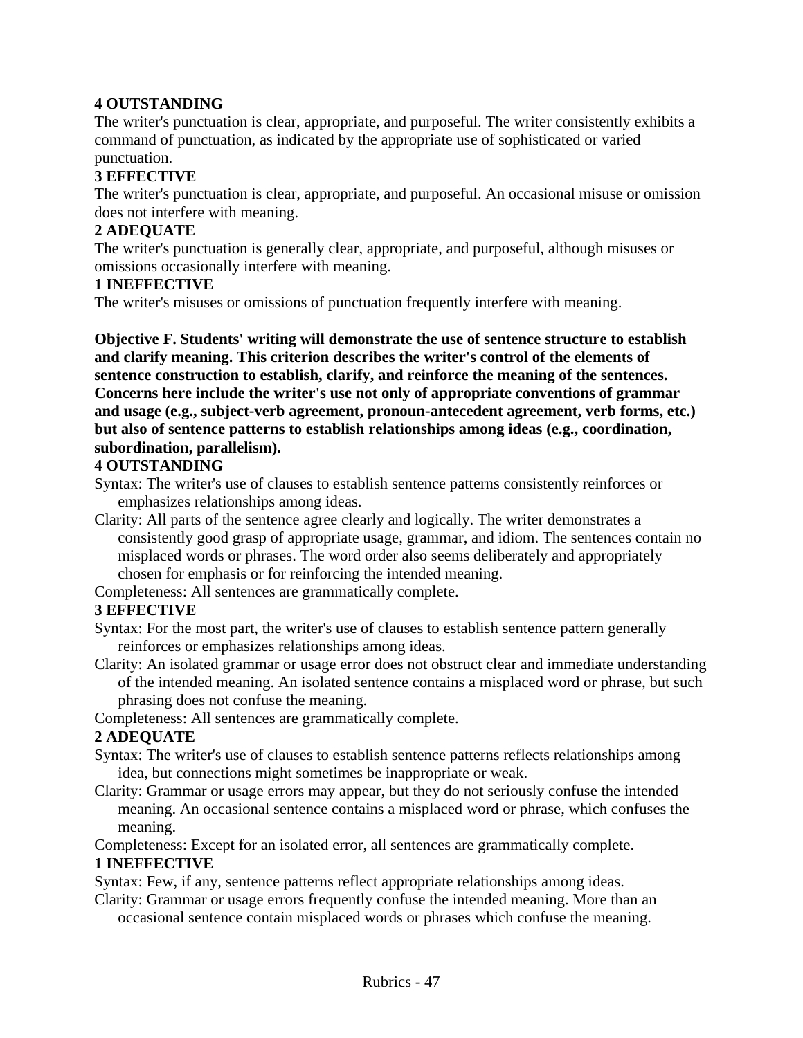**4 OUTSTANDING**

The writer's punctuation is clear, appropriate, and purposeful. The writer consistently exhibits a command of punctuation, as indicated by the appropriate use of sophisticated or varied punctuation.

**3 EFFECTIVE**

The writer's punctuation is clear, appropriate, and purposeful. An occasional misuse or omission does not interfere with meaning.

**2 ADEQUATE**

The writer's punctuation is generally clear, appropriate, and purposeful, although misuses or omissions occasionally interfere with meaning.

**1 INEFFECTIVE**

The writer's misuses or omissions of punctuation frequently interfere with meaning.

**Objective F. Students' writing will demonstrate the use of sentence structure to establish and clarify meaning. This criterion describes the writer's control of the elements of sentence construction to establish, clarify, and reinforce the meaning of the sentences. Concerns here include the writer's use not only of appropriate conventions of grammar and usage (e.g., subject-verb agreement, pronoun-antecedent agreement, verb forms, etc.) but also of sentence patterns to establish relationships among ideas (e.g., coordination, subordination, parallelism).**

**4 OUTSTANDING**

Syntax: The writer's use of clauses to establish sentence patterns consistently reinforces or emphasizes relationships among ideas.

Clarity: All parts of the sentence agree clearly and logically. The writer demonstrates a consistently good grasp of appropriate usage, grammar, and idiom. The sentences contain no misplaced words or phrases. The word order also seems deliberately and appropriately chosen for emphasis or for reinforcing the intended meaning.

Completeness: All sentences are grammatically complete.

**3 EFFECTIVE**

Syntax: For the most part, the writer's use of clauses to establish sentence pattern generally reinforces or emphasizes relationships among ideas.

Clarity: An isolated grammar or usage error does not obstruct clear and immediate understanding of the intended meaning. An isolated sentence contains a misplaced word or phrase, but such phrasing does not confuse the meaning.

Completeness: All sentences are grammatically complete.

**2 ADEQUATE**

Syntax: The writer's use of clauses to establish sentence patterns reflects relationships among idea, but connections might sometimes be inappropriate or weak.

Clarity: Grammar or usage errors may appear, but they do not seriously confuse the intended meaning. An occasional sentence contains a misplaced word or phrase, which confuses the meaning.

Completeness: Except for an isolated error, all sentences are grammatically complete.

**1 INEFFECTIVE**

Syntax: Few, if any, sentence patterns reflect appropriate relationships among ideas.

Clarity: Grammar or usage errors frequently confuse the intended meaning. More than an occasional sentence contain misplaced words or phrases which confuse the meaning.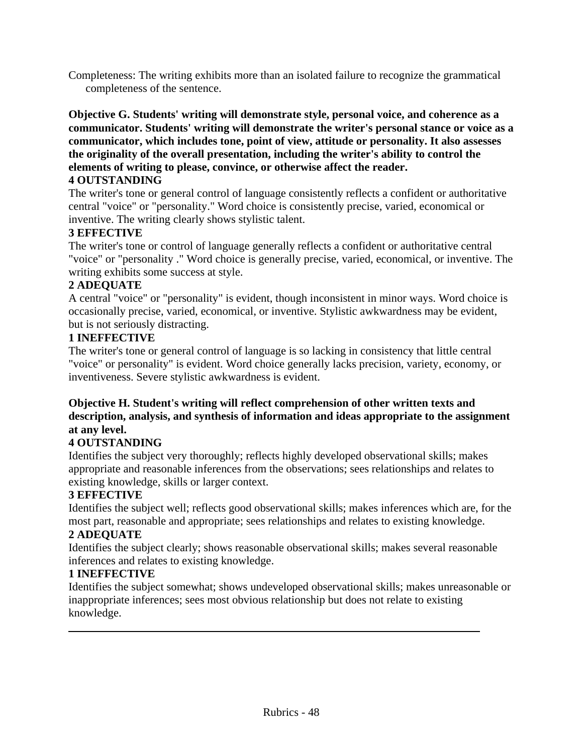Completeness: The writing exhibits more than an isolated failure to recognize the grammatical completeness of the sentence.

**Objective G. Students' writing will demonstrate style, personal voice, and coherence as a communicator. Students' writing will demonstrate the writer's personal stance or voice as a communicator, which includes tone, point of view, attitude or personality. It also assesses the originality of the overall presentation, including the writer's ability to control the elements of writing to please, convince, or otherwise affect the reader.**

**4 OUTSTANDING**

The writer's tone or general control of language consistently reflects a confident or authoritative central "voice" or "personality." Word choice is consistently precise, varied, economical or inventive. The writing clearly shows stylistic talent.

**3 EFFECTIVE**

The writer's tone or control of language generally reflects a confident or authoritative central "voice" or "personality ." Word choice is generally precise, varied, economical, or inventive. The writing exhibits some success at style.

**2 ADEQUATE**

A central "voice" or "personality" is evident, though inconsistent in minor ways. Word choice is occasionally precise, varied, economical, or inventive. Stylistic awkwardness may be evident, but is not seriously distracting.

**1 INEFFECTIVE**

The writer's tone or general control of language is so lacking in consistency that little central "voice" or personality" is evident. Word choice generally lacks precision, variety, economy, or inventiveness. Severe stylistic awkwardness is evident.

**Objective H. Student's writing will reflect comprehension of other written texts and description, analysis, and synthesis of information and ideas appropriate to the assignment at any level.**

**4 OUTSTANDING**

Identifies the subject very thoroughly; reflects highly developed observational skills; makes appropriate and reasonable inferences from the observations; sees relationships and relates to existing knowledge, skills or larger context.

**3 EFFECTIVE**

Identifies the subject well; reflects good observational skills; makes inferences which are, for the most part, reasonable and appropriate; sees relationships and relates to existing knowledge.

**2 ADEQUATE**

Identifies the subject clearly; shows reasonable observational skills; makes several reasonable inferences and relates to existing knowledge.

**1 INEFFECTIVE**

Identifies the subject somewhat; shows undeveloped observational skills; makes unreasonable or inappropriate inferences; sees most obvious relationship but does not relate to existing knowledge.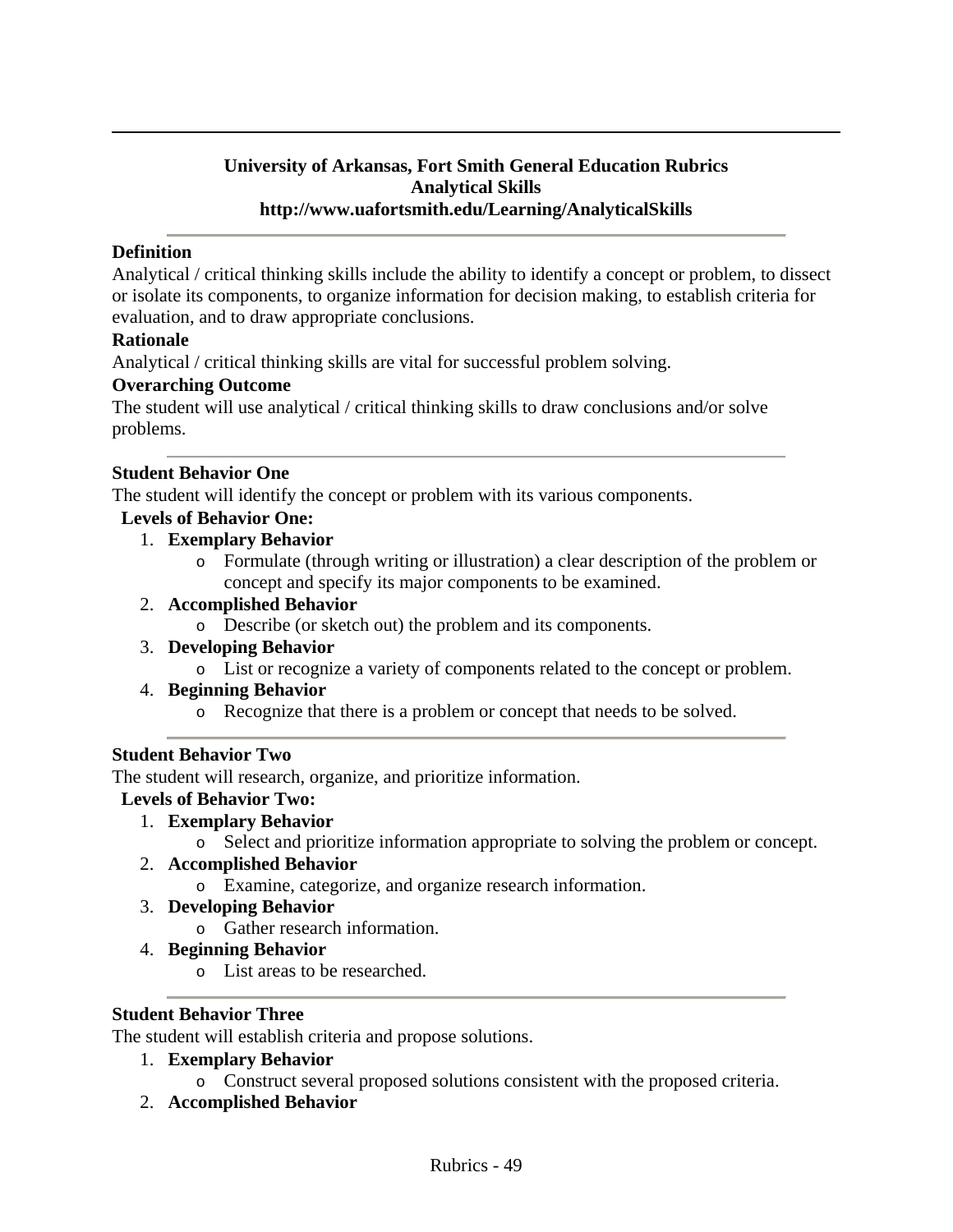**University of Arkansas, Fort Smith General Education Rubrics**
**Analytical Skills**
**http://www.uafortsmith.edu/Learning/AnalyticalSkills**

---

**Definition**

Analytical / critical thinking skills include the ability to identify a concept or problem, to dissect or isolate its components, to organize information for decision making, to establish criteria for evaluation, and to draw appropriate conclusions.

**Rationale**

Analytical / critical thinking skills are vital for successful problem solving.

**Overarching Outcome**

The student will use analytical / critical thinking skills to draw conclusions and/or solve problems.

---

**Student Behavior One**

The student will identify the concept or problem with its various components.

**Levels of Behavior One:**

1. **Exemplary Behavior**
   - Formulate (through writing or illustration) a clear description of the problem or concept and specify its major components to be examined.
2. **Accomplished Behavior**
   - Describe (or sketch out) the problem and its components.
3. **Developing Behavior**
   - List or recognize a variety of components related to the concept or problem.
4. **Beginning Behavior**
   - Recognize that there is a problem or concept that needs to be solved.

---

**Student Behavior Two**

The student will research, organize, and prioritize information.

**Levels of Behavior Two:**

1. **Exemplary Behavior**
   - Select and prioritize information appropriate to solving the problem or concept.
2. **Accomplished Behavior**
   - Examine, categorize, and organize research information.
3. **Developing Behavior**
   - Gather research information.
4. **Beginning Behavior**
   - List areas to be researched.

---

**Student Behavior Three**

The student will establish criteria and propose solutions.

1. **Exemplary Behavior**
   - Construct several proposed solutions consistent with the proposed criteria.
2. **Accomplished Behavior**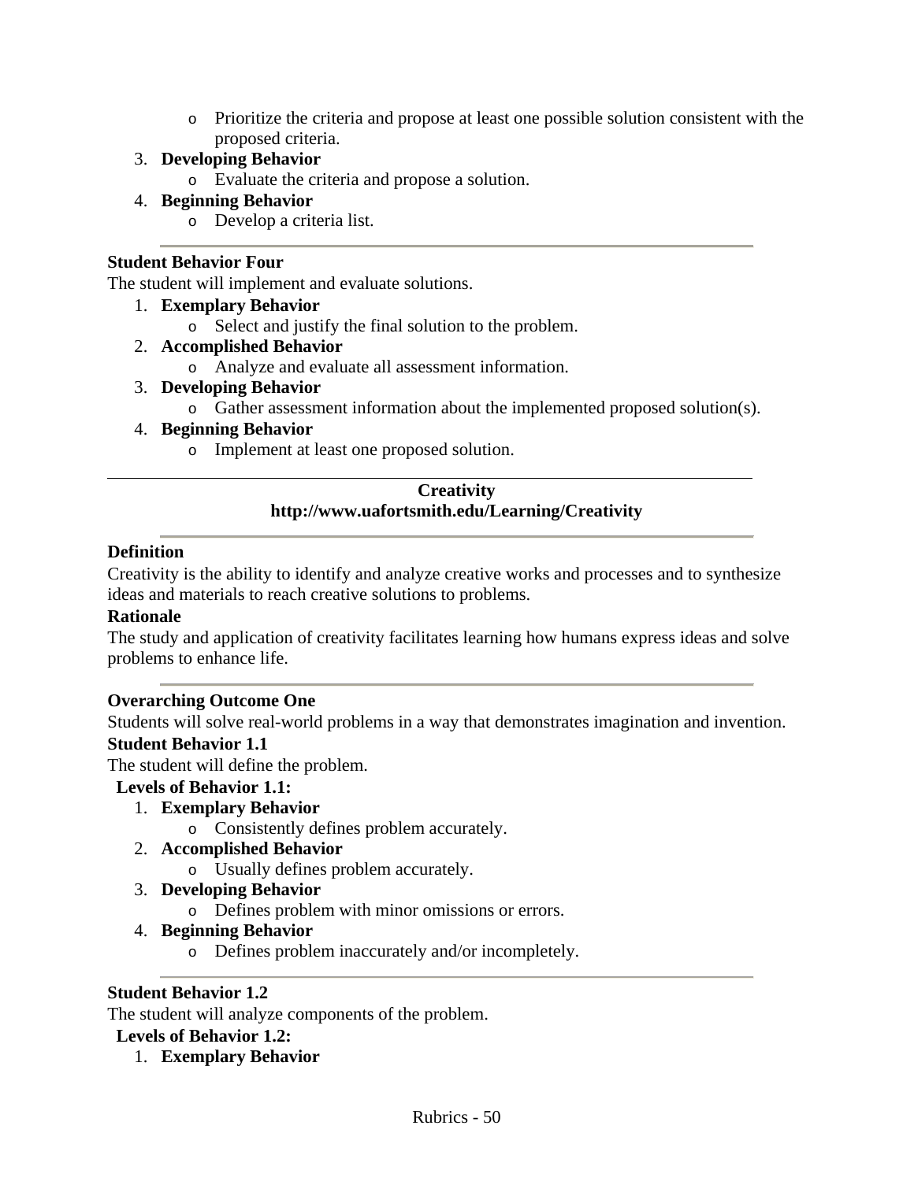- Prioritize the criteria and propose at least one possible solution consistent with the proposed criteria.
3. **Developing Behavior**
  - Evaluate the criteria and propose a solution.
4. **Beginning Behavior**
  - Develop a criteria list.

---

**Student Behavior Four**

The student will implement and evaluate solutions.

1. **Exemplary Behavior**
  - Select and justify the final solution to the problem.
2. **Accomplished Behavior**
  - Analyze and evaluate all assessment information.
3. **Developing Behavior**
  - Gather assessment information about the implemented proposed solution(s).
4. **Beginning Behavior**
  - Implement at least one proposed solution.

---

**Creativity**
**http://www.uafortsmith.edu/Learning/Creativity**

---

**Definition**

Creativity is the ability to identify and analyze creative works and processes and to synthesize ideas and materials to reach creative solutions to problems.

**Rationale**

The study and application of creativity facilitates learning how humans express ideas and solve problems to enhance life.

---

**Overarching Outcome One**

Students will solve real-world problems in a way that demonstrates imagination and invention.

**Student Behavior 1.1**

The student will define the problem.

**Levels of Behavior 1.1:**

1. **Exemplary Behavior**
  - Consistently defines problem accurately.
2. **Accomplished Behavior**
  - Usually defines problem accurately.
3. **Developing Behavior**
  - Defines problem with minor omissions or errors.
4. **Beginning Behavior**
  - Defines problem inaccurately and/or incompletely.

---

**Student Behavior 1.2**

The student will analyze components of the problem.

**Levels of Behavior 1.2:**

1. **Exemplary Behavior**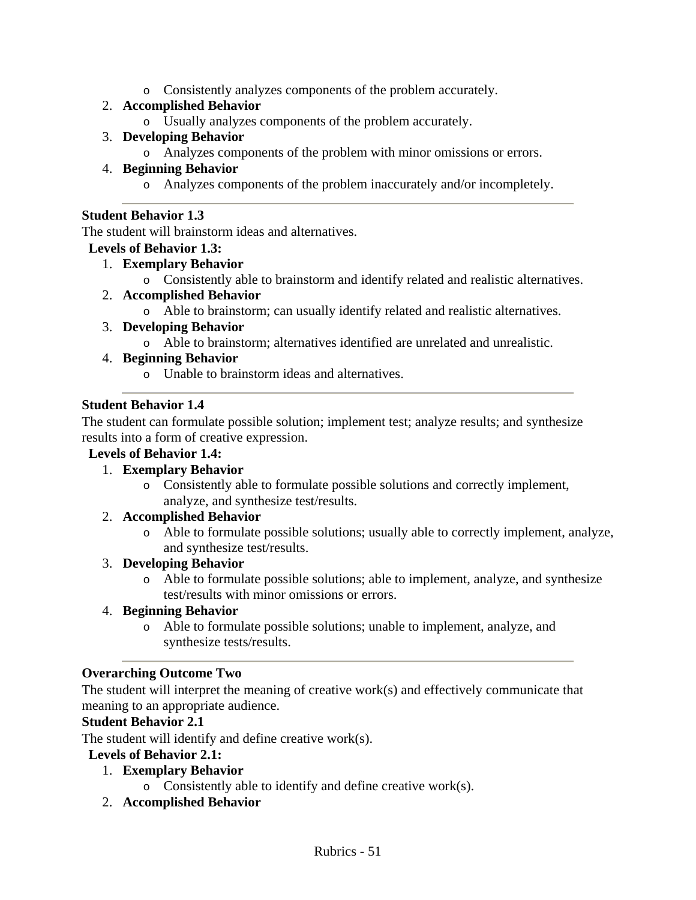- Consistently analyzes components of the problem accurately.
2. **Accomplished Behavior**
   - Usually analyzes components of the problem accurately.
3. **Developing Behavior**
   - Analyzes components of the problem with minor omissions or errors.
4. **Beginning Behavior**
   - Analyzes components of the problem inaccurately and/or incompletely.

---

**Student Behavior 1.3**

The student will brainstorm ideas and alternatives.

**Levels of Behavior 1.3:**

1. **Exemplary Behavior**
   - Consistently able to brainstorm and identify related and realistic alternatives.
2. **Accomplished Behavior**
   - Able to brainstorm; can usually identify related and realistic alternatives.
3. **Developing Behavior**
   - Able to brainstorm; alternatives identified are unrelated and unrealistic.
4. **Beginning Behavior**
   - Unable to brainstorm ideas and alternatives.

---

**Student Behavior 1.4**

The student can formulate possible solution; implement test; analyze results; and synthesize results into a form of creative expression.

**Levels of Behavior 1.4:**

1. **Exemplary Behavior**
   - Consistently able to formulate possible solutions and correctly implement, analyze, and synthesize test/results.
2. **Accomplished Behavior**
   - Able to formulate possible solutions; usually able to correctly implement, analyze, and synthesize test/results.
3. **Developing Behavior**
   - Able to formulate possible solutions; able to implement, analyze, and synthesize test/results with minor omissions or errors.
4. **Beginning Behavior**
   - Able to formulate possible solutions; unable to implement, analyze, and synthesize tests/results.

---

**Overarching Outcome Two**

The student will interpret the meaning of creative work(s) and effectively communicate that meaning to an appropriate audience.

**Student Behavior 2.1**

The student will identify and define creative work(s).

**Levels of Behavior 2.1:**

1. **Exemplary Behavior**
   - Consistently able to identify and define creative work(s).
2. **Accomplished Behavior**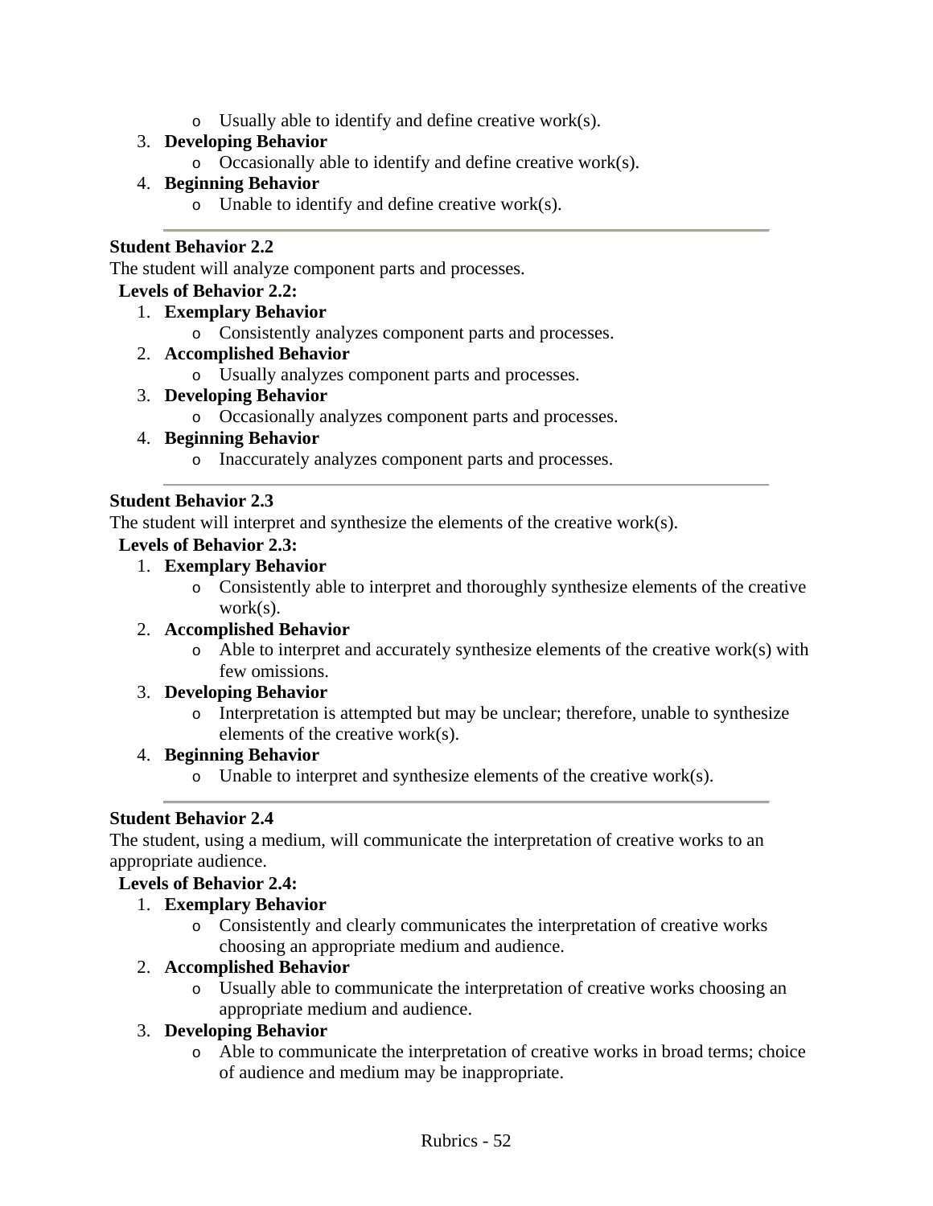- Usually able to identify and define creative work(s).
3. **Developing Behavior**
   - Occasionally able to identify and define creative work(s).
4. **Beginning Behavior**
   - Unable to identify and define creative work(s).

---

**Student Behavior 2.2**
The student will analyze component parts and processes.

**Levels of Behavior 2.2:**

1. **Exemplary Behavior**
   - Consistently analyzes component parts and processes.
2. **Accomplished Behavior**
   - Usually analyzes component parts and processes.
3. **Developing Behavior**
   - Occasionally analyzes component parts and processes.
4. **Beginning Behavior**
   - Inaccurately analyzes component parts and processes.

---

**Student Behavior 2.3**
The student will interpret and synthesize the elements of the creative work(s).

**Levels of Behavior 2.3:**

1. **Exemplary Behavior**
   - Consistently able to interpret and thoroughly synthesize elements of the creative work(s).
2. **Accomplished Behavior**
   - Able to interpret and accurately synthesize elements of the creative work(s) with few omissions.
3. **Developing Behavior**
   - Interpretation is attempted but may be unclear; therefore, unable to synthesize elements of the creative work(s).
4. **Beginning Behavior**
   - Unable to interpret and synthesize elements of the creative work(s).

---

**Student Behavior 2.4**
The student, using a medium, will communicate the interpretation of creative works to an appropriate audience.

**Levels of Behavior 2.4:**

1. **Exemplary Behavior**
   - Consistently and clearly communicates the interpretation of creative works choosing an appropriate medium and audience.
2. **Accomplished Behavior**
   - Usually able to communicate the interpretation of creative works choosing an appropriate medium and audience.
3. **Developing Behavior**
   - Able to communicate the interpretation of creative works in broad terms; choice of audience and medium may be inappropriate.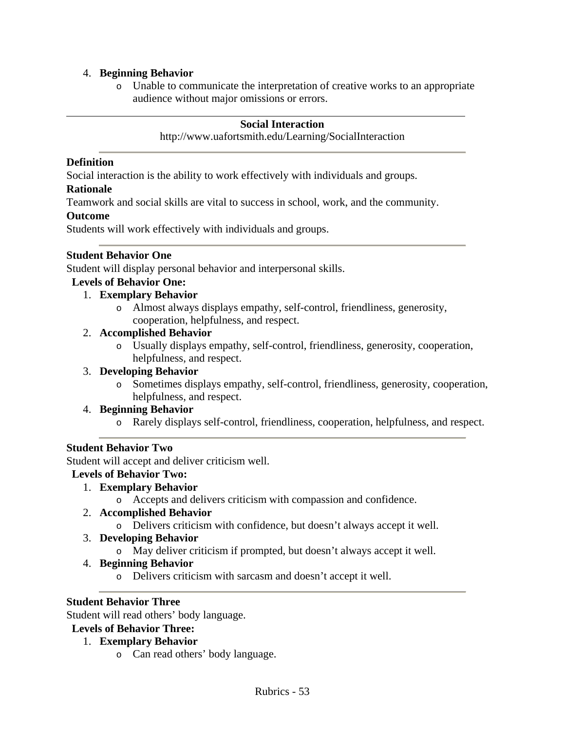4. **Beginning Behavior**
    - Unable to communicate the interpretation of creative works to an appropriate audience without major omissions or errors.

---

## Social Interaction

http://www.uafortsmith.edu/Learning/SocialInteraction

---

**Definition**

Social interaction is the ability to work effectively with individuals and groups.

**Rationale**

Teamwork and social skills are vital to success in school, work, and the community.

**Outcome**

Students will work effectively with individuals and groups.

---

**Student Behavior One**

Student will display personal behavior and interpersonal skills.

**Levels of Behavior One:**

1. **Exemplary Behavior**
    - Almost always displays empathy, self-control, friendliness, generosity, cooperation, helpfulness, and respect.
2. **Accomplished Behavior**
    - Usually displays empathy, self-control, friendliness, generosity, cooperation, helpfulness, and respect.
3. **Developing Behavior**
    - Sometimes displays empathy, self-control, friendliness, generosity, cooperation, helpfulness, and respect.
4. **Beginning Behavior**
    - Rarely displays self-control, friendliness, cooperation, helpfulness, and respect.

---

**Student Behavior Two**

Student will accept and deliver criticism well.

**Levels of Behavior Two:**

1. **Exemplary Behavior**
    - Accepts and delivers criticism with compassion and confidence.
2. **Accomplished Behavior**
    - Delivers criticism with confidence, but doesn't always accept it well.
3. **Developing Behavior**
    - May deliver criticism if prompted, but doesn't always accept it well.
4. **Beginning Behavior**
    - Delivers criticism with sarcasm and doesn't accept it well.

---

**Student Behavior Three**

Student will read others' body language.

**Levels of Behavior Three:**

1. **Exemplary Behavior**
    - Can read others' body language.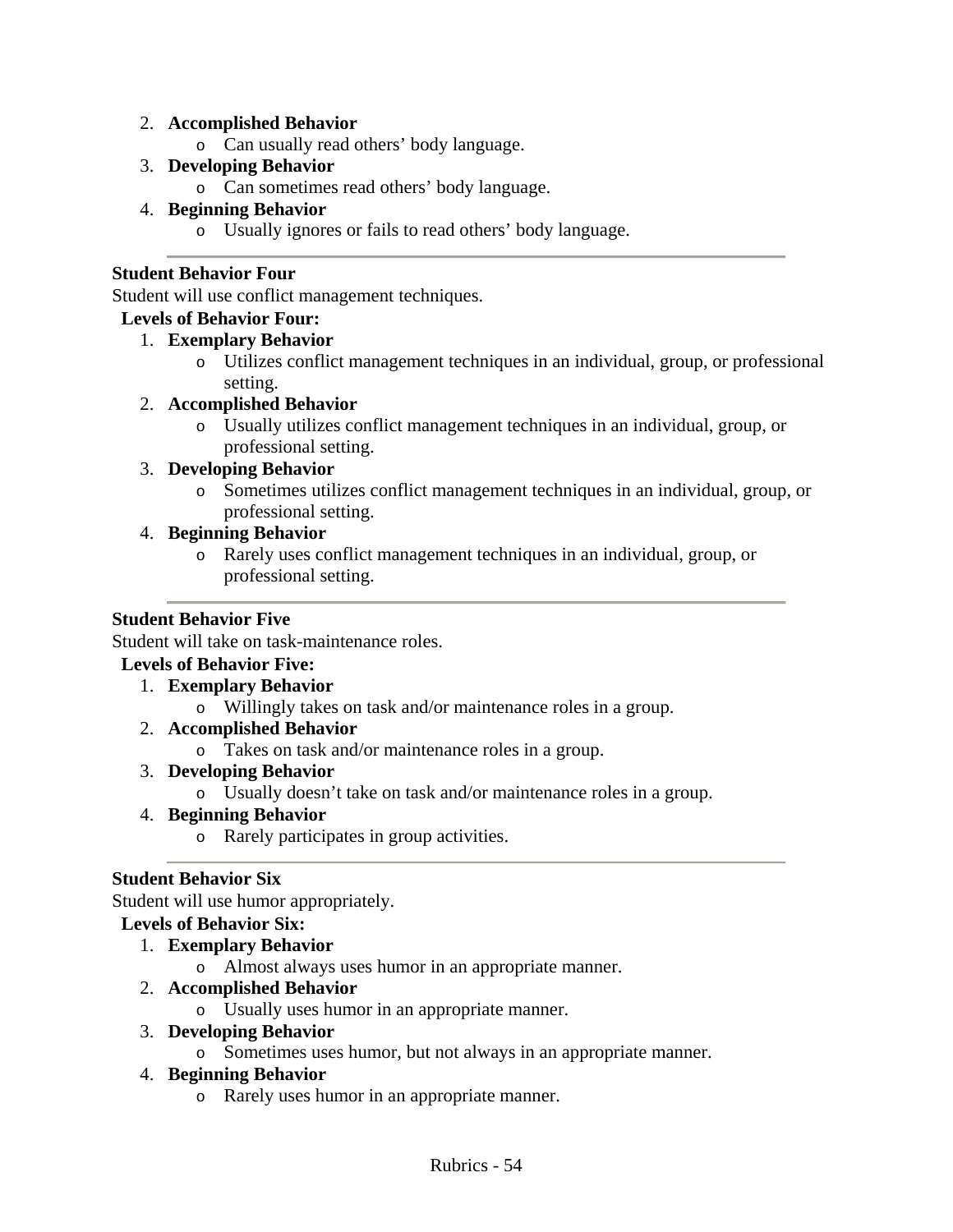2. **Accomplished Behavior**
    - Can usually read others’ body language.
3. **Developing Behavior**
    - Can sometimes read others’ body language.
4. **Beginning Behavior**
    - Usually ignores or fails to read others’ body language.

---

**Student Behavior Four**

Student will use conflict management techniques.

**Levels of Behavior Four:**

1. **Exemplary Behavior**
    - Utilizes conflict management techniques in an individual, group, or professional setting.
2. **Accomplished Behavior**
    - Usually utilizes conflict management techniques in an individual, group, or professional setting.
3. **Developing Behavior**
    - Sometimes utilizes conflict management techniques in an individual, group, or professional setting.
4. **Beginning Behavior**
    - Rarely uses conflict management techniques in an individual, group, or professional setting.

---

**Student Behavior Five**

Student will take on task-maintenance roles.

**Levels of Behavior Five:**

1. **Exemplary Behavior**
    - Willingly takes on task and/or maintenance roles in a group.
2. **Accomplished Behavior**
    - Takes on task and/or maintenance roles in a group.
3. **Developing Behavior**
    - Usually doesn’t take on task and/or maintenance roles in a group.
4. **Beginning Behavior**
    - Rarely participates in group activities.

---

**Student Behavior Six**

Student will use humor appropriately.

**Levels of Behavior Six:**

1. **Exemplary Behavior**
    - Almost always uses humor in an appropriate manner.
2. **Accomplished Behavior**
    - Usually uses humor in an appropriate manner.
3. **Developing Behavior**
    - Sometimes uses humor, but not always in an appropriate manner.
4. **Beginning Behavior**
    - Rarely uses humor in an appropriate manner.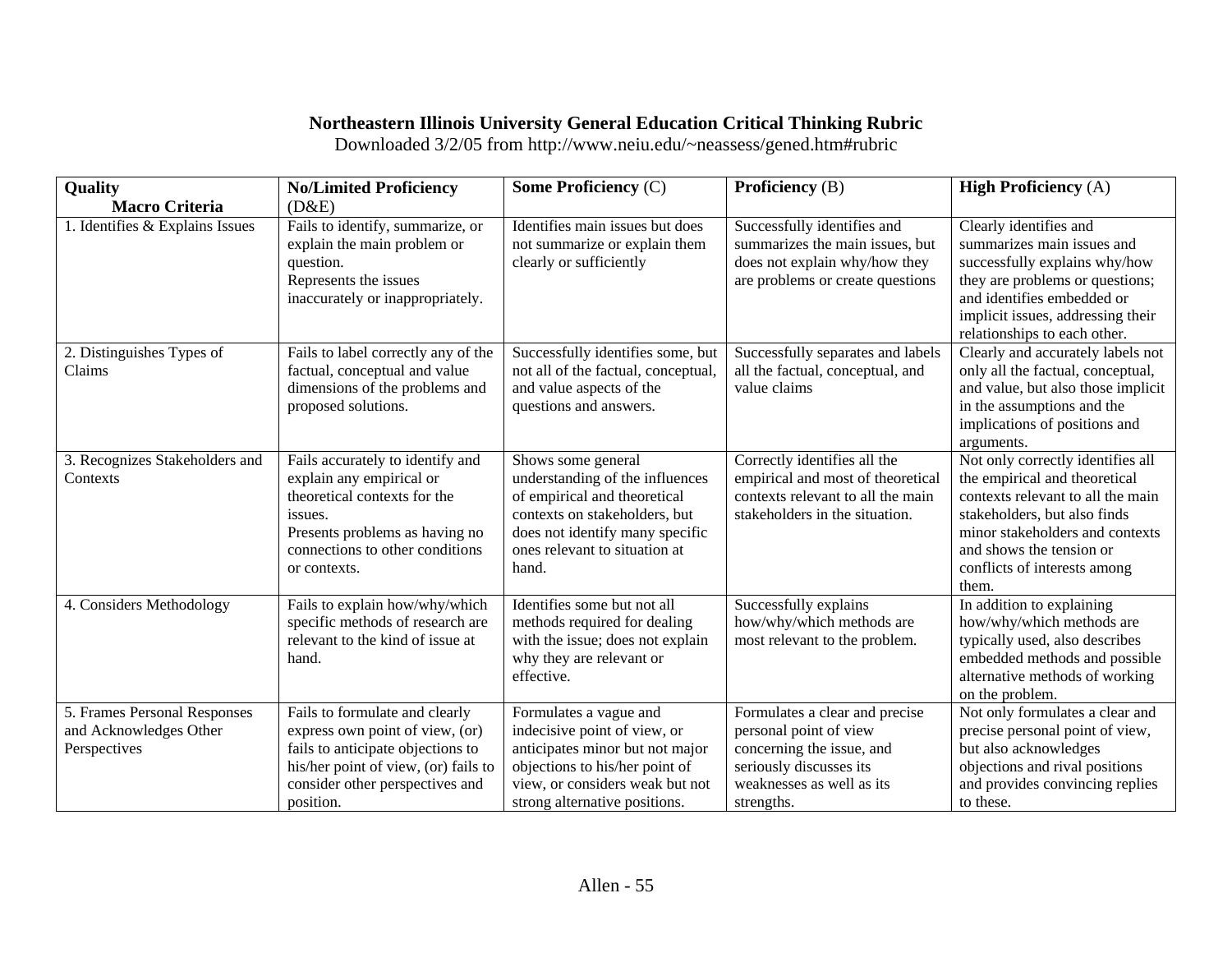**Northeastern Illinois University General Education Critical Thinking Rubric**

Downloaded 3/2/05 from http://www.neiu.edu/~neassess/gened.htm#rubric

| **Quality** **Macro Criteria** | **No/Limited Proficiency** (D&E) | **Some Proficiency** (C) | **Proficiency** (B) | **High Proficiency** (A) |
|---|---|---|---|---|
| 1. Identifies & Explains Issues | Fails to identify, summarize, or explain the main problem or question. Represents the issues inaccurately or inappropriately. | Identifies main issues but does not summarize or explain them clearly or sufficiently | Successfully identifies and summarizes the main issues, but does not explain why/how they are problems or create questions | Clearly identifies and summarizes main issues and successfully explains why/how they are problems or questions; and identifies embedded or implicit issues, addressing their relationships to each other. |
| 2. Distinguishes Types of Claims | Fails to label correctly any of the factual, conceptual and value dimensions of the problems and proposed solutions. | Successfully identifies some, but not all of the factual, conceptual, and value aspects of the questions and answers. | Successfully separates and labels all the factual, conceptual, and value claims | Clearly and accurately labels not only all the factual, conceptual, and value, but also those implicit in the assumptions and the implications of positions and arguments. |
| 3. Recognizes Stakeholders and Contexts | Fails accurately to identify and explain any empirical or theoretical contexts for the issues. Presents problems as having no connections to other conditions or contexts. | Shows some general understanding of the influences of empirical and theoretical contexts on stakeholders, but does not identify many specific ones relevant to situation at hand. | Correctly identifies all the empirical and most of theoretical contexts relevant to all the main stakeholders in the situation. | Not only correctly identifies all the empirical and theoretical contexts relevant to all the main stakeholders, but also finds minor stakeholders and contexts and shows the tension or conflicts of interests among them. |
| 4. Considers Methodology | Fails to explain how/why/which specific methods of research are relevant to the kind of issue at hand. | Identifies some but not all methods required for dealing with the issue; does not explain why they are relevant or effective. | Successfully explains how/why/which methods are most relevant to the problem. | In addition to explaining how/why/which methods are typically used, also describes embedded methods and possible alternative methods of working on the problem. |
| 5. Frames Personal Responses and Acknowledges Other Perspectives | Fails to formulate and clearly express own point of view, (or) fails to anticipate objections to his/her point of view, (or) fails to consider other perspectives and position. | Formulates a vague and indecisive point of view, or anticipates minor but not major objections to his/her point of view, or considers weak but not strong alternative positions. | Formulates a clear and precise personal point of view concerning the issue, and seriously discusses its weaknesses as well as its strengths. | Not only formulates a clear and precise personal point of view, but also acknowledges objections and rival positions and provides convincing replies to these. |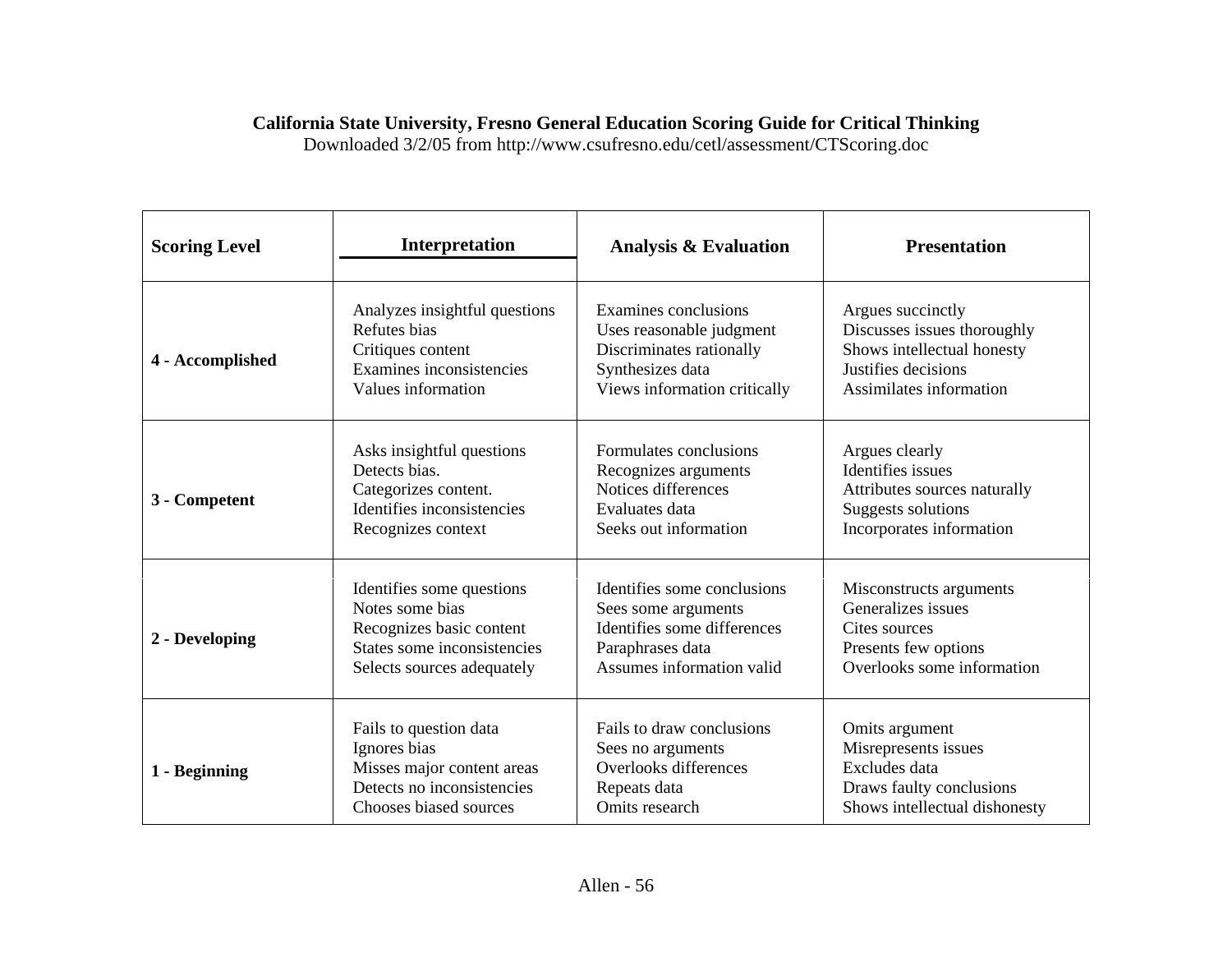**California State University, Fresno General Education Scoring Guide for Critical Thinking**

Downloaded 3/2/05 from http://www.csufresno.edu/cetl/assessment/CTScoring.doc

| Scoring Level | Interpretation | Analysis & Evaluation | Presentation |
|---|---|---|---|
| **4 - Accomplished** | Analyzes insightful questions<br>Refutes bias<br>Critiques content<br>Examines inconsistencies<br>Values information | Examines conclusions<br>Uses reasonable judgment<br>Discriminates rationally<br>Synthesizes data<br>Views information critically | Argues succinctly<br>Discusses issues thoroughly<br>Shows intellectual honesty<br>Justifies decisions<br>Assimilates information |
| **3 - Competent** | Asks insightful questions<br>Detects bias.<br>Categorizes content.<br>Identifies inconsistencies<br>Recognizes context | Formulates conclusions<br>Recognizes arguments<br>Notices differences<br>Evaluates data<br>Seeks out information | Argues clearly<br>Identifies issues<br>Attributes sources naturally<br>Suggests solutions<br>Incorporates information |
| **2 - Developing** | Identifies some questions<br>Notes some bias<br>Recognizes basic content<br>States some inconsistencies<br>Selects sources adequately | Identifies some conclusions<br>Sees some arguments<br>Identifies some differences<br>Paraphrases data<br>Assumes information valid | Misconstructs arguments<br>Generalizes issues<br>Cites sources<br>Presents few options<br>Overlooks some information |
| **1 - Beginning** | Fails to question data<br>Ignores bias<br>Misses major content areas<br>Detects no inconsistencies<br>Chooses biased sources | Fails to draw conclusions<br>Sees no arguments<br>Overlooks differences<br>Repeats data<br>Omits research | Omits argument<br>Misrepresents issues<br>Excludes data<br>Draws faulty conclusions<br>Shows intellectual dishonesty |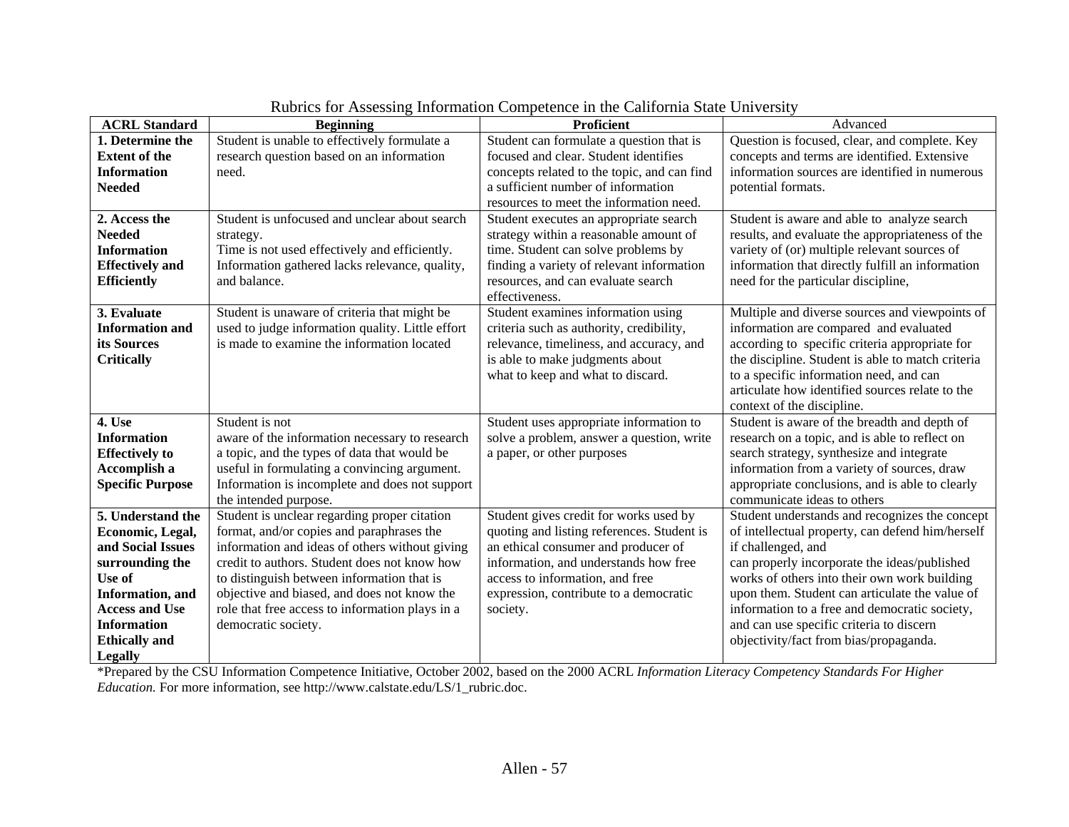Rubrics for Assessing Information Competence in the California State University

| ACRL Standard | Beginning | Proficient | Advanced |
|---|---|---|---|
| **1. Determine the Extent of the Information Needed** | Student is unable to effectively formulate a research question based on an information need. | Student can formulate a question that is focused and clear. Student identifies concepts related to the topic, and can find a sufficient number of information resources to meet the information need. | Question is focused, clear, and complete. Key concepts and terms are identified. Extensive information sources are identified in numerous potential formats. |
| **2. Access the Needed Information Effectively and Efficiently** | Student is unfocused and unclear about search strategy. Time is not used effectively and efficiently. Information gathered lacks relevance, quality, and balance. | Student executes an appropriate search strategy within a reasonable amount of time. Student can solve problems by finding a variety of relevant information resources, and can evaluate search effectiveness. | Student is aware and able to analyze search results, and evaluate the appropriateness of the variety of (or) multiple relevant sources of information that directly fulfill an information need for the particular discipline, |
| **3. Evaluate Information and its Sources Critically** | Student is unaware of criteria that might be used to judge information quality. Little effort is made to examine the information located | Student examines information using criteria such as authority, credibility, relevance, timeliness, and accuracy, and is able to make judgments about what to keep and what to discard. | Multiple and diverse sources and viewpoints of information are compared and evaluated according to specific criteria appropriate for the discipline. Student is able to match criteria to a specific information need, and can articulate how identified sources relate to the context of the discipline. |
| **4. Use Information Effectively to Accomplish a Specific Purpose** | Student is not aware of the information necessary to research a topic, and the types of data that would be useful in formulating a convincing argument. Information is incomplete and does not support the intended purpose. | Student uses appropriate information to solve a problem, answer a question, write a paper, or other purposes | Student is aware of the breadth and depth of research on a topic, and is able to reflect on search strategy, synthesize and integrate information from a variety of sources, draw appropriate conclusions, and is able to clearly communicate ideas to others |
| **5. Understand the Economic, Legal, and Social Issues surrounding the Use of Information, and Access and Use Information Ethically and Legally** | Student is unclear regarding proper citation format, and/or copies and paraphrases the information and ideas of others without giving credit to authors. Student does not know how to distinguish between information that is objective and biased, and does not know the role that free access to information plays in a democratic society. | Student gives credit for works used by quoting and listing references. Student is an ethical consumer and producer of information, and understands how free access to information, and free expression, contribute to a democratic society. | Student understands and recognizes the concept of intellectual property, can defend him/herself if challenged, and can properly incorporate the ideas/published works of others into their own work building upon them. Student can articulate the value of information to a free and democratic society, and can use specific criteria to discern objectivity/fact from bias/propaganda. |

*Prepared by the CSU Information Competence Initiative, October 2002, based on the 2000 ACRL *Information Literacy Competency Standards For Higher Education.* For more information, see http://www.calstate.edu/LS/1_rubric.doc.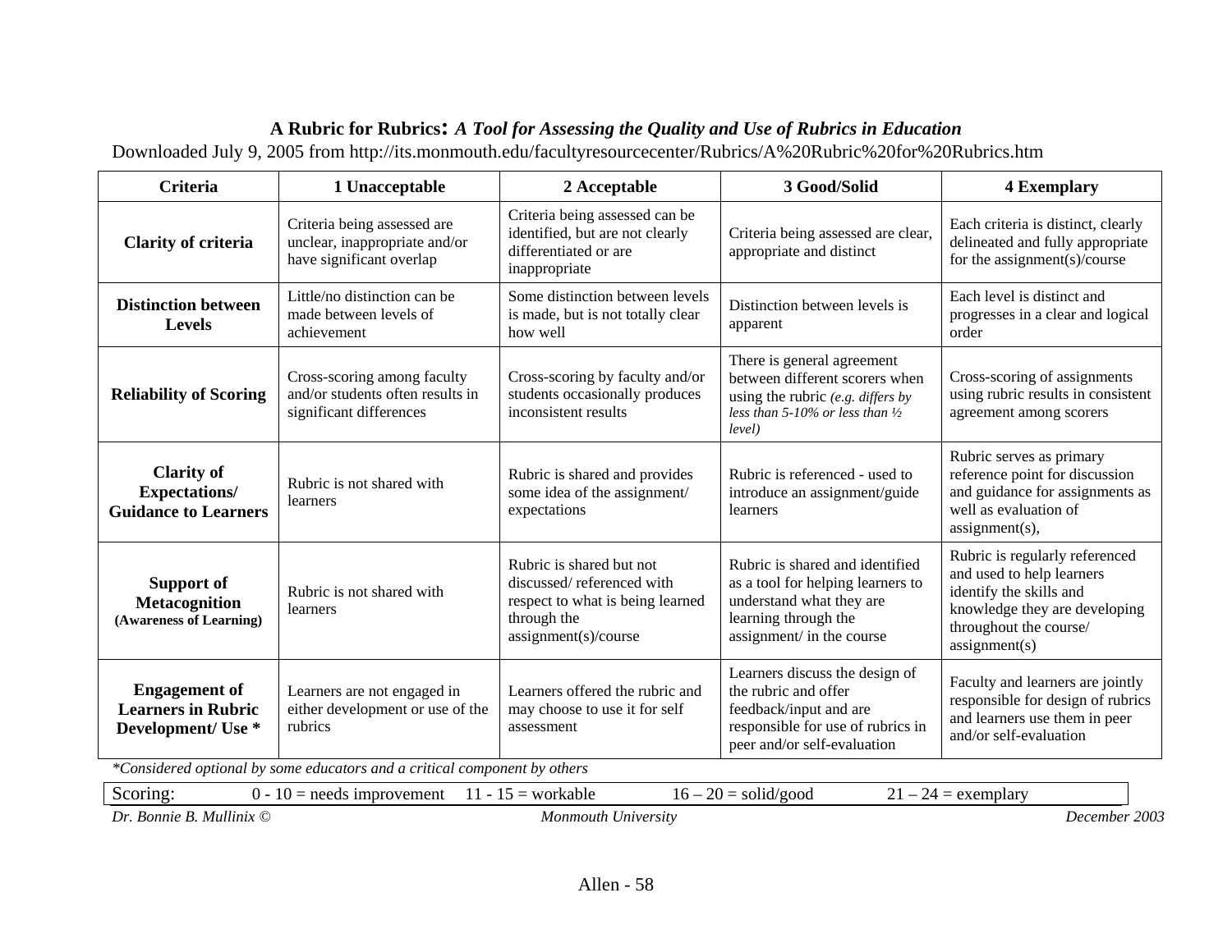**A Rubric for Rubrics:** ***A Tool for Assessing the Quality and Use of Rubrics in Education***

Downloaded July 9, 2005 from http://its.monmouth.edu/facultyresourcecenter/Rubrics/A%20Rubric%20for%20Rubrics.htm

| Criteria | 1 Unacceptable | 2 Acceptable | 3 Good/Solid | 4 Exemplary |
|---|---|---|---|---|
| **Clarity of criteria** | Criteria being assessed are unclear, inappropriate and/or have significant overlap | Criteria being assessed can be identified, but are not clearly differentiated or are inappropriate | Criteria being assessed are clear, appropriate and distinct | Each criteria is distinct, clearly delineated and fully appropriate for the assignment(s)/course |
| **Distinction between Levels** | Little/no distinction can be made between levels of achievement | Some distinction between levels is made, but is not totally clear how well | Distinction between levels is apparent | Each level is distinct and progresses in a clear and logical order |
| **Reliability of Scoring** | Cross-scoring among faculty and/or students often results in significant differences | Cross-scoring by faculty and/or students occasionally produces inconsistent results | There is general agreement between different scorers when using the rubric *(e.g. differs by less than 5-10% or less than ½ level)* | Cross-scoring of assignments using rubric results in consistent agreement among scorers |
| **Clarity of Expectations/ Guidance to Learners** | Rubric is not shared with learners | Rubric is shared and provides some idea of the assignment/ expectations | Rubric is referenced - used to introduce an assignment/guide learners | Rubric serves as primary reference point for discussion and guidance for assignments as well as evaluation of assignment(s), |
| **Support of Metacognition (Awareness of Learning)** | Rubric is not shared with learners | Rubric is shared but not discussed/ referenced with respect to what is being learned through the assignment(s)/course | Rubric is shared and identified as a tool for helping learners to understand what they are learning through the assignment/ in the course | Rubric is regularly referenced and used to help learners identify the skills and knowledge they are developing throughout the course/ assignment(s) |
| **Engagement of Learners in Rubric Development/ Use \*** | Learners are not engaged in either development or use of the rubrics | Learners offered the rubric and may choose to use it for self assessment | Learners discuss the design of the rubric and offer feedback/input and are responsible for use of rubrics in peer and/or self-evaluation | Faculty and learners are jointly responsible for design of rubrics and learners use them in peer and/or self-evaluation |

*\*Considered optional by some educators and a critical component by others*

Scoring: 0 - 10 = needs improvement 11 - 15 = workable 16 – 20 = solid/good 21 – 24 = exemplary

*Dr. Bonnie B. Mullinix ©* *Monmouth University* *December 2003*